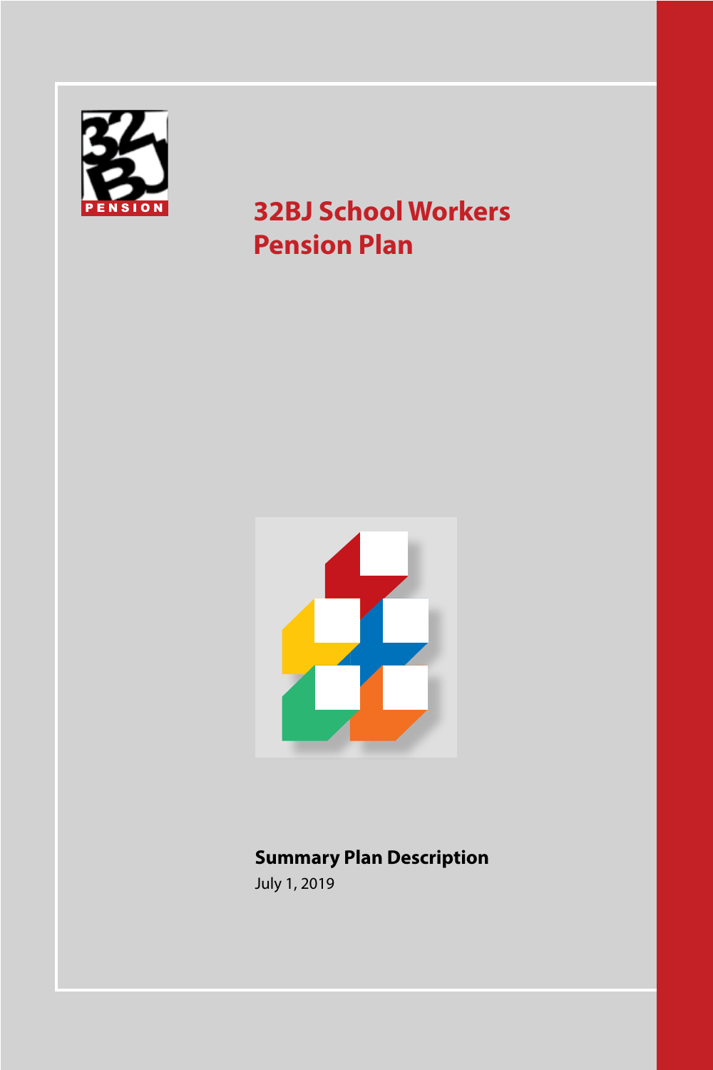32BJ PENSION

# 32BJ School Workers Pension Plan

**Summary Plan Description**

July 1, 2019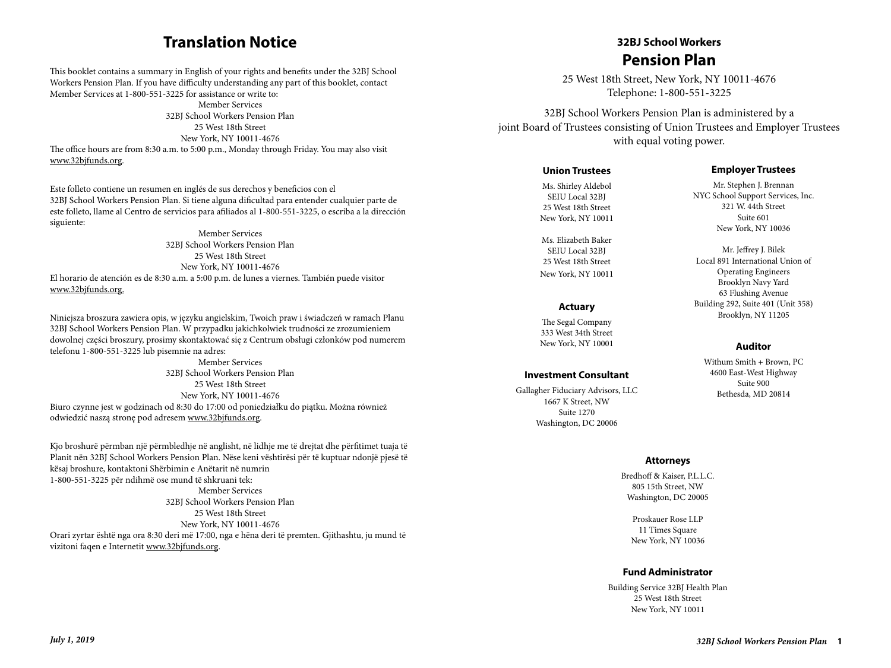# Translation Notice

This booklet contains a summary in English of your rights and benefits under the 32BJ School Workers Pension Plan. If you have difficulty understanding any part of this booklet, contact Member Services at 1-800-551-3225 for assistance or write to:

Member Services
32BJ School Workers Pension Plan
25 West 18th Street
New York, NY 10011-4676

The office hours are from 8:30 a.m. to 5:00 p.m., Monday through Friday. You may also visit www.32bjfunds.org.

Este folleto contiene un resumen en inglés de sus derechos y beneficios con el 32BJ School Workers Pension Plan. Si tiene alguna dificultad para entender cualquier parte de este folleto, llame al Centro de servicios para afiliados al 1-800-551-3225, o escriba a la dirección siguiente:

Member Services
32BJ School Workers Pension Plan
25 West 18th Street
New York, NY 10011-4676

El horario de atención es de 8:30 a.m. a 5:00 p.m. de lunes a viernes. También puede visitor www.32bjfunds.org.

Niniejsza broszura zawiera opis, w języku angielskim, Twoich praw i świadczeń w ramach Planu 32BJ School Workers Pension Plan. W przypadku jakichkolwiek trudności ze zrozumieniem dowolnej części broszury, prosimy skontaktować się z Centrum obsługi członków pod numerem telefonu 1-800-551-3225 lub pisemnie na adres:

Member Services
32BJ School Workers Pension Plan
25 West 18th Street
New York, NY 10011-4676

Biuro czynne jest w godzinach od 8:30 do 17:00 od poniedziałku do piątku. Można również odwiedzić naszą stronę pod adresem www.32bjfunds.org.

Kjo broshurë përmban një përmbledhje në anglisht, në lidhje me të drejtat dhe përfitimet tuaja të Planit nën 32BJ School Workers Pension Plan. Nëse keni vështirësi për të kuptuar ndonjë pjesë të kësaj broshure, kontaktoni Shërbimin e Anëtarit në numrin 1-800-551-3225 për ndihmë ose mund të shkruani tek:

Member Services
32BJ School Workers Pension Plan
25 West 18th Street
New York, NY 10011-4676

Orari zyrtar është nga ora 8:30 deri më 17:00, nga e hëna deri të premten. Gjithashtu, ju mund të vizitoni faqen e Internetit www.32bjfunds.org.

### 32BJ School Workers

# Pension Plan

25 West 18th Street, New York, NY 10011-4676
Telephone: 1-800-551-3225

32BJ School Workers Pension Plan is administered by a joint Board of Trustees consisting of Union Trustees and Employer Trustees with equal voting power.

#### Union Trustees

Ms. Shirley Aldebol
SEIU Local 32BJ
25 West 18th Street
New York, NY 10011

Ms. Elizabeth Baker
SEIU Local 32BJ
25 West 18th Street
New York, NY 10011

#### Employer Trustees

Mr. Stephen J. Brennan
NYC School Support Services, Inc.
321 W. 44th Street
Suite 601
New York, NY 10036

Mr. Jeffrey J. Bilek
Local 891 International Union of Operating Engineers
Brooklyn Navy Yard
63 Flushing Avenue
Building 292, Suite 401 (Unit 358)
Brooklyn, NY 11205

#### Actuary

The Segal Company
333 West 34th Street
New York, NY 10001

#### Investment Consultant

Gallagher Fiduciary Advisors, LLC
1667 K Street, NW
Suite 1270
Washington, DC 20006

#### Auditor

Withum Smith + Brown, PC
4600 East-West Highway
Suite 900
Bethesda, MD 20814

#### Attorneys

Bredhoff & Kaiser, P.L.L.C.
805 15th Street, NW
Washington, DC 20005

Proskauer Rose LLP
11 Times Square
New York, NY 10036

#### Fund Administrator

Building Service 32BJ Health Plan
25 West 18th Street
New York, NY 10011

*July 1, 2019*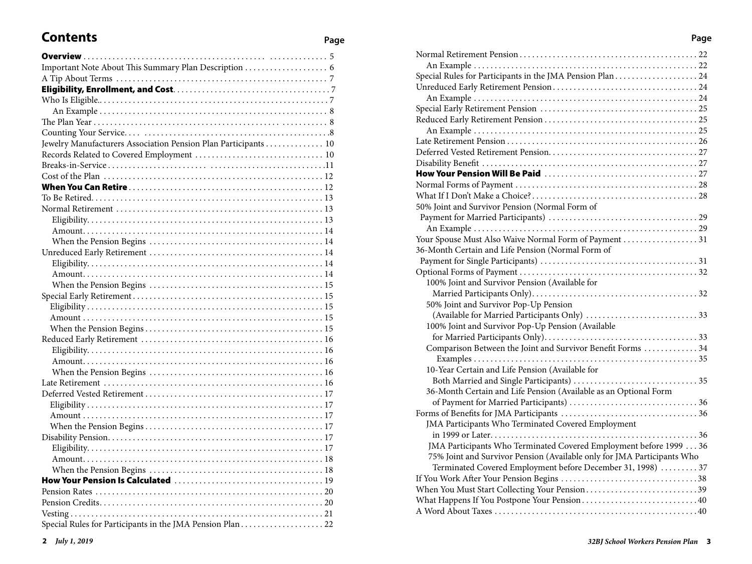# Contents

| | Page |
|---|---|
| **Overview** | 5 |
| Important Note About This Summary Plan Description | 6 |
| A Tip About Terms | 7 |
| **Eligibility, Enrollment, and Cost** | 7 |
| Who Is Eligible | 7 |
| An Example | 8 |
| The Plan Year | 8 |
| Counting Your Service | 8 |
| Jewelry Manufacturers Association Pension Plan Participants | 10 |
| Records Related to Covered Employment | 10 |
| Breaks-in-Service | 11 |
| Cost of the Plan | 12 |
| **When You Can Retire** | 12 |
| To Be Retired | 13 |
| Normal Retirement | 13 |
| Eligibility | 13 |
| Amount | 14 |
| When the Pension Begins | 14 |
| Unreduced Early Retirement | 14 |
| Eligibility | 14 |
| Amount | 14 |
| When the Pension Begins | 15 |
| Special Early Retirement | 15 |
| Eligibility | 15 |
| Amount | 15 |
| When the Pension Begins | 15 |
| Reduced Early Retirement | 16 |
| Eligibility | 16 |
| Amount | 16 |
| When the Pension Begins | 16 |
| Late Retirement | 16 |
| Deferred Vested Retirement | 17 |
| Eligibility | 17 |
| Amount | 17 |
| When the Pension Begins | 17 |
| Disability Pension | 17 |
| Eligibility | 17 |
| Amount | 18 |
| When the Pension Begins | 18 |
| **How Your Pension Is Calculated** | 19 |
| Pension Rates | 20 |
| Pension Credits | 20 |
| Vesting | 21 |
| Special Rules for Participants in the JMA Pension Plan | 22 |
| Normal Retirement Pension | 22 |
| An Example | 22 |
| Special Rules for Participants in the JMA Pension Plan | 24 |
| Unreduced Early Retirement Pension | 24 |
| An Example | 24 |
| Special Early Retirement Pension | 25 |
| Reduced Early Retirement Pension | 25 |
| An Example | 25 |
| Late Retirement Pension | 26 |
| Deferred Vested Retirement Pension | 27 |
| Disability Benefit | 27 |
| **How Your Pension Will Be Paid** | 27 |
| Normal Forms of Payment | 28 |
| What If I Don't Make a Choice? | 28 |
| 50% Joint and Survivor Pension (Normal Form of Payment for Married Participants) | 29 |
| An Example | 29 |
| Your Spouse Must Also Waive Normal Form of Payment | 31 |
| 36-Month Certain and Life Pension (Normal Form of Payment for Single Participants) | 31 |
| Optional Forms of Payment | 32 |
| 100% Joint and Survivor Pension (Available for Married Participants Only) | 32 |
| 50% Joint and Survivor Pop-Up Pension (Available for Married Participants Only) | 33 |
| 100% Joint and Survivor Pop-Up Pension (Available for Married Participants Only) | 33 |
| Comparison Between the Joint and Survivor Benefit Forms | 34 |
| Examples | 35 |
| 10-Year Certain and Life Pension (Available for Both Married and Single Participants) | 35 |
| 36-Month Certain and Life Pension (Available as an Optional Form of Payment for Married Participants) | 36 |
| Forms of Benefits for JMA Participants | 36 |
| JMA Participants Who Terminated Covered Employment in 1999 or Later | 36 |
| JMA Participants Who Terminated Covered Employment before 1999 | 36 |
| 75% Joint and Survivor Pension (Available only for JMA Participants Who Terminated Covered Employment before December 31, 1998) | 37 |
| If You Work After Your Pension Begins | 38 |
| When You Must Start Collecting Your Pension | 39 |
| What Happens If You Postpone Your Pension | 40 |
| A Word About Taxes | 40 |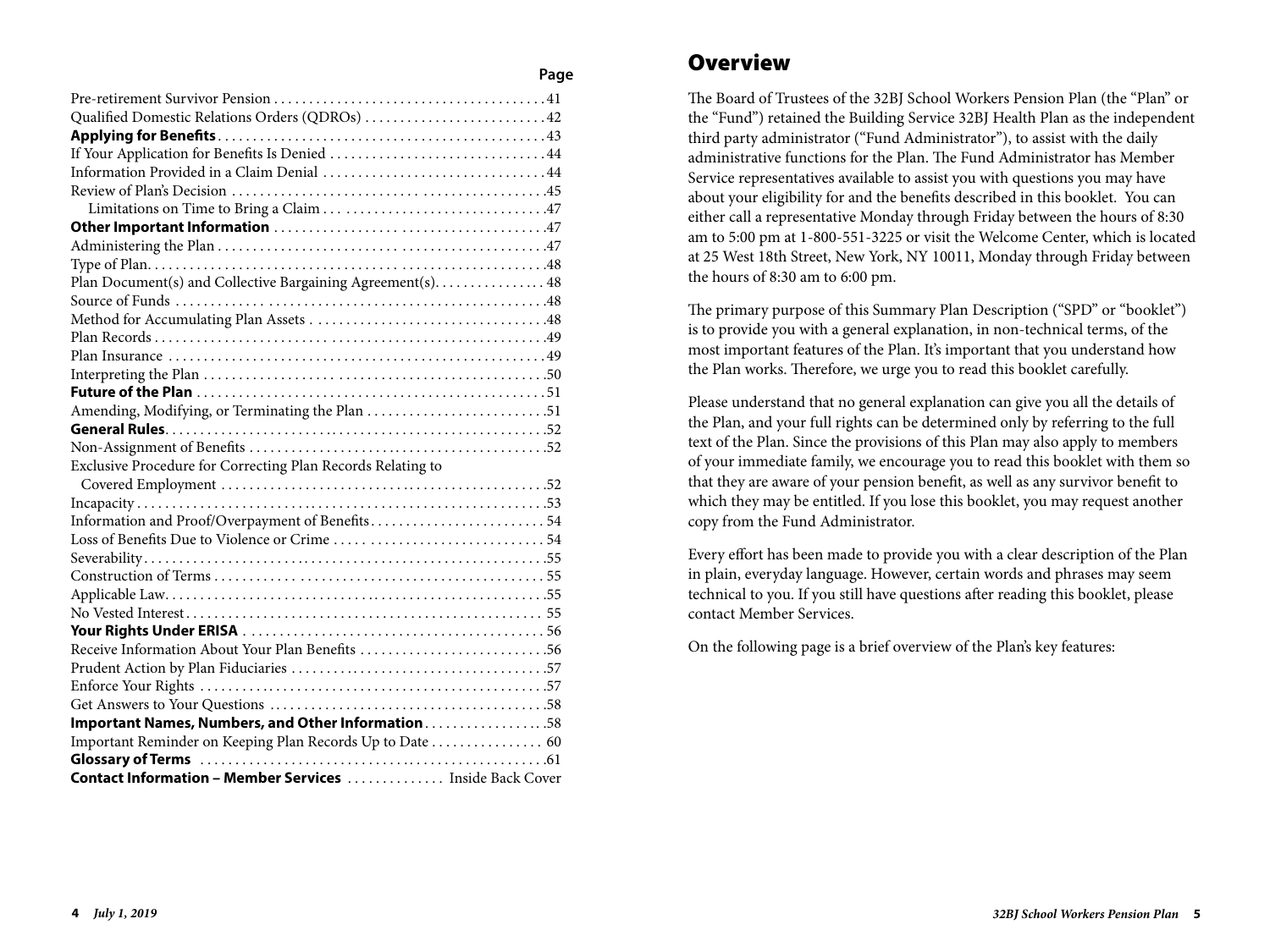| | Page |
|---|---|
| Pre-retirement Survivor Pension | 41 |
| Qualified Domestic Relations Orders (QDROs) | 42 |
| **Applying for Benefits** | 43 |
| If Your Application for Benefits Is Denied | 44 |
| Information Provided in a Claim Denial | 44 |
| Review of Plan's Decision | 45 |
| Limitations on Time to Bring a Claim | 47 |
| **Other Important Information** | 47 |
| Administering the Plan | 47 |
| Type of Plan | 48 |
| Plan Document(s) and Collective Bargaining Agreement(s) | 48 |
| Source of Funds | 48 |
| Method for Accumulating Plan Assets | 48 |
| Plan Records | 49 |
| Plan Insurance | 49 |
| Interpreting the Plan | 50 |
| **Future of the Plan** | 51 |
| Amending, Modifying, or Terminating the Plan | 51 |
| **General Rules** | 52 |
| Non-Assignment of Benefits | 52 |
| Exclusive Procedure for Correcting Plan Records Relating to Covered Employment | 52 |
| Incapacity | 53 |
| Information and Proof/Overpayment of Benefits | 54 |
| Loss of Benefits Due to Violence or Crime | 54 |
| Severability | 55 |
| Construction of Terms | 55 |
| Applicable Law | 55 |
| No Vested Interest | 55 |
| **Your Rights Under ERISA** | 56 |
| Receive Information About Your Plan Benefits | 56 |
| Prudent Action by Plan Fiduciaries | 57 |
| Enforce Your Rights | 57 |
| Get Answers to Your Questions | 58 |
| **Important Names, Numbers, and Other Information** | 58 |
| Important Reminder on Keeping Plan Records Up to Date | 60 |
| **Glossary of Terms** | 61 |
| **Contact Information – Member Services** | Inside Back Cover |

# Overview

The Board of Trustees of the 32BJ School Workers Pension Plan (the "Plan" or the "Fund") retained the Building Service 32BJ Health Plan as the independent third party administrator ("Fund Administrator"), to assist with the daily administrative functions for the Plan. The Fund Administrator has Member Service representatives available to assist you with questions you may have about your eligibility for and the benefits described in this booklet. You can either call a representative Monday through Friday between the hours of 8:30 am to 5:00 pm at 1-800-551-3225 or visit the Welcome Center, which is located at 25 West 18th Street, New York, NY 10011, Monday through Friday between the hours of 8:30 am to 6:00 pm.

The primary purpose of this Summary Plan Description ("SPD" or "booklet") is to provide you with a general explanation, in non-technical terms, of the most important features of the Plan. It's important that you understand how the Plan works. Therefore, we urge you to read this booklet carefully.

Please understand that no general explanation can give you all the details of the Plan, and your full rights can be determined only by referring to the full text of the Plan. Since the provisions of this Plan may also apply to members of your immediate family, we encourage you to read this booklet with them so that they are aware of your pension benefit, as well as any survivor benefit to which they may be entitled. If you lose this booklet, you may request another copy from the Fund Administrator.

Every effort has been made to provide you with a clear description of the Plan in plain, everyday language. However, certain words and phrases may seem technical to you. If you still have questions after reading this booklet, please contact Member Services.

On the following page is a brief overview of the Plan's key features: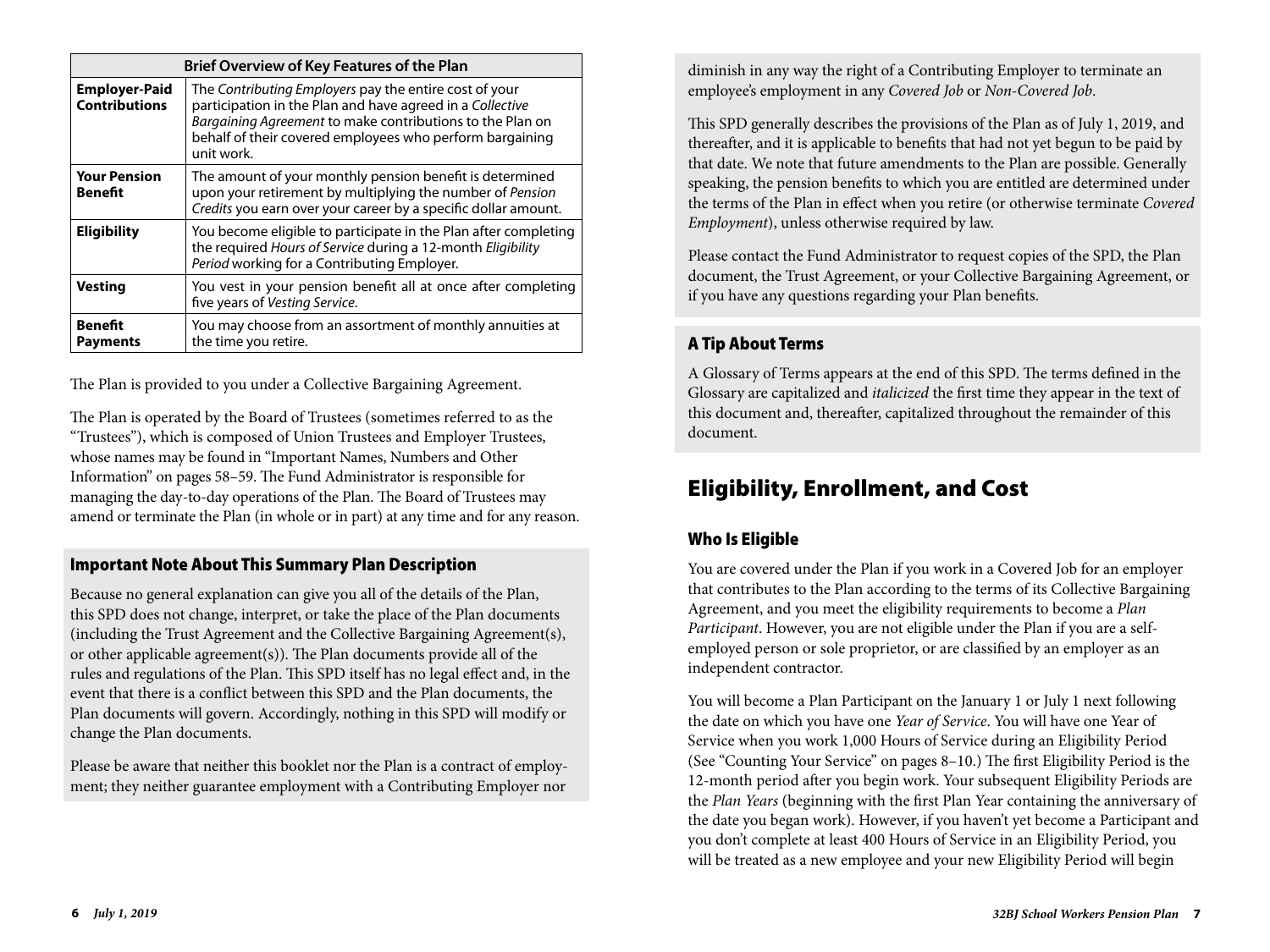| Brief Overview of Key Features of the Plan | |
|---|---|
| **Employer-Paid Contributions** | The *Contributing Employers* pay the entire cost of your participation in the Plan and have agreed in a *Collective Bargaining Agreement* to make contributions to the Plan on behalf of their covered employees who perform bargaining unit work. |
| **Your Pension Benefit** | The amount of your monthly pension benefit is determined upon your retirement by multiplying the number of *Pension Credits* you earn over your career by a specific dollar amount. |
| **Eligibility** | You become eligible to participate in the Plan after completing the required *Hours of Service* during a 12-month *Eligibility Period* working for a Contributing Employer. |
| **Vesting** | You vest in your pension benefit all at once after completing five years of *Vesting Service*. |
| **Benefit Payments** | You may choose from an assortment of monthly annuities at the time you retire. |

The Plan is provided to you under a Collective Bargaining Agreement.

The Plan is operated by the Board of Trustees (sometimes referred to as the "Trustees"), which is composed of Union Trustees and Employer Trustees, whose names may be found in "Important Names, Numbers and Other Information" on pages 58–59. The Fund Administrator is responsible for managing the day-to-day operations of the Plan. The Board of Trustees may amend or terminate the Plan (in whole or in part) at any time and for any reason.

### Important Note About This Summary Plan Description

Because no general explanation can give you all of the details of the Plan, this SPD does not change, interpret, or take the place of the Plan documents (including the Trust Agreement and the Collective Bargaining Agreement(s), or other applicable agreement(s)). The Plan documents provide all of the rules and regulations of the Plan. This SPD itself has no legal effect and, in the event that there is a conflict between this SPD and the Plan documents, the Plan documents will govern. Accordingly, nothing in this SPD will modify or change the Plan documents.

Please be aware that neither this booklet nor the Plan is a contract of employment; they neither guarantee employment with a Contributing Employer nor diminish in any way the right of a Contributing Employer to terminate an employee's employment in any *Covered Job* or *Non-Covered Job*.

This SPD generally describes the provisions of the Plan as of July 1, 2019, and thereafter, and it is applicable to benefits that had not yet begun to be paid by that date. We note that future amendments to the Plan are possible. Generally speaking, the pension benefits to which you are entitled are determined under the terms of the Plan in effect when you retire (or otherwise terminate *Covered Employment*), unless otherwise required by law.

Please contact the Fund Administrator to request copies of the SPD, the Plan document, the Trust Agreement, or your Collective Bargaining Agreement, or if you have any questions regarding your Plan benefits.

### A Tip About Terms

A Glossary of Terms appears at the end of this SPD. The terms defined in the Glossary are capitalized and *italicized* the first time they appear in the text of this document and, thereafter, capitalized throughout the remainder of this document.

## Eligibility, Enrollment, and Cost

### Who Is Eligible

You are covered under the Plan if you work in a Covered Job for an employer that contributes to the Plan according to the terms of its Collective Bargaining Agreement, and you meet the eligibility requirements to become a *Plan Participant*. However, you are not eligible under the Plan if you are a self-employed person or sole proprietor, or are classified by an employer as an independent contractor.

You will become a Plan Participant on the January 1 or July 1 next following the date on which you have one *Year of Service*. You will have one Year of Service when you work 1,000 Hours of Service during an Eligibility Period (See "Counting Your Service" on pages 8–10.) The first Eligibility Period is the 12-month period after you begin work. Your subsequent Eligibility Periods are the *Plan Years* (beginning with the first Plan Year containing the anniversary of the date you began work). However, if you haven't yet become a Participant and you don't complete at least 400 Hours of Service in an Eligibility Period, you will be treated as a new employee and your new Eligibility Period will begin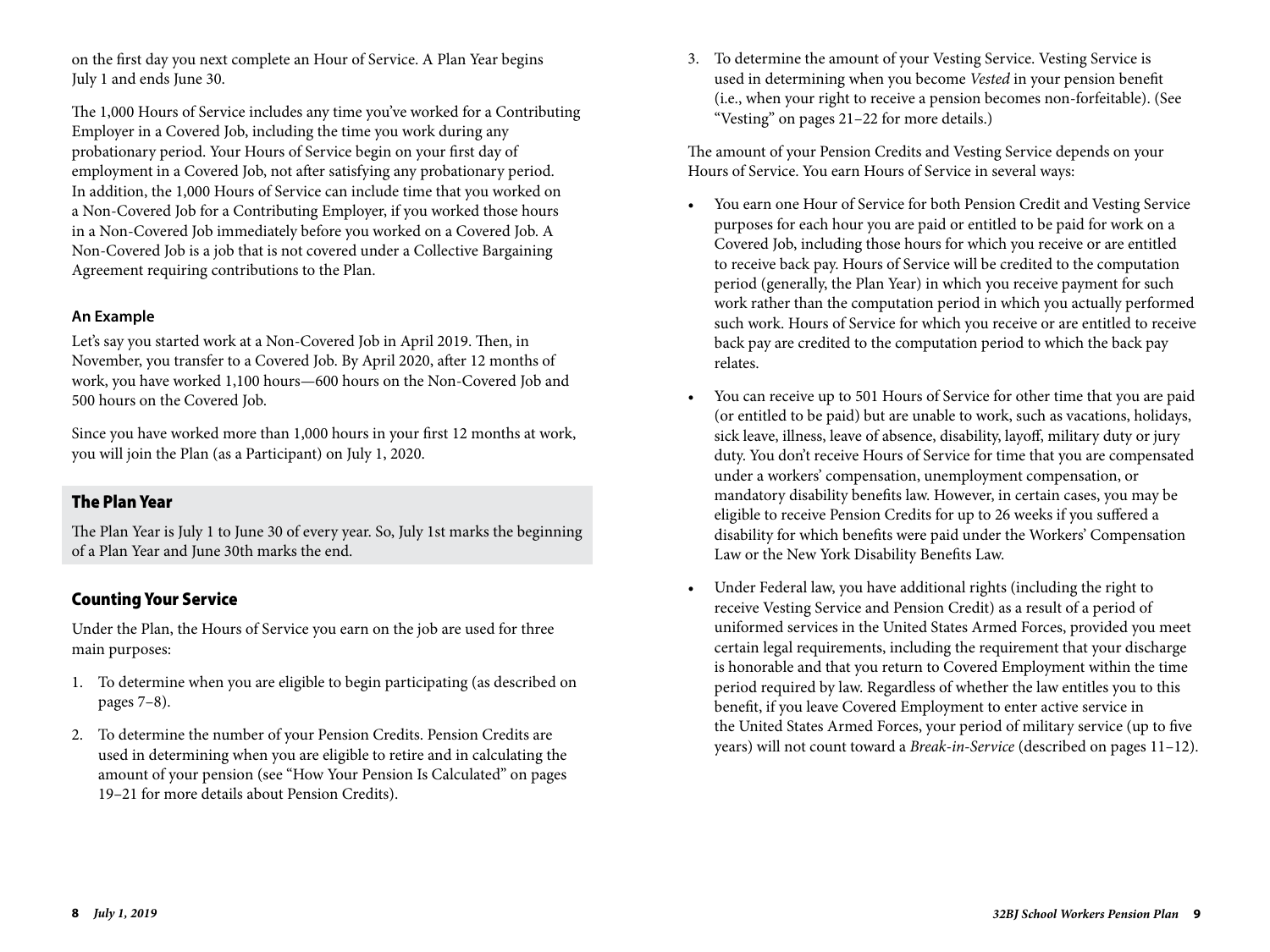on the first day you next complete an Hour of Service. A Plan Year begins July 1 and ends June 30.

The 1,000 Hours of Service includes any time you've worked for a Contributing Employer in a Covered Job, including the time you work during any probationary period. Your Hours of Service begin on your first day of employment in a Covered Job, not after satisfying any probationary period. In addition, the 1,000 Hours of Service can include time that you worked on a Non-Covered Job for a Contributing Employer, if you worked those hours in a Non-Covered Job immediately before you worked on a Covered Job. A Non-Covered Job is a job that is not covered under a Collective Bargaining Agreement requiring contributions to the Plan.

#### An Example

Let's say you started work at a Non-Covered Job in April 2019. Then, in November, you transfer to a Covered Job. By April 2020, after 12 months of work, you have worked 1,100 hours—600 hours on the Non-Covered Job and 500 hours on the Covered Job.

Since you have worked more than 1,000 hours in your first 12 months at work, you will join the Plan (as a Participant) on July 1, 2020.

### The Plan Year

The Plan Year is July 1 to June 30 of every year. So, July 1st marks the beginning of a Plan Year and June 30th marks the end.

### Counting Your Service

Under the Plan, the Hours of Service you earn on the job are used for three main purposes:

1. To determine when you are eligible to begin participating (as described on pages 7–8).
2. To determine the number of your Pension Credits. Pension Credits are used in determining when you are eligible to retire and in calculating the amount of your pension (see "How Your Pension Is Calculated" on pages 19–21 for more details about Pension Credits).
3. To determine the amount of your Vesting Service. Vesting Service is used in determining when you become *Vested* in your pension benefit (i.e., when your right to receive a pension becomes non-forfeitable). (See "Vesting" on pages 21–22 for more details.)

The amount of your Pension Credits and Vesting Service depends on your Hours of Service. You earn Hours of Service in several ways:

- You earn one Hour of Service for both Pension Credit and Vesting Service purposes for each hour you are paid or entitled to be paid for work on a Covered Job, including those hours for which you receive or are entitled to receive back pay. Hours of Service will be credited to the computation period (generally, the Plan Year) in which you receive payment for such work rather than the computation period in which you actually performed such work. Hours of Service for which you receive or are entitled to receive back pay are credited to the computation period to which the back pay relates.
- You can receive up to 501 Hours of Service for other time that you are paid (or entitled to be paid) but are unable to work, such as vacations, holidays, sick leave, illness, leave of absence, disability, layoff, military duty or jury duty. You don't receive Hours of Service for time that you are compensated under a workers' compensation, unemployment compensation, or mandatory disability benefits law. However, in certain cases, you may be eligible to receive Pension Credits for up to 26 weeks if you suffered a disability for which benefits were paid under the Workers' Compensation Law or the New York Disability Benefits Law.
- Under Federal law, you have additional rights (including the right to receive Vesting Service and Pension Credit) as a result of a period of uniformed services in the United States Armed Forces, provided you meet certain legal requirements, including the requirement that your discharge is honorable and that you return to Covered Employment within the time period required by law. Regardless of whether the law entitles you to this benefit, if you leave Covered Employment to enter active service in the United States Armed Forces, your period of military service (up to five years) will not count toward a *Break-in-Service* (described on pages 11–12).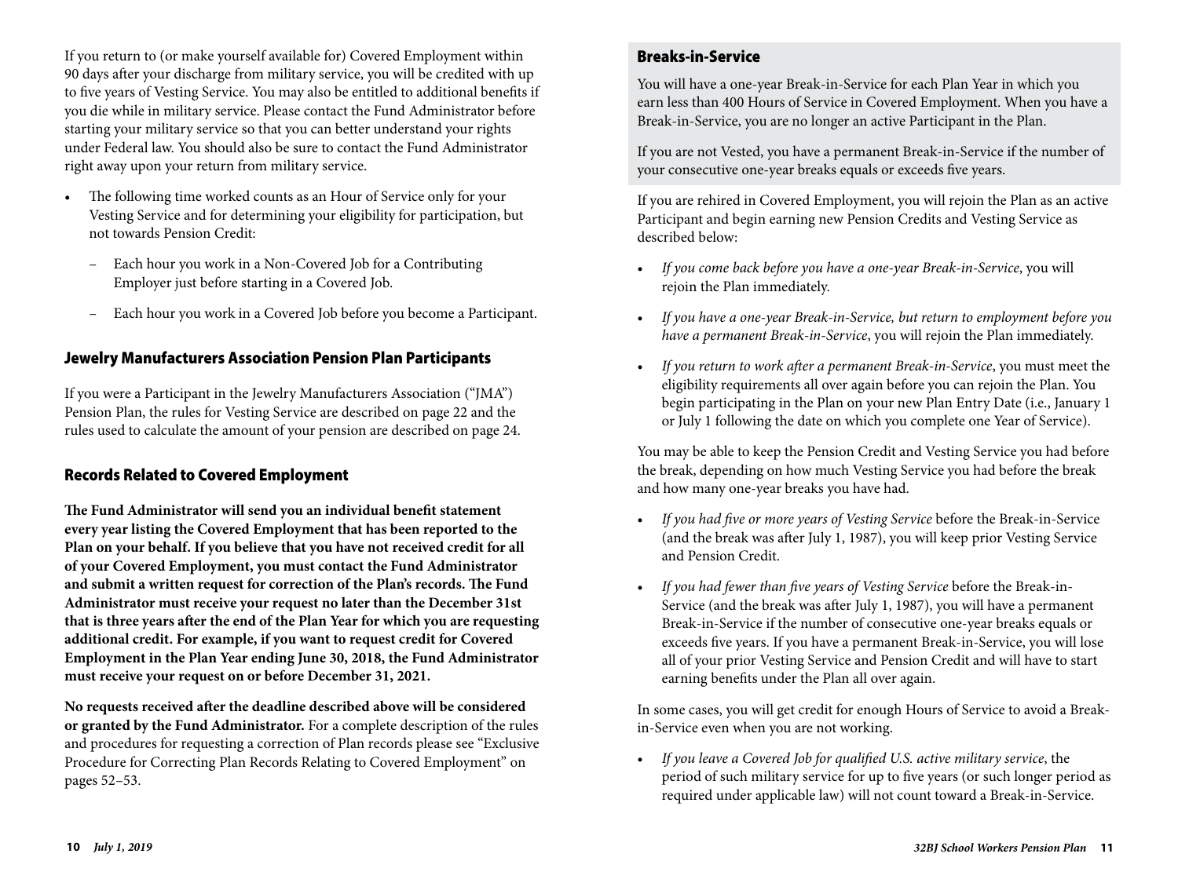If you return to (or make yourself available for) Covered Employment within 90 days after your discharge from military service, you will be credited with up to five years of Vesting Service. You may also be entitled to additional benefits if you die while in military service. Please contact the Fund Administrator before starting your military service so that you can better understand your rights under Federal law. You should also be sure to contact the Fund Administrator right away upon your return from military service.

- The following time worked counts as an Hour of Service only for your Vesting Service and for determining your eligibility for participation, but not towards Pension Credit:
  - Each hour you work in a Non-Covered Job for a Contributing Employer just before starting in a Covered Job.
  - Each hour you work in a Covered Job before you become a Participant.

## Jewelry Manufacturers Association Pension Plan Participants

If you were a Participant in the Jewelry Manufacturers Association ("JMA") Pension Plan, the rules for Vesting Service are described on page 22 and the rules used to calculate the amount of your pension are described on page 24.

## Records Related to Covered Employment

**The Fund Administrator will send you an individual benefit statement every year listing the Covered Employment that has been reported to the Plan on your behalf. If you believe that you have not received credit for all of your Covered Employment, you must contact the Fund Administrator and submit a written request for correction of the Plan's records. The Fund Administrator must receive your request no later than the December 31st that is three years after the end of the Plan Year for which you are requesting additional credit. For example, if you want to request credit for Covered Employment in the Plan Year ending June 30, 2018, the Fund Administrator must receive your request on or before December 31, 2021.**

**No requests received after the deadline described above will be considered or granted by the Fund Administrator.** For a complete description of the rules and procedures for requesting a correction of Plan records please see "Exclusive Procedure for Correcting Plan Records Relating to Covered Employment" on pages 52–53.

## Breaks-in-Service

You will have a one-year Break-in-Service for each Plan Year in which you earn less than 400 Hours of Service in Covered Employment. When you have a Break-in-Service, you are no longer an active Participant in the Plan.

If you are not Vested, you have a permanent Break-in-Service if the number of your consecutive one-year breaks equals or exceeds five years.

If you are rehired in Covered Employment, you will rejoin the Plan as an active Participant and begin earning new Pension Credits and Vesting Service as described below:

- *If you come back before you have a one-year Break-in-Service*, you will rejoin the Plan immediately.
- *If you have a one-year Break-in-Service, but return to employment before you have a permanent Break-in-Service*, you will rejoin the Plan immediately.
- *If you return to work after a permanent Break-in-Service*, you must meet the eligibility requirements all over again before you can rejoin the Plan. You begin participating in the Plan on your new Plan Entry Date (i.e., January 1 or July 1 following the date on which you complete one Year of Service).

You may be able to keep the Pension Credit and Vesting Service you had before the break, depending on how much Vesting Service you had before the break and how many one-year breaks you have had.

- *If you had five or more years of Vesting Service* before the Break-in-Service (and the break was after July 1, 1987), you will keep prior Vesting Service and Pension Credit.
- *If you had fewer than five years of Vesting Service* before the Break-in-Service (and the break was after July 1, 1987), you will have a permanent Break-in-Service if the number of consecutive one-year breaks equals or exceeds five years. If you have a permanent Break-in-Service, you will lose all of your prior Vesting Service and Pension Credit and will have to start earning benefits under the Plan all over again.

In some cases, you will get credit for enough Hours of Service to avoid a Break-in-Service even when you are not working.

- *If you leave a Covered Job for qualified U.S. active military service*, the period of such military service for up to five years (or such longer period as required under applicable law) will not count toward a Break-in-Service.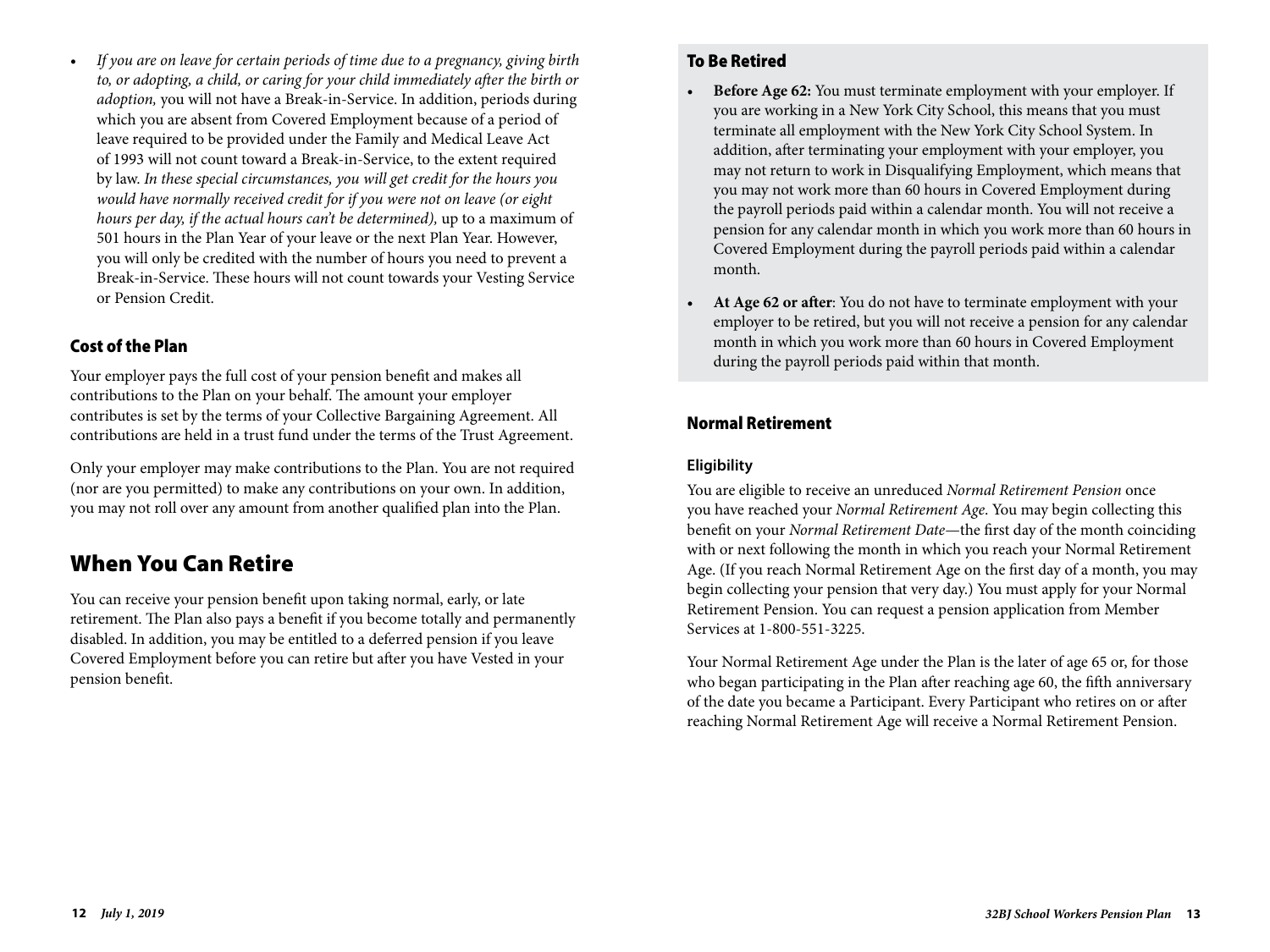- *If you are on leave for certain periods of time due to a pregnancy, giving birth to, or adopting, a child, or caring for your child immediately after the birth or adoption,* you will not have a Break-in-Service. In addition, periods during which you are absent from Covered Employment because of a period of leave required to be provided under the Family and Medical Leave Act of 1993 will not count toward a Break-in-Service, to the extent required by law. *In these special circumstances, you will get credit for the hours you would have normally received credit for if you were not on leave (or eight hours per day, if the actual hours can't be determined),* up to a maximum of 501 hours in the Plan Year of your leave or the next Plan Year. However, you will only be credited with the number of hours you need to prevent a Break-in-Service. These hours will not count towards your Vesting Service or Pension Credit.

### Cost of the Plan

Your employer pays the full cost of your pension benefit and makes all contributions to the Plan on your behalf. The amount your employer contributes is set by the terms of your Collective Bargaining Agreement. All contributions are held in a trust fund under the terms of the Trust Agreement.

Only your employer may make contributions to the Plan. You are not required (nor are you permitted) to make any contributions on your own. In addition, you may not roll over any amount from another qualified plan into the Plan.

## When You Can Retire

You can receive your pension benefit upon taking normal, early, or late retirement. The Plan also pays a benefit if you become totally and permanently disabled. In addition, you may be entitled to a deferred pension if you leave Covered Employment before you can retire but after you have Vested in your pension benefit.

### To Be Retired

- **Before Age 62:** You must terminate employment with your employer. If you are working in a New York City School, this means that you must terminate all employment with the New York City School System. In addition, after terminating your employment with your employer, you may not return to work in Disqualifying Employment, which means that you may not work more than 60 hours in Covered Employment during the payroll periods paid within a calendar month. You will not receive a pension for any calendar month in which you work more than 60 hours in Covered Employment during the payroll periods paid within a calendar month.
- **At Age 62 or after**: You do not have to terminate employment with your employer to be retired, but you will not receive a pension for any calendar month in which you work more than 60 hours in Covered Employment during the payroll periods paid within that month.

### Normal Retirement

#### Eligibility

You are eligible to receive an unreduced *Normal Retirement Pension* once you have reached your *Normal Retirement Age*. You may begin collecting this benefit on your *Normal Retirement Date*—the first day of the month coinciding with or next following the month in which you reach your Normal Retirement Age. (If you reach Normal Retirement Age on the first day of a month, you may begin collecting your pension that very day.) You must apply for your Normal Retirement Pension. You can request a pension application from Member Services at 1-800-551-3225.

Your Normal Retirement Age under the Plan is the later of age 65 or, for those who began participating in the Plan after reaching age 60, the fifth anniversary of the date you became a Participant. Every Participant who retires on or after reaching Normal Retirement Age will receive a Normal Retirement Pension.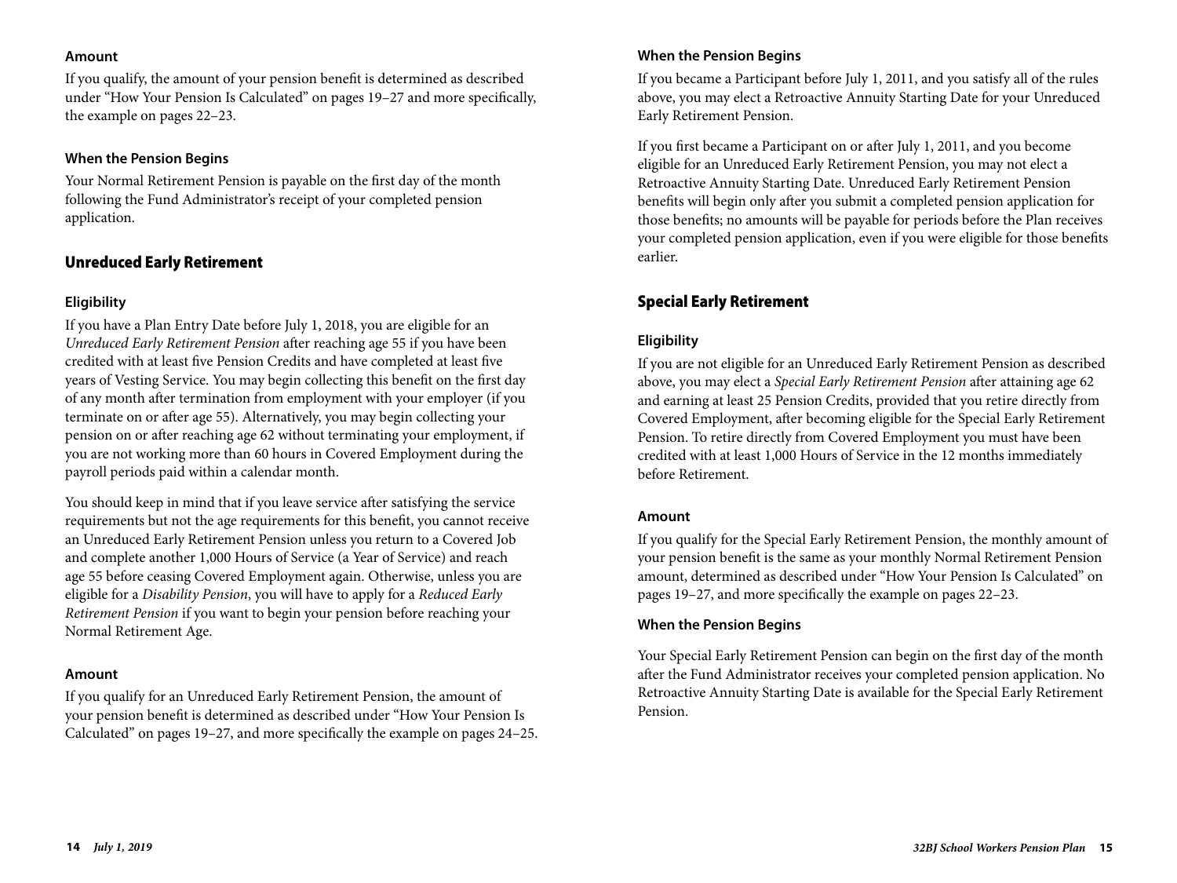#### Amount

If you qualify, the amount of your pension benefit is determined as described under "How Your Pension Is Calculated" on pages 19–27 and more specifically, the example on pages 22–23.

#### When the Pension Begins

Your Normal Retirement Pension is payable on the first day of the month following the Fund Administrator's receipt of your completed pension application.

### Unreduced Early Retirement

#### Eligibility

If you have a Plan Entry Date before July 1, 2018, you are eligible for an *Unreduced Early Retirement Pension* after reaching age 55 if you have been credited with at least five Pension Credits and have completed at least five years of Vesting Service. You may begin collecting this benefit on the first day of any month after termination from employment with your employer (if you terminate on or after age 55). Alternatively, you may begin collecting your pension on or after reaching age 62 without terminating your employment, if you are not working more than 60 hours in Covered Employment during the payroll periods paid within a calendar month.

You should keep in mind that if you leave service after satisfying the service requirements but not the age requirements for this benefit, you cannot receive an Unreduced Early Retirement Pension unless you return to a Covered Job and complete another 1,000 Hours of Service (a Year of Service) and reach age 55 before ceasing Covered Employment again. Otherwise, unless you are eligible for a *Disability Pension*, you will have to apply for a *Reduced Early Retirement Pension* if you want to begin your pension before reaching your Normal Retirement Age.

#### Amount

If you qualify for an Unreduced Early Retirement Pension, the amount of your pension benefit is determined as described under "How Your Pension Is Calculated" on pages 19–27, and more specifically the example on pages 24–25.

#### When the Pension Begins

If you became a Participant before July 1, 2011, and you satisfy all of the rules above, you may elect a Retroactive Annuity Starting Date for your Unreduced Early Retirement Pension.

If you first became a Participant on or after July 1, 2011, and you become eligible for an Unreduced Early Retirement Pension, you may not elect a Retroactive Annuity Starting Date. Unreduced Early Retirement Pension benefits will begin only after you submit a completed pension application for those benefits; no amounts will be payable for periods before the Plan receives your completed pension application, even if you were eligible for those benefits earlier.

### Special Early Retirement

#### Eligibility

If you are not eligible for an Unreduced Early Retirement Pension as described above, you may elect a *Special Early Retirement Pension* after attaining age 62 and earning at least 25 Pension Credits, provided that you retire directly from Covered Employment, after becoming eligible for the Special Early Retirement Pension. To retire directly from Covered Employment you must have been credited with at least 1,000 Hours of Service in the 12 months immediately before Retirement.

#### Amount

If you qualify for the Special Early Retirement Pension, the monthly amount of your pension benefit is the same as your monthly Normal Retirement Pension amount, determined as described under "How Your Pension Is Calculated" on pages 19–27, and more specifically the example on pages 22–23.

#### When the Pension Begins

Your Special Early Retirement Pension can begin on the first day of the month after the Fund Administrator receives your completed pension application. No Retroactive Annuity Starting Date is available for the Special Early Retirement Pension.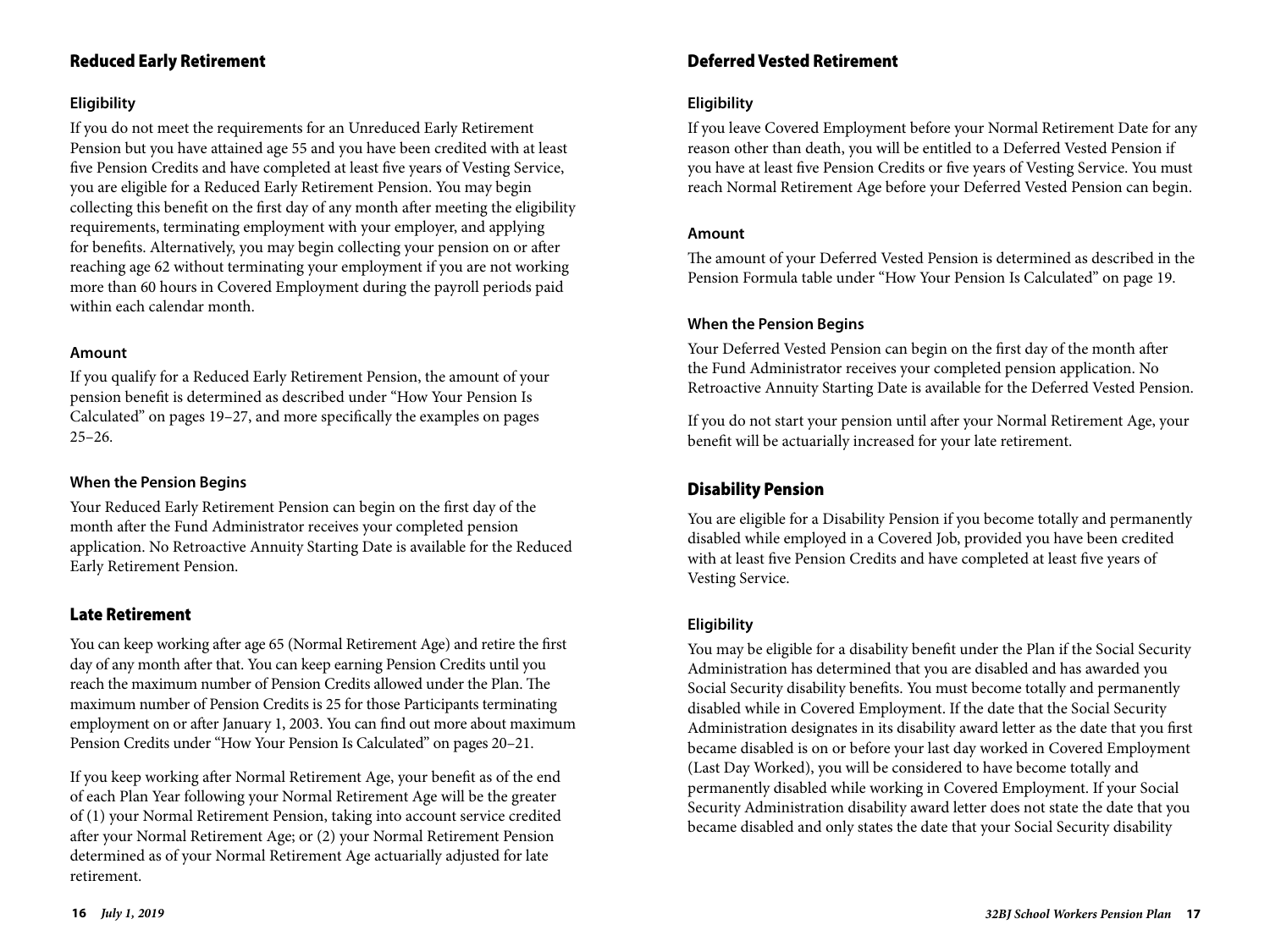## Reduced Early Retirement

### Eligibility

If you do not meet the requirements for an Unreduced Early Retirement Pension but you have attained age 55 and you have been credited with at least five Pension Credits and have completed at least five years of Vesting Service, you are eligible for a Reduced Early Retirement Pension. You may begin collecting this benefit on the first day of any month after meeting the eligibility requirements, terminating employment with your employer, and applying for benefits. Alternatively, you may begin collecting your pension on or after reaching age 62 without terminating your employment if you are not working more than 60 hours in Covered Employment during the payroll periods paid within each calendar month.

### Amount

If you qualify for a Reduced Early Retirement Pension, the amount of your pension benefit is determined as described under "How Your Pension Is Calculated" on pages 19–27, and more specifically the examples on pages 25–26.

### When the Pension Begins

Your Reduced Early Retirement Pension can begin on the first day of the month after the Fund Administrator receives your completed pension application. No Retroactive Annuity Starting Date is available for the Reduced Early Retirement Pension.

## Late Retirement

You can keep working after age 65 (Normal Retirement Age) and retire the first day of any month after that. You can keep earning Pension Credits until you reach the maximum number of Pension Credits allowed under the Plan. The maximum number of Pension Credits is 25 for those Participants terminating employment on or after January 1, 2003. You can find out more about maximum Pension Credits under "How Your Pension Is Calculated" on pages 20–21.

If you keep working after Normal Retirement Age, your benefit as of the end of each Plan Year following your Normal Retirement Age will be the greater of (1) your Normal Retirement Pension, taking into account service credited after your Normal Retirement Age; or (2) your Normal Retirement Pension determined as of your Normal Retirement Age actuarially adjusted for late retirement.

## Deferred Vested Retirement

### Eligibility

If you leave Covered Employment before your Normal Retirement Date for any reason other than death, you will be entitled to a Deferred Vested Pension if you have at least five Pension Credits or five years of Vesting Service. You must reach Normal Retirement Age before your Deferred Vested Pension can begin.

### Amount

The amount of your Deferred Vested Pension is determined as described in the Pension Formula table under "How Your Pension Is Calculated" on page 19.

### When the Pension Begins

Your Deferred Vested Pension can begin on the first day of the month after the Fund Administrator receives your completed pension application. No Retroactive Annuity Starting Date is available for the Deferred Vested Pension.

If you do not start your pension until after your Normal Retirement Age, your benefit will be actuarially increased for your late retirement.

## Disability Pension

You are eligible for a Disability Pension if you become totally and permanently disabled while employed in a Covered Job, provided you have been credited with at least five Pension Credits and have completed at least five years of Vesting Service.

### Eligibility

You may be eligible for a disability benefit under the Plan if the Social Security Administration has determined that you are disabled and has awarded you Social Security disability benefits. You must become totally and permanently disabled while in Covered Employment. If the date that the Social Security Administration designates in its disability award letter as the date that you first became disabled is on or before your last day worked in Covered Employment (Last Day Worked), you will be considered to have become totally and permanently disabled while working in Covered Employment. If your Social Security Administration disability award letter does not state the date that you became disabled and only states the date that your Social Security disability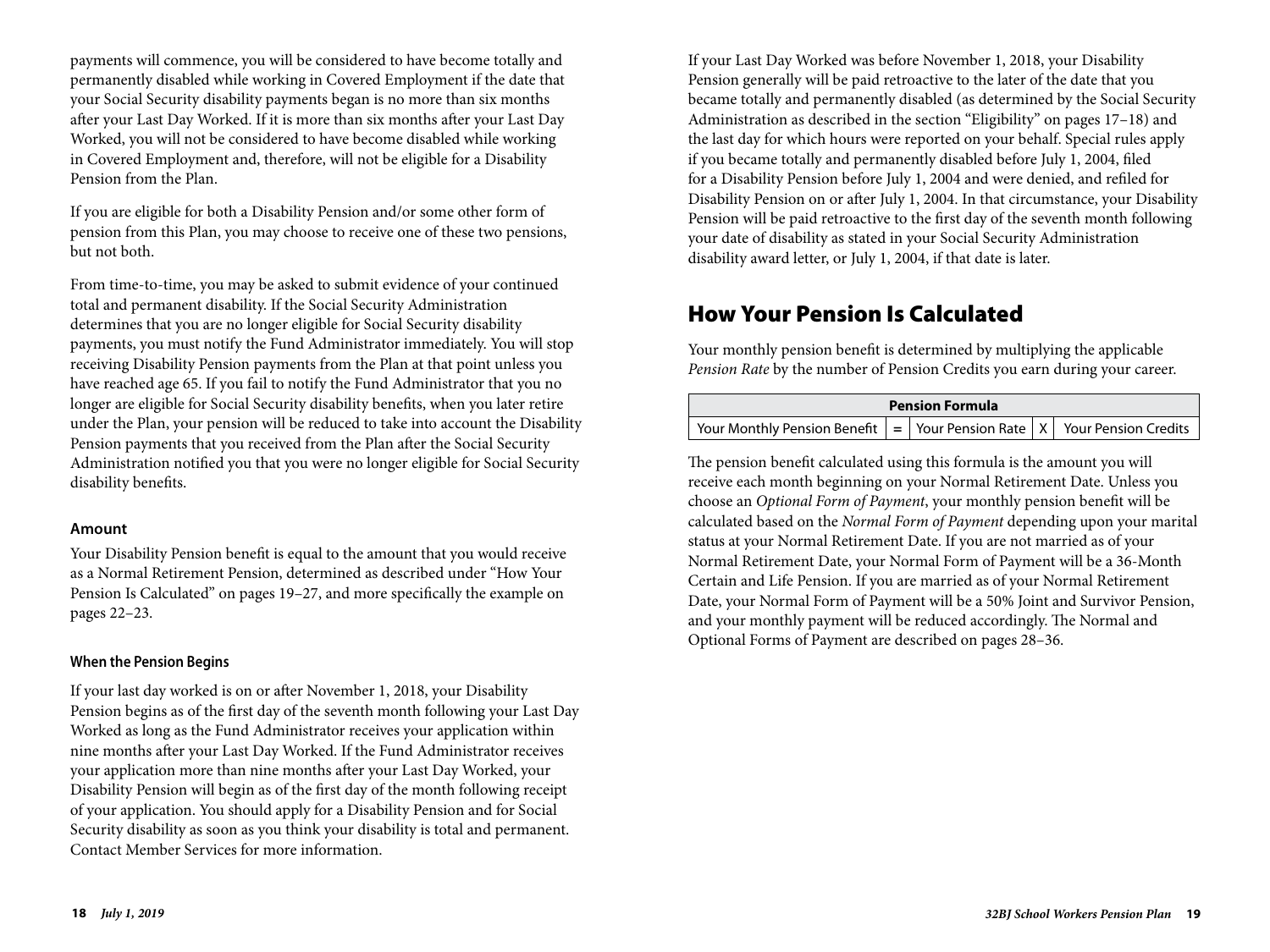payments will commence, you will be considered to have become totally and permanently disabled while working in Covered Employment if the date that your Social Security disability payments began is no more than six months after your Last Day Worked. If it is more than six months after your Last Day Worked, you will not be considered to have become disabled while working in Covered Employment and, therefore, will not be eligible for a Disability Pension from the Plan.

If you are eligible for both a Disability Pension and/or some other form of pension from this Plan, you may choose to receive one of these two pensions, but not both.

From time-to-time, you may be asked to submit evidence of your continued total and permanent disability. If the Social Security Administration determines that you are no longer eligible for Social Security disability payments, you must notify the Fund Administrator immediately. You will stop receiving Disability Pension payments from the Plan at that point unless you have reached age 65. If you fail to notify the Fund Administrator that you no longer are eligible for Social Security disability benefits, when you later retire under the Plan, your pension will be reduced to take into account the Disability Pension payments that you received from the Plan after the Social Security Administration notified you that you were no longer eligible for Social Security disability benefits.

### Amount

Your Disability Pension benefit is equal to the amount that you would receive as a Normal Retirement Pension, determined as described under "How Your Pension Is Calculated" on pages 19–27, and more specifically the example on pages 22–23.

#### When the Pension Begins

If your last day worked is on or after November 1, 2018, your Disability Pension begins as of the first day of the seventh month following your Last Day Worked as long as the Fund Administrator receives your application within nine months after your Last Day Worked. If the Fund Administrator receives your application more than nine months after your Last Day Worked, your Disability Pension will begin as of the first day of the month following receipt of your application. You should apply for a Disability Pension and for Social Security disability as soon as you think your disability is total and permanent. Contact Member Services for more information.

If your Last Day Worked was before November 1, 2018, your Disability Pension generally will be paid retroactive to the later of the date that you became totally and permanently disabled (as determined by the Social Security Administration as described in the section "Eligibility" on pages 17–18) and the last day for which hours were reported on your behalf. Special rules apply if you became totally and permanently disabled before July 1, 2004, filed for a Disability Pension before July 1, 2004 and were denied, and refiled for Disability Pension on or after July 1, 2004. In that circumstance, your Disability Pension will be paid retroactive to the first day of the seventh month following your date of disability as stated in your Social Security Administration disability award letter, or July 1, 2004, if that date is later.

## How Your Pension Is Calculated

Your monthly pension benefit is determined by multiplying the applicable *Pension Rate* by the number of Pension Credits you earn during your career.

| Pension Formula | | | | |
|---|---|---|---|---|
| Your Monthly Pension Benefit | = | Your Pension Rate | X | Your Pension Credits |

The pension benefit calculated using this formula is the amount you will receive each month beginning on your Normal Retirement Date. Unless you choose an *Optional Form of Payment*, your monthly pension benefit will be calculated based on the *Normal Form of Payment* depending upon your marital status at your Normal Retirement Date. If you are not married as of your Normal Retirement Date, your Normal Form of Payment will be a 36-Month Certain and Life Pension. If you are married as of your Normal Retirement Date, your Normal Form of Payment will be a 50% Joint and Survivor Pension, and your monthly payment will be reduced accordingly. The Normal and Optional Forms of Payment are described on pages 28–36.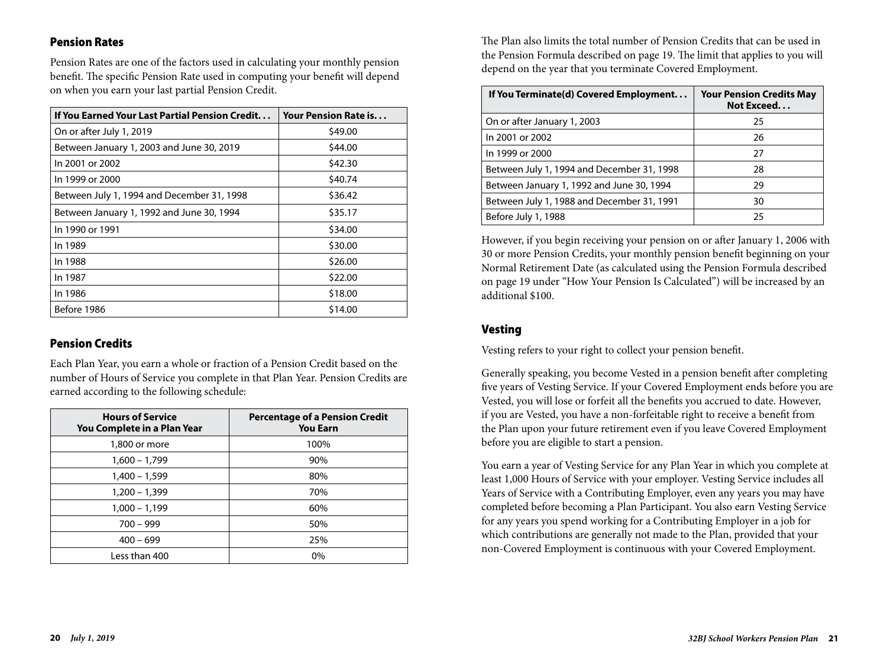## Pension Rates

Pension Rates are one of the factors used in calculating your monthly pension benefit. The specific Pension Rate used in computing your benefit will depend on when you earn your last partial Pension Credit.

| If You Earned Your Last Partial Pension Credit. . . | Your Pension Rate is. . . |
|---|---|
| On or after July 1, 2019 | $49.00 |
| Between January 1, 2003 and June 30, 2019 | $44.00 |
| In 2001 or 2002 | $42.30 |
| In 1999 or 2000 | $40.74 |
| Between July 1, 1994 and December 31, 1998 | $36.42 |
| Between January 1, 1992 and June 30, 1994 | $35.17 |
| In 1990 or 1991 | $34.00 |
| In 1989 | $30.00 |
| In 1988 | $26.00 |
| In 1987 | $22.00 |
| In 1986 | $18.00 |
| Before 1986 | $14.00 |

## Pension Credits

Each Plan Year, you earn a whole or fraction of a Pension Credit based on the number of Hours of Service you complete in that Plan Year. Pension Credits are earned according to the following schedule:

| Hours of Service You Complete in a Plan Year | Percentage of a Pension Credit You Earn |
|---|---|
| 1,800 or more | 100% |
| 1,600 – 1,799 | 90% |
| 1,400 – 1,599 | 80% |
| 1,200 – 1,399 | 70% |
| 1,000 – 1,199 | 60% |
| 700 – 999 | 50% |
| 400 – 699 | 25% |
| Less than 400 | 0% |

The Plan also limits the total number of Pension Credits that can be used in the Pension Formula described on page 19. The limit that applies to you will depend on the year that you terminate Covered Employment.

| If You Terminate(d) Covered Employment. . . | Your Pension Credits May Not Exceed. . . |
|---|---|
| On or after January 1, 2003 | 25 |
| In 2001 or 2002 | 26 |
| In 1999 or 2000 | 27 |
| Between July 1, 1994 and December 31, 1998 | 28 |
| Between January 1, 1992 and June 30, 1994 | 29 |
| Between July 1, 1988 and December 31, 1991 | 30 |
| Before July 1, 1988 | 25 |

However, if you begin receiving your pension on or after January 1, 2006 with 30 or more Pension Credits, your monthly pension benefit beginning on your Normal Retirement Date (as calculated using the Pension Formula described on page 19 under "How Your Pension Is Calculated") will be increased by an additional $100.

## Vesting

Vesting refers to your right to collect your pension benefit.

Generally speaking, you become Vested in a pension benefit after completing five years of Vesting Service. If your Covered Employment ends before you are Vested, you will lose or forfeit all the benefits you accrued to date. However, if you are Vested, you have a non-forfeitable right to receive a benefit from the Plan upon your future retirement even if you leave Covered Employment before you are eligible to start a pension.

You earn a year of Vesting Service for any Plan Year in which you complete at least 1,000 Hours of Service with your employer. Vesting Service includes all Years of Service with a Contributing Employer, even any years you may have completed before becoming a Plan Participant. You also earn Vesting Service for any years you spend working for a Contributing Employer in a job for which contributions are generally not made to the Plan, provided that your non-Covered Employment is continuous with your Covered Employment.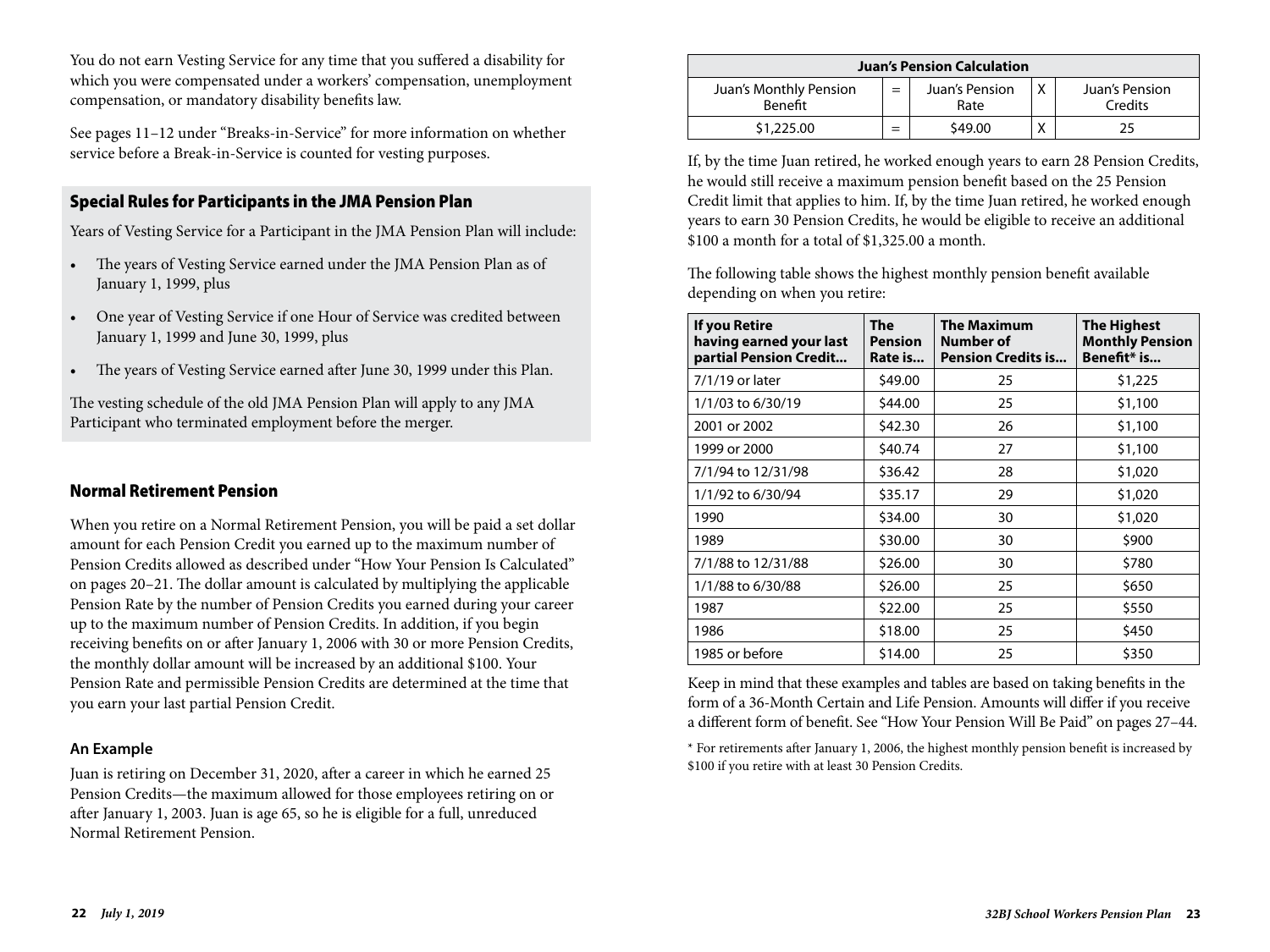You do not earn Vesting Service for any time that you suffered a disability for which you were compensated under a workers' compensation, unemployment compensation, or mandatory disability benefits law.

See pages 11–12 under "Breaks-in-Service" for more information on whether service before a Break-in-Service is counted for vesting purposes.

## Special Rules for Participants in the JMA Pension Plan

Years of Vesting Service for a Participant in the JMA Pension Plan will include:

- The years of Vesting Service earned under the JMA Pension Plan as of January 1, 1999, plus
- One year of Vesting Service if one Hour of Service was credited between January 1, 1999 and June 30, 1999, plus
- The years of Vesting Service earned after June 30, 1999 under this Plan.

The vesting schedule of the old JMA Pension Plan will apply to any JMA Participant who terminated employment before the merger.

## Normal Retirement Pension

When you retire on a Normal Retirement Pension, you will be paid a set dollar amount for each Pension Credit you earned up to the maximum number of Pension Credits allowed as described under "How Your Pension Is Calculated" on pages 20–21. The dollar amount is calculated by multiplying the applicable Pension Rate by the number of Pension Credits you earned during your career up to the maximum number of Pension Credits. In addition, if you begin receiving benefits on or after January 1, 2006 with 30 or more Pension Credits, the monthly dollar amount will be increased by an additional $100. Your Pension Rate and permissible Pension Credits are determined at the time that you earn your last partial Pension Credit.

### An Example

Juan is retiring on December 31, 2020, after a career in which he earned 25 Pension Credits—the maximum allowed for those employees retiring on or after January 1, 2003. Juan is age 65, so he is eligible for a full, unreduced Normal Retirement Pension.

| Juan's Pension Calculation | | | | |
|---|---|---|---|---|
| Juan's Monthly Pension Benefit | = | Juan's Pension Rate | X | Juan's Pension Credits |
| $1,225.00 | = | $49.00 | X | 25 |

If, by the time Juan retired, he worked enough years to earn 28 Pension Credits, he would still receive a maximum pension benefit based on the 25 Pension Credit limit that applies to him. If, by the time Juan retired, he worked enough years to earn 30 Pension Credits, he would be eligible to receive an additional $100 a month for a total of $1,325.00 a month.

The following table shows the highest monthly pension benefit available depending on when you retire:

| If you Retire having earned your last partial Pension Credit... | The Pension Rate is... | The Maximum Number of Pension Credits is... | The Highest Monthly Pension Benefit* is... |
|---|---|---|---|
| 7/1/19 or later | $49.00 | 25 | $1,225 |
| 1/1/03 to 6/30/19 | $44.00 | 25 | $1,100 |
| 2001 or 2002 | $42.30 | 26 | $1,100 |
| 1999 or 2000 | $40.74 | 27 | $1,100 |
| 7/1/94 to 12/31/98 | $36.42 | 28 | $1,020 |
| 1/1/92 to 6/30/94 | $35.17 | 29 | $1,020 |
| 1990 | $34.00 | 30 | $1,020 |
| 1989 | $30.00 | 30 | $900 |
| 7/1/88 to 12/31/88 | $26.00 | 30 | $780 |
| 1/1/88 to 6/30/88 | $26.00 | 25 | $650 |
| 1987 | $22.00 | 25 | $550 |
| 1986 | $18.00 | 25 | $450 |
| 1985 or before | $14.00 | 25 | $350 |

Keep in mind that these examples and tables are based on taking benefits in the form of a 36-Month Certain and Life Pension. Amounts will differ if you receive a different form of benefit. See "How Your Pension Will Be Paid" on pages 27–44.

\* For retirements after January 1, 2006, the highest monthly pension benefit is increased by $100 if you retire with at least 30 Pension Credits.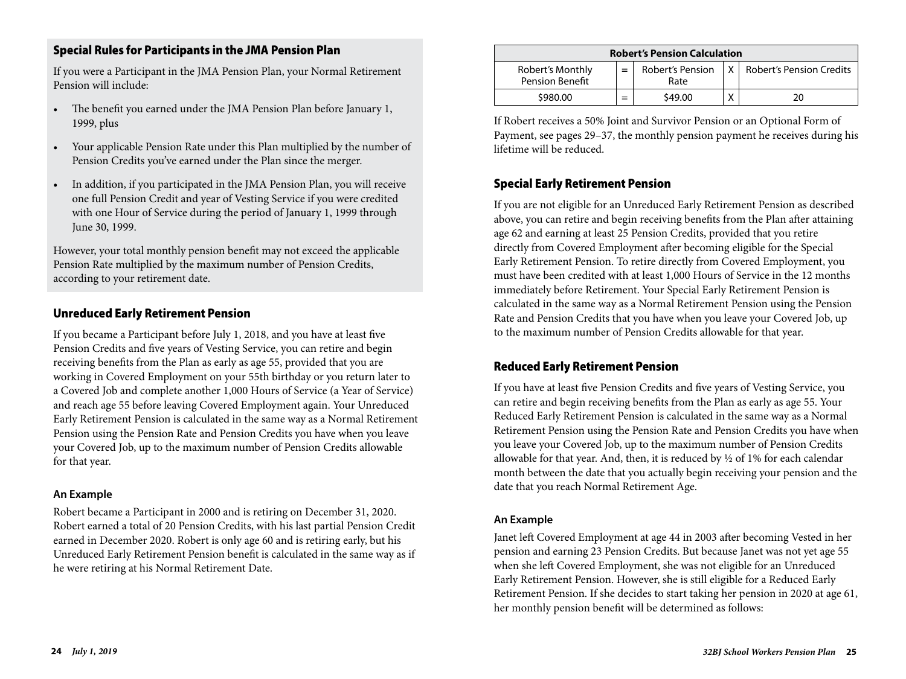## Special Rules for Participants in the JMA Pension Plan

If you were a Participant in the JMA Pension Plan, your Normal Retirement Pension will include:

- The benefit you earned under the JMA Pension Plan before January 1, 1999, plus
- Your applicable Pension Rate under this Plan multiplied by the number of Pension Credits you've earned under the Plan since the merger.
- In addition, if you participated in the JMA Pension Plan, you will receive one full Pension Credit and year of Vesting Service if you were credited with one Hour of Service during the period of January 1, 1999 through June 30, 1999.

However, your total monthly pension benefit may not exceed the applicable Pension Rate multiplied by the maximum number of Pension Credits, according to your retirement date.

## Unreduced Early Retirement Pension

If you became a Participant before July 1, 2018, and you have at least five Pension Credits and five years of Vesting Service, you can retire and begin receiving benefits from the Plan as early as age 55, provided that you are working in Covered Employment on your 55th birthday or you return later to a Covered Job and complete another 1,000 Hours of Service (a Year of Service) and reach age 55 before leaving Covered Employment again. Your Unreduced Early Retirement Pension is calculated in the same way as a Normal Retirement Pension using the Pension Rate and Pension Credits you have when you leave your Covered Job, up to the maximum number of Pension Credits allowable for that year.

### An Example

Robert became a Participant in 2000 and is retiring on December 31, 2020. Robert earned a total of 20 Pension Credits, with his last partial Pension Credit earned in December 2020. Robert is only age 60 and is retiring early, but his Unreduced Early Retirement Pension benefit is calculated in the same way as if he were retiring at his Normal Retirement Date.

| Robert's Pension Calculation | | | | |
|---|---|---|---|---|
| Robert's Monthly Pension Benefit | = | Robert's Pension Rate | X | Robert's Pension Credits |
| $980.00 | = | $49.00 | X | 20 |

If Robert receives a 50% Joint and Survivor Pension or an Optional Form of Payment, see pages 29–37, the monthly pension payment he receives during his lifetime will be reduced.

## Special Early Retirement Pension

If you are not eligible for an Unreduced Early Retirement Pension as described above, you can retire and begin receiving benefits from the Plan after attaining age 62 and earning at least 25 Pension Credits, provided that you retire directly from Covered Employment after becoming eligible for the Special Early Retirement Pension. To retire directly from Covered Employment, you must have been credited with at least 1,000 Hours of Service in the 12 months immediately before Retirement. Your Special Early Retirement Pension is calculated in the same way as a Normal Retirement Pension using the Pension Rate and Pension Credits that you have when you leave your Covered Job, up to the maximum number of Pension Credits allowable for that year.

## Reduced Early Retirement Pension

If you have at least five Pension Credits and five years of Vesting Service, you can retire and begin receiving benefits from the Plan as early as age 55. Your Reduced Early Retirement Pension is calculated in the same way as a Normal Retirement Pension using the Pension Rate and Pension Credits you have when you leave your Covered Job, up to the maximum number of Pension Credits allowable for that year. And, then, it is reduced by ½ of 1% for each calendar month between the date that you actually begin receiving your pension and the date that you reach Normal Retirement Age.

### An Example

Janet left Covered Employment at age 44 in 2003 after becoming Vested in her pension and earning 23 Pension Credits. But because Janet was not yet age 55 when she left Covered Employment, she was not eligible for an Unreduced Early Retirement Pension. However, she is still eligible for a Reduced Early Retirement Pension. If she decides to start taking her pension in 2020 at age 61, her monthly pension benefit will be determined as follows: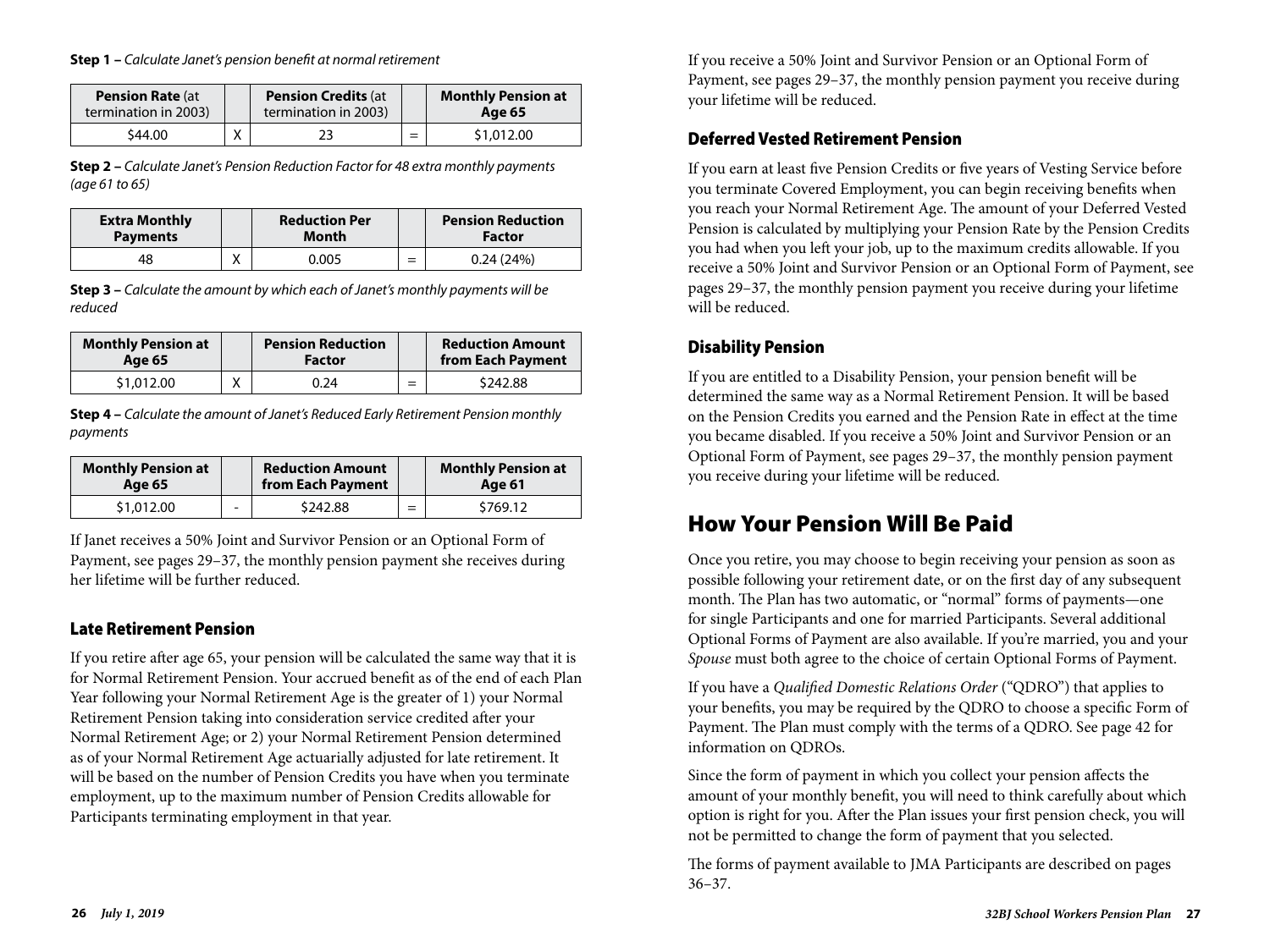**Step 1 –** *Calculate Janet's pension benefit at normal retirement*

| Pension Rate (at termination in 2003) | | Pension Credits (at termination in 2003) | | Monthly Pension at Age 65 |
|---|---|---|---|---|
| $44.00 | X | 23 | = | $1,012.00 |

**Step 2 –** *Calculate Janet's Pension Reduction Factor for 48 extra monthly payments (age 61 to 65)*

| Extra Monthly Payments | | Reduction Per Month | | Pension Reduction Factor |
|---|---|---|---|---|
| 48 | X | 0.005 | = | 0.24 (24%) |

**Step 3 –** *Calculate the amount by which each of Janet's monthly payments will be reduced*

| Monthly Pension at Age 65 | | Pension Reduction Factor | | Reduction Amount from Each Payment |
|---|---|---|---|---|
| $1,012.00 | X | 0.24 | = | $242.88 |

**Step 4 –** *Calculate the amount of Janet's Reduced Early Retirement Pension monthly payments*

| Monthly Pension at Age 65 | | Reduction Amount from Each Payment | | Monthly Pension at Age 61 |
|---|---|---|---|---|
| $1,012.00 | - | $242.88 | = | $769.12 |

If Janet receives a 50% Joint and Survivor Pension or an Optional Form of Payment, see pages 29–37, the monthly pension payment she receives during her lifetime will be further reduced.

### Late Retirement Pension

If you retire after age 65, your pension will be calculated the same way that it is for Normal Retirement Pension. Your accrued benefit as of the end of each Plan Year following your Normal Retirement Age is the greater of 1) your Normal Retirement Pension taking into consideration service credited after your Normal Retirement Age; or 2) your Normal Retirement Pension determined as of your Normal Retirement Age actuarially adjusted for late retirement. It will be based on the number of Pension Credits you have when you terminate employment, up to the maximum number of Pension Credits allowable for Participants terminating employment in that year.

If you receive a 50% Joint and Survivor Pension or an Optional Form of Payment, see pages 29–37, the monthly pension payment you receive during your lifetime will be reduced.

### Deferred Vested Retirement Pension

If you earn at least five Pension Credits or five years of Vesting Service before you terminate Covered Employment, you can begin receiving benefits when you reach your Normal Retirement Age. The amount of your Deferred Vested Pension is calculated by multiplying your Pension Rate by the Pension Credits you had when you left your job, up to the maximum credits allowable. If you receive a 50% Joint and Survivor Pension or an Optional Form of Payment, see pages 29–37, the monthly pension payment you receive during your lifetime will be reduced.

### Disability Pension

If you are entitled to a Disability Pension, your pension benefit will be determined the same way as a Normal Retirement Pension. It will be based on the Pension Credits you earned and the Pension Rate in effect at the time you became disabled. If you receive a 50% Joint and Survivor Pension or an Optional Form of Payment, see pages 29–37, the monthly pension payment you receive during your lifetime will be reduced.

## How Your Pension Will Be Paid

Once you retire, you may choose to begin receiving your pension as soon as possible following your retirement date, or on the first day of any subsequent month. The Plan has two automatic, or "normal" forms of payments—one for single Participants and one for married Participants. Several additional Optional Forms of Payment are also available. If you're married, you and your *Spouse* must both agree to the choice of certain Optional Forms of Payment.

If you have a *Qualified Domestic Relations Order* ("QDRO") that applies to your benefits, you may be required by the QDRO to choose a specific Form of Payment. The Plan must comply with the terms of a QDRO. See page 42 for information on QDROs.

Since the form of payment in which you collect your pension affects the amount of your monthly benefit, you will need to think carefully about which option is right for you. After the Plan issues your first pension check, you will not be permitted to change the form of payment that you selected.

The forms of payment available to JMA Participants are described on pages 36–37.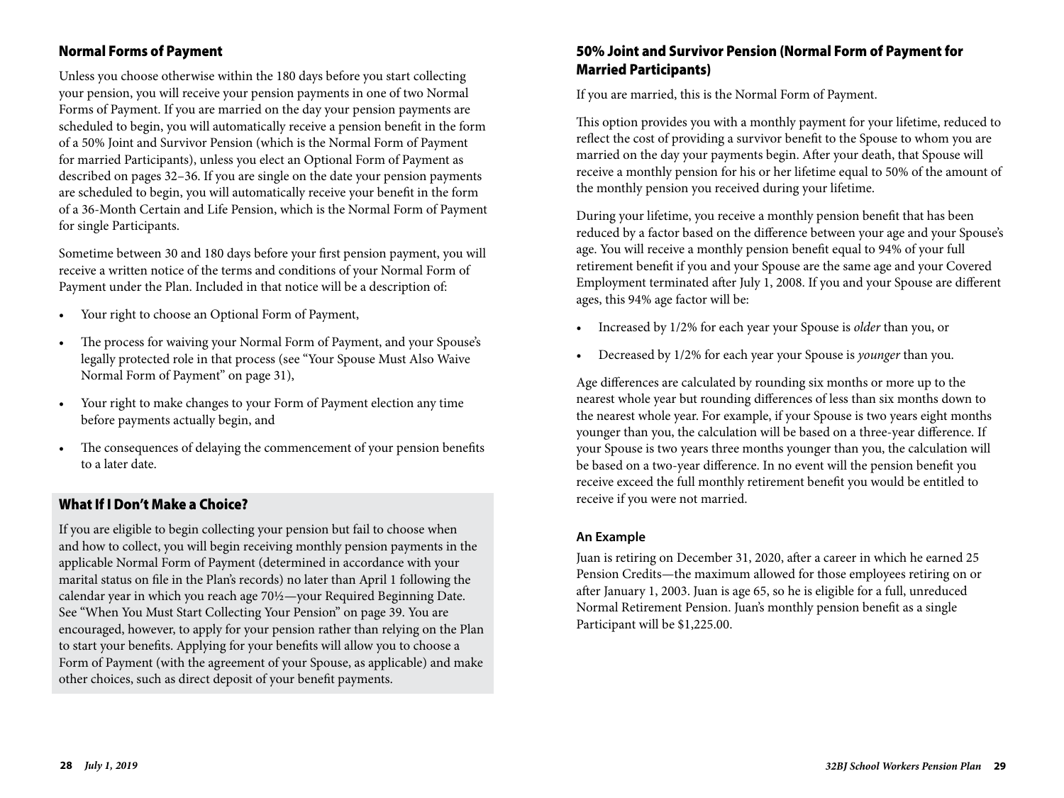## Normal Forms of Payment

Unless you choose otherwise within the 180 days before you start collecting your pension, you will receive your pension payments in one of two Normal Forms of Payment. If you are married on the day your pension payments are scheduled to begin, you will automatically receive a pension benefit in the form of a 50% Joint and Survivor Pension (which is the Normal Form of Payment for married Participants), unless you elect an Optional Form of Payment as described on pages 32–36. If you are single on the date your pension payments are scheduled to begin, you will automatically receive your benefit in the form of a 36-Month Certain and Life Pension, which is the Normal Form of Payment for single Participants.

Sometime between 30 and 180 days before your first pension payment, you will receive a written notice of the terms and conditions of your Normal Form of Payment under the Plan. Included in that notice will be a description of:

- Your right to choose an Optional Form of Payment,
- The process for waiving your Normal Form of Payment, and your Spouse's legally protected role in that process (see "Your Spouse Must Also Waive Normal Form of Payment" on page 31),
- Your right to make changes to your Form of Payment election any time before payments actually begin, and
- The consequences of delaying the commencement of your pension benefits to a later date.

### What If I Don't Make a Choice?

If you are eligible to begin collecting your pension but fail to choose when and how to collect, you will begin receiving monthly pension payments in the applicable Normal Form of Payment (determined in accordance with your marital status on file in the Plan's records) no later than April 1 following the calendar year in which you reach age 70½—your Required Beginning Date. See "When You Must Start Collecting Your Pension" on page 39. You are encouraged, however, to apply for your pension rather than relying on the Plan to start your benefits. Applying for your benefits will allow you to choose a Form of Payment (with the agreement of your Spouse, as applicable) and make other choices, such as direct deposit of your benefit payments.

## 50% Joint and Survivor Pension (Normal Form of Payment for Married Participants)

If you are married, this is the Normal Form of Payment.

This option provides you with a monthly payment for your lifetime, reduced to reflect the cost of providing a survivor benefit to the Spouse to whom you are married on the day your payments begin. After your death, that Spouse will receive a monthly pension for his or her lifetime equal to 50% of the amount of the monthly pension you received during your lifetime.

During your lifetime, you receive a monthly pension benefit that has been reduced by a factor based on the difference between your age and your Spouse's age. You will receive a monthly pension benefit equal to 94% of your full retirement benefit if you and your Spouse are the same age and your Covered Employment terminated after July 1, 2008. If you and your Spouse are different ages, this 94% age factor will be:

- Increased by 1/2% for each year your Spouse is *older* than you, or
- Decreased by 1/2% for each year your Spouse is *younger* than you.

Age differences are calculated by rounding six months or more up to the nearest whole year but rounding differences of less than six months down to the nearest whole year. For example, if your Spouse is two years eight months younger than you, the calculation will be based on a three-year difference. If your Spouse is two years three months younger than you, the calculation will be based on a two-year difference. In no event will the pension benefit you receive exceed the full monthly retirement benefit you would be entitled to receive if you were not married.

#### An Example

Juan is retiring on December 31, 2020, after a career in which he earned 25 Pension Credits—the maximum allowed for those employees retiring on or after January 1, 2003. Juan is age 65, so he is eligible for a full, unreduced Normal Retirement Pension. Juan's monthly pension benefit as a single Participant will be $1,225.00.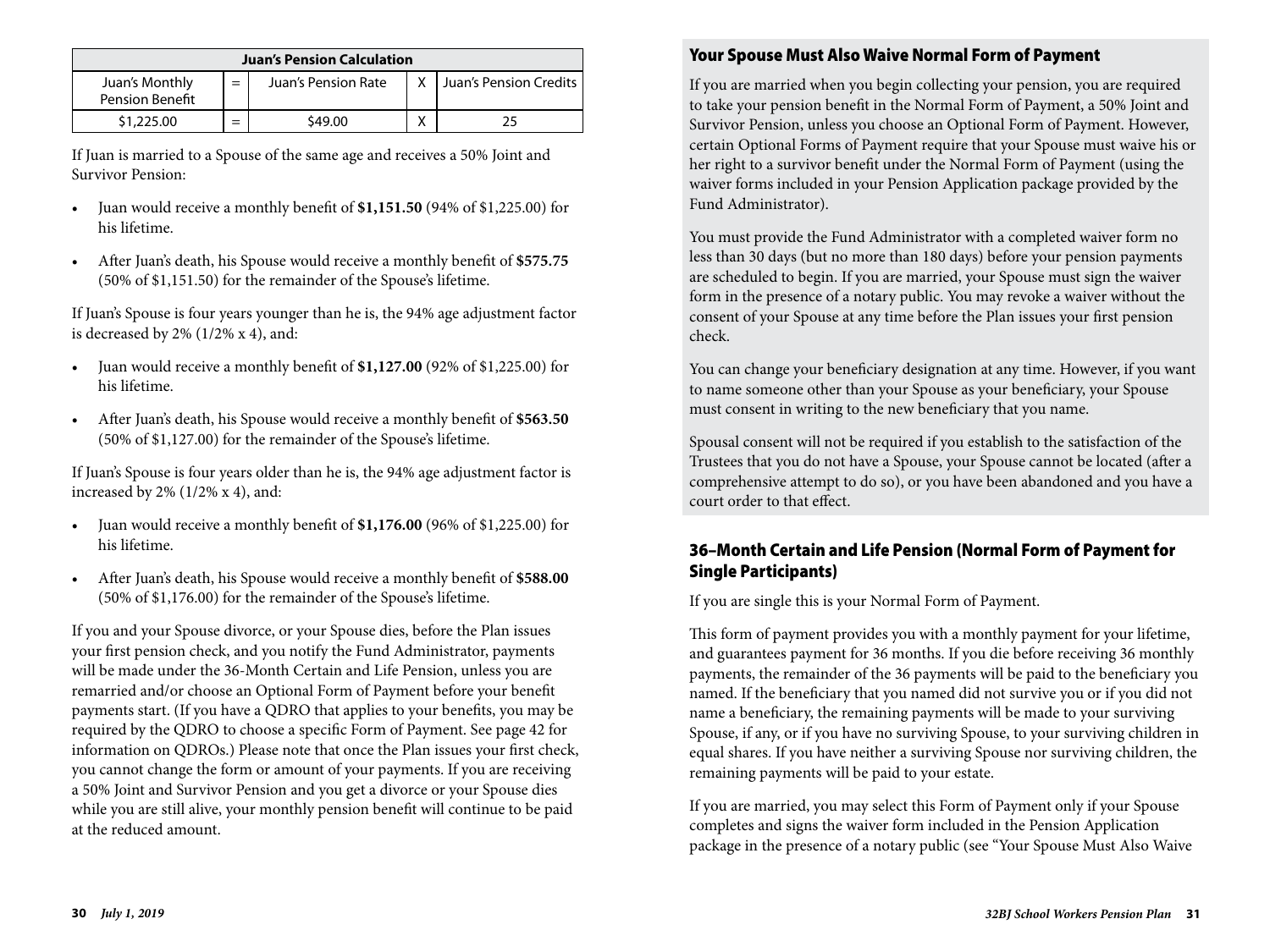| Juan's Pension Calculation | | | | |
|---|---|---|---|---|
| Juan's Monthly Pension Benefit | = | Juan's Pension Rate | X | Juan's Pension Credits |
| $1,225.00 | = | $49.00 | X | 25 |

If Juan is married to a Spouse of the same age and receives a 50% Joint and Survivor Pension:

- Juan would receive a monthly benefit of **$1,151.50** (94% of $1,225.00) for his lifetime.
- After Juan's death, his Spouse would receive a monthly benefit of **$575.75** (50% of $1,151.50) for the remainder of the Spouse's lifetime.

If Juan's Spouse is four years younger than he is, the 94% age adjustment factor is decreased by 2% (1/2% x 4), and:

- Juan would receive a monthly benefit of **$1,127.00** (92% of $1,225.00) for his lifetime.
- After Juan's death, his Spouse would receive a monthly benefit of **$563.50** (50% of $1,127.00) for the remainder of the Spouse's lifetime.

If Juan's Spouse is four years older than he is, the 94% age adjustment factor is increased by 2% (1/2% x 4), and:

- Juan would receive a monthly benefit of **$1,176.00** (96% of $1,225.00) for his lifetime.
- After Juan's death, his Spouse would receive a monthly benefit of **$588.00** (50% of $1,176.00) for the remainder of the Spouse's lifetime.

If you and your Spouse divorce, or your Spouse dies, before the Plan issues your first pension check, and you notify the Fund Administrator, payments will be made under the 36-Month Certain and Life Pension, unless you are remarried and/or choose an Optional Form of Payment before your benefit payments start. (If you have a QDRO that applies to your benefits, you may be required by the QDRO to choose a specific Form of Payment. See page 42 for information on QDROs.) Please note that once the Plan issues your first check, you cannot change the form or amount of your payments. If you are receiving a 50% Joint and Survivor Pension and you get a divorce or your Spouse dies while you are still alive, your monthly pension benefit will continue to be paid at the reduced amount.

### Your Spouse Must Also Waive Normal Form of Payment

If you are married when you begin collecting your pension, you are required to take your pension benefit in the Normal Form of Payment, a 50% Joint and Survivor Pension, unless you choose an Optional Form of Payment. However, certain Optional Forms of Payment require that your Spouse must waive his or her right to a survivor benefit under the Normal Form of Payment (using the waiver forms included in your Pension Application package provided by the Fund Administrator).

You must provide the Fund Administrator with a completed waiver form no less than 30 days (but no more than 180 days) before your pension payments are scheduled to begin. If you are married, your Spouse must sign the waiver form in the presence of a notary public. You may revoke a waiver without the consent of your Spouse at any time before the Plan issues your first pension check.

You can change your beneficiary designation at any time. However, if you want to name someone other than your Spouse as your beneficiary, your Spouse must consent in writing to the new beneficiary that you name.

Spousal consent will not be required if you establish to the satisfaction of the Trustees that you do not have a Spouse, your Spouse cannot be located (after a comprehensive attempt to do so), or you have been abandoned and you have a court order to that effect.

## 36–Month Certain and Life Pension (Normal Form of Payment for Single Participants)

If you are single this is your Normal Form of Payment.

This form of payment provides you with a monthly payment for your lifetime, and guarantees payment for 36 months. If you die before receiving 36 monthly payments, the remainder of the 36 payments will be paid to the beneficiary you named. If the beneficiary that you named did not survive you or if you did not name a beneficiary, the remaining payments will be made to your surviving Spouse, if any, or if you have no surviving Spouse, to your surviving children in equal shares. If you have neither a surviving Spouse nor surviving children, the remaining payments will be paid to your estate.

If you are married, you may select this Form of Payment only if your Spouse completes and signs the waiver form included in the Pension Application package in the presence of a notary public (see "Your Spouse Must Also Waive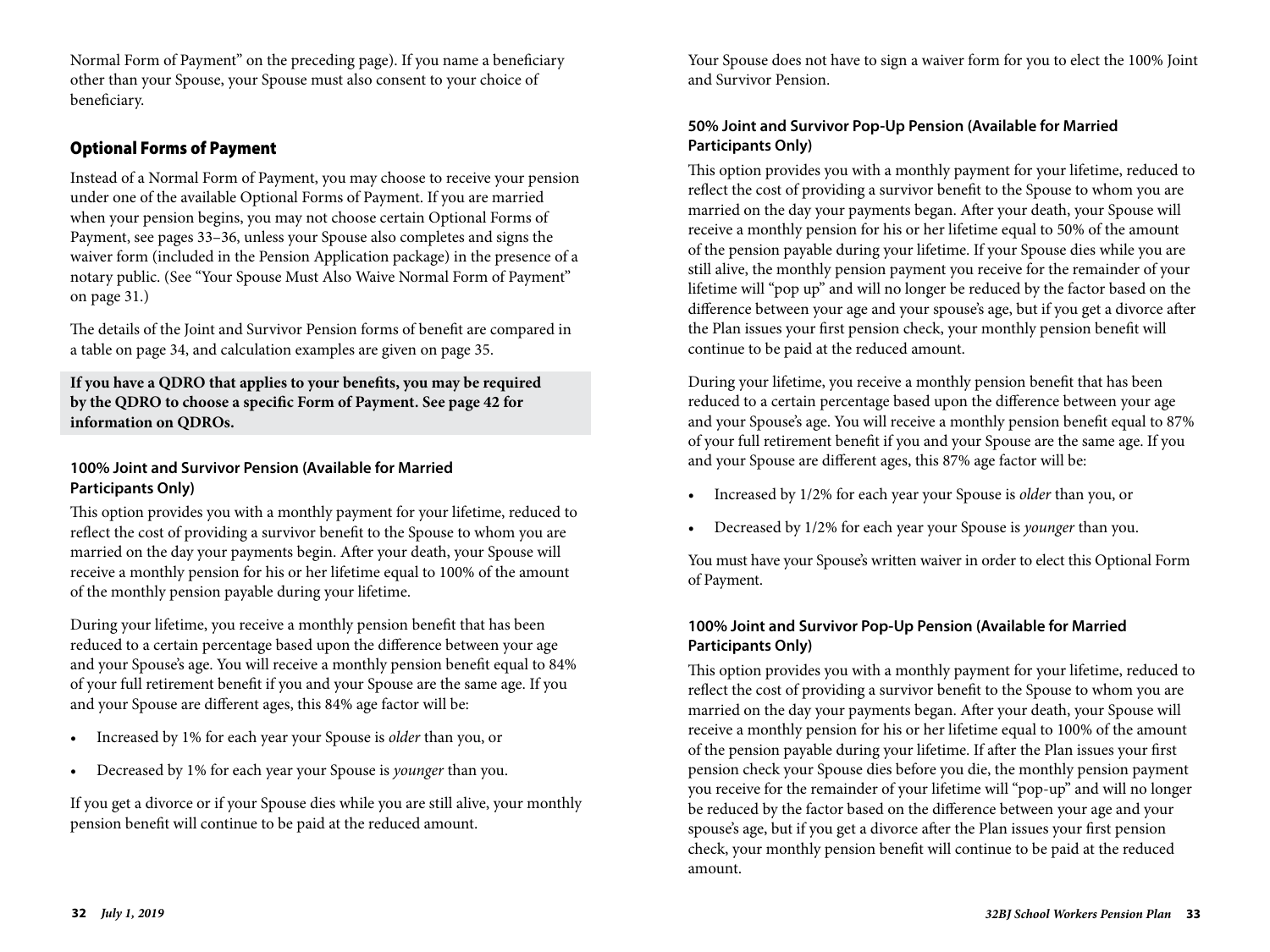Normal Form of Payment" on the preceding page). If you name a beneficiary other than your Spouse, your Spouse must also consent to your choice of beneficiary.

## Optional Forms of Payment

Instead of a Normal Form of Payment, you may choose to receive your pension under one of the available Optional Forms of Payment. If you are married when your pension begins, you may not choose certain Optional Forms of Payment, see pages 33–36, unless your Spouse also completes and signs the waiver form (included in the Pension Application package) in the presence of a notary public. (See "Your Spouse Must Also Waive Normal Form of Payment" on page 31.)

The details of the Joint and Survivor Pension forms of benefit are compared in a table on page 34, and calculation examples are given on page 35.

**If you have a QDRO that applies to your benefits, you may be required by the QDRO to choose a specific Form of Payment. See page 42 for information on QDROs.**

### 100% Joint and Survivor Pension (Available for Married Participants Only)

This option provides you with a monthly payment for your lifetime, reduced to reflect the cost of providing a survivor benefit to the Spouse to whom you are married on the day your payments begin. After your death, your Spouse will receive a monthly pension for his or her lifetime equal to 100% of the amount of the monthly pension payable during your lifetime.

During your lifetime, you receive a monthly pension benefit that has been reduced to a certain percentage based upon the difference between your age and your Spouse's age. You will receive a monthly pension benefit equal to 84% of your full retirement benefit if you and your Spouse are the same age. If you and your Spouse are different ages, this 84% age factor will be:

- Increased by 1% for each year your Spouse is *older* than you, or
- Decreased by 1% for each year your Spouse is *younger* than you.

If you get a divorce or if your Spouse dies while you are still alive, your monthly pension benefit will continue to be paid at the reduced amount.

Your Spouse does not have to sign a waiver form for you to elect the 100% Joint and Survivor Pension.

### 50% Joint and Survivor Pop-Up Pension (Available for Married Participants Only)

This option provides you with a monthly payment for your lifetime, reduced to reflect the cost of providing a survivor benefit to the Spouse to whom you are married on the day your payments began. After your death, your Spouse will receive a monthly pension for his or her lifetime equal to 50% of the amount of the pension payable during your lifetime. If your Spouse dies while you are still alive, the monthly pension payment you receive for the remainder of your lifetime will "pop up" and will no longer be reduced by the factor based on the difference between your age and your spouse's age, but if you get a divorce after the Plan issues your first pension check, your monthly pension benefit will continue to be paid at the reduced amount.

During your lifetime, you receive a monthly pension benefit that has been reduced to a certain percentage based upon the difference between your age and your Spouse's age. You will receive a monthly pension benefit equal to 87% of your full retirement benefit if you and your Spouse are the same age. If you and your Spouse are different ages, this 87% age factor will be:

- Increased by 1/2% for each year your Spouse is *older* than you, or
- Decreased by 1/2% for each year your Spouse is *younger* than you.

You must have your Spouse's written waiver in order to elect this Optional Form of Payment.

### 100% Joint and Survivor Pop-Up Pension (Available for Married Participants Only)

This option provides you with a monthly payment for your lifetime, reduced to reflect the cost of providing a survivor benefit to the Spouse to whom you are married on the day your payments began. After your death, your Spouse will receive a monthly pension for his or her lifetime equal to 100% of the amount of the pension payable during your lifetime. If after the Plan issues your first pension check your Spouse dies before you die, the monthly pension payment you receive for the remainder of your lifetime will "pop-up" and will no longer be reduced by the factor based on the difference between your age and your spouse's age, but if you get a divorce after the Plan issues your first pension check, your monthly pension benefit will continue to be paid at the reduced amount.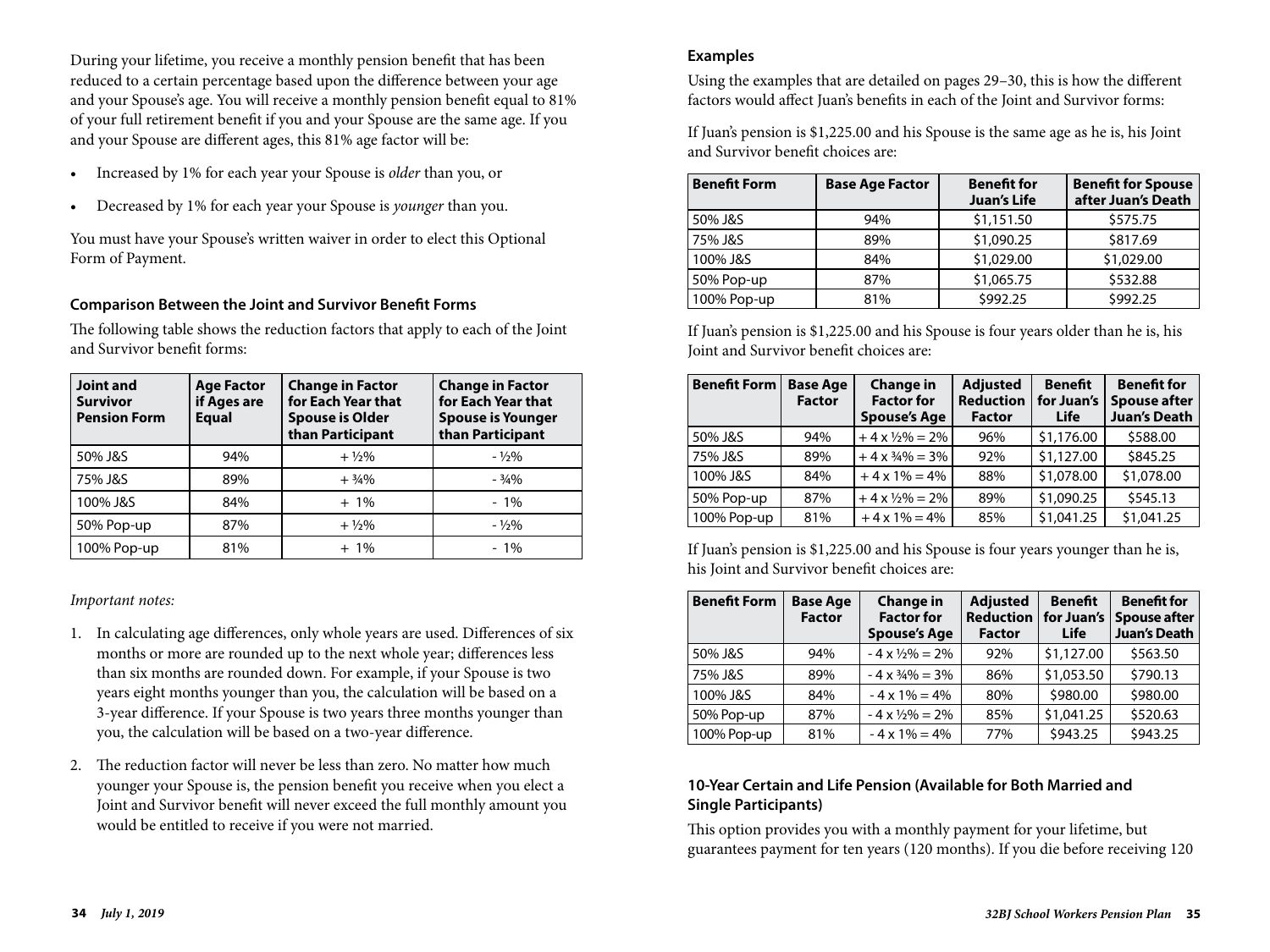During your lifetime, you receive a monthly pension benefit that has been reduced to a certain percentage based upon the difference between your age and your Spouse's age. You will receive a monthly pension benefit equal to 81% of your full retirement benefit if you and your Spouse are the same age. If you and your Spouse are different ages, this 81% age factor will be:

- Increased by 1% for each year your Spouse is *older* than you, or
- Decreased by 1% for each year your Spouse is *younger* than you.

You must have your Spouse's written waiver in order to elect this Optional Form of Payment.

### Comparison Between the Joint and Survivor Benefit Forms

The following table shows the reduction factors that apply to each of the Joint and Survivor benefit forms:

| Joint and Survivor Pension Form | Age Factor if Ages are Equal | Change in Factor for Each Year that Spouse is Older than Participant | Change in Factor for Each Year that Spouse is Younger than Participant |
|---|---|---|---|
| 50% J&S | 94% | + ½% | - ½% |
| 75% J&S | 89% | + ¾% | - ¾% |
| 100% J&S | 84% | + 1% | - 1% |
| 50% Pop-up | 87% | + ½% | - ½% |
| 100% Pop-up | 81% | + 1% | - 1% |

*Important notes:*

1. In calculating age differences, only whole years are used. Differences of six months or more are rounded up to the next whole year; differences less than six months are rounded down. For example, if your Spouse is two years eight months younger than you, the calculation will be based on a 3-year difference. If your Spouse is two years three months younger than you, the calculation will be based on a two-year difference.
2. The reduction factor will never be less than zero. No matter how much younger your Spouse is, the pension benefit you receive when you elect a Joint and Survivor benefit will never exceed the full monthly amount you would be entitled to receive if you were not married.

### Examples

Using the examples that are detailed on pages 29–30, this is how the different factors would affect Juan's benefits in each of the Joint and Survivor forms:

If Juan's pension is $1,225.00 and his Spouse is the same age as he is, his Joint and Survivor benefit choices are:

| Benefit Form | Base Age Factor | Benefit for Juan's Life | Benefit for Spouse after Juan's Death |
|---|---|---|---|
| 50% J&S | 94% | $1,151.50 | $575.75 |
| 75% J&S | 89% | $1,090.25 | $817.69 |
| 100% J&S | 84% | $1,029.00 | $1,029.00 |
| 50% Pop-up | 87% | $1,065.75 | $532.88 |
| 100% Pop-up | 81% | $992.25 | $992.25 |

If Juan's pension is $1,225.00 and his Spouse is four years older than he is, his Joint and Survivor benefit choices are:

| Benefit Form | Base Age Factor | Change in Factor for Spouse's Age | Adjusted Reduction Factor | Benefit for Juan's Life | Benefit for Spouse after Juan's Death |
|---|---|---|---|---|---|
| 50% J&S | 94% | + 4 x ½% = 2% | 96% | $1,176.00 | $588.00 |
| 75% J&S | 89% | + 4 x ¾% = 3% | 92% | $1,127.00 | $845.25 |
| 100% J&S | 84% | + 4 x 1% = 4% | 88% | $1,078.00 | $1,078.00 |
| 50% Pop-up | 87% | + 4 x ½% = 2% | 89% | $1,090.25 | $545.13 |
| 100% Pop-up | 81% | + 4 x 1% = 4% | 85% | $1,041.25 | $1,041.25 |

If Juan's pension is $1,225.00 and his Spouse is four years younger than he is, his Joint and Survivor benefit choices are:

| Benefit Form | Base Age Factor | Change in Factor for Spouse's Age | Adjusted Reduction Factor | Benefit for Juan's Life | Benefit for Spouse after Juan's Death |
|---|---|---|---|---|---|
| 50% J&S | 94% | - 4 x ½% = 2% | 92% | $1,127.00 | $563.50 |
| 75% J&S | 89% | - 4 x ¾% = 3% | 86% | $1,053.50 | $790.13 |
| 100% J&S | 84% | - 4 x 1% = 4% | 80% | $980.00 | $980.00 |
| 50% Pop-up | 87% | - 4 x ½% = 2% | 85% | $1,041.25 | $520.63 |
| 100% Pop-up | 81% | - 4 x 1% = 4% | 77% | $943.25 | $943.25 |

### 10-Year Certain and Life Pension (Available for Both Married and Single Participants)

This option provides you with a monthly payment for your lifetime, but guarantees payment for ten years (120 months). If you die before receiving 120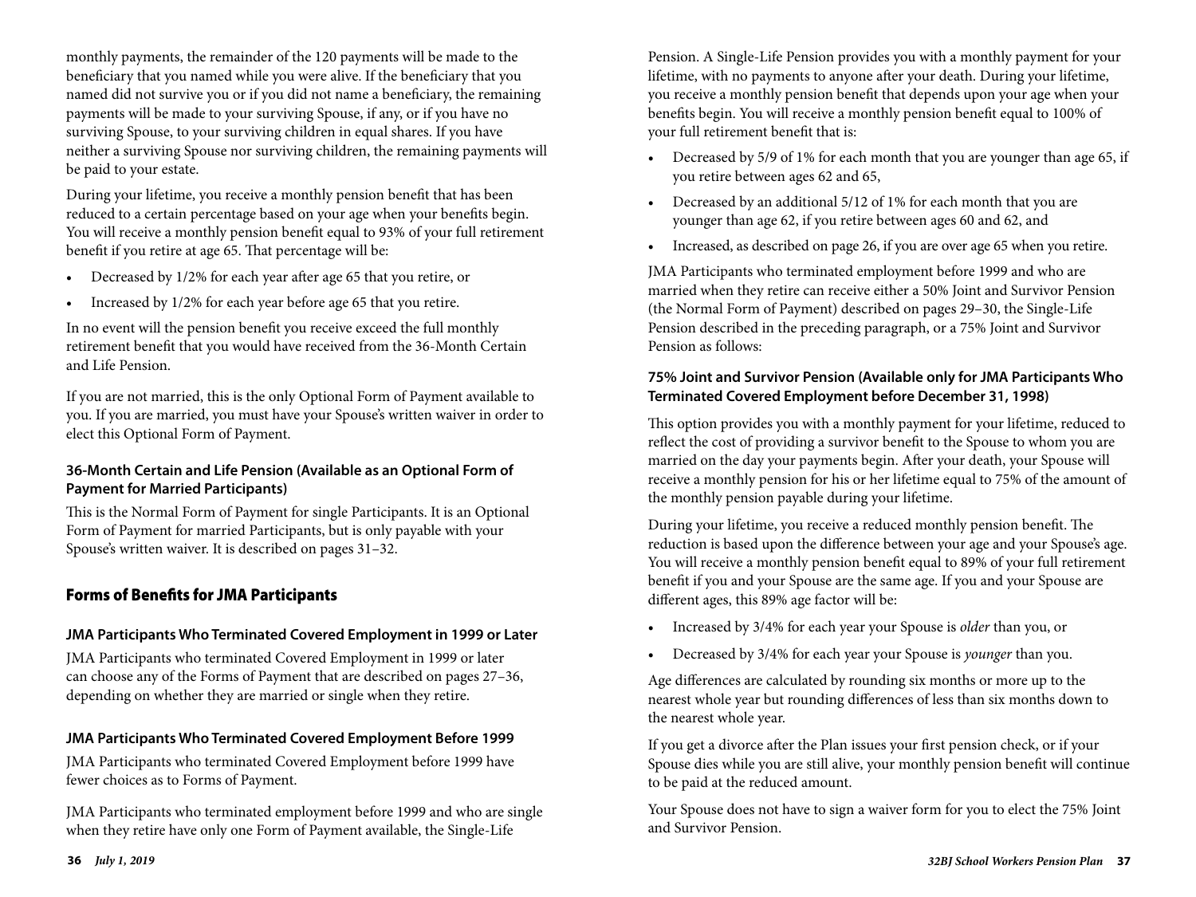monthly payments, the remainder of the 120 payments will be made to the beneficiary that you named while you were alive. If the beneficiary that you named did not survive you or if you did not name a beneficiary, the remaining payments will be made to your surviving Spouse, if any, or if you have no surviving Spouse, to your surviving children in equal shares. If you have neither a surviving Spouse nor surviving children, the remaining payments will be paid to your estate.

During your lifetime, you receive a monthly pension benefit that has been reduced to a certain percentage based on your age when your benefits begin. You will receive a monthly pension benefit equal to 93% of your full retirement benefit if you retire at age 65. That percentage will be:

- Decreased by 1/2% for each year after age 65 that you retire, or
- Increased by 1/2% for each year before age 65 that you retire.

In no event will the pension benefit you receive exceed the full monthly retirement benefit that you would have received from the 36-Month Certain and Life Pension.

If you are not married, this is the only Optional Form of Payment available to you. If you are married, you must have your Spouse's written waiver in order to elect this Optional Form of Payment.

### 36-Month Certain and Life Pension (Available as an Optional Form of Payment for Married Participants)

This is the Normal Form of Payment for single Participants. It is an Optional Form of Payment for married Participants, but is only payable with your Spouse's written waiver. It is described on pages 31–32.

## Forms of Benefits for JMA Participants

### JMA Participants Who Terminated Covered Employment in 1999 or Later

JMA Participants who terminated Covered Employment in 1999 or later can choose any of the Forms of Payment that are described on pages 27–36, depending on whether they are married or single when they retire.

### JMA Participants Who Terminated Covered Employment Before 1999

JMA Participants who terminated Covered Employment before 1999 have fewer choices as to Forms of Payment.

JMA Participants who terminated employment before 1999 and who are single when they retire have only one Form of Payment available, the Single-Life Pension. A Single-Life Pension provides you with a monthly payment for your lifetime, with no payments to anyone after your death. During your lifetime, you receive a monthly pension benefit that depends upon your age when your benefits begin. You will receive a monthly pension benefit equal to 100% of your full retirement benefit that is:

- Decreased by 5/9 of 1% for each month that you are younger than age 65, if you retire between ages 62 and 65,
- Decreased by an additional 5/12 of 1% for each month that you are younger than age 62, if you retire between ages 60 and 62, and
- Increased, as described on page 26, if you are over age 65 when you retire.

JMA Participants who terminated employment before 1999 and who are married when they retire can receive either a 50% Joint and Survivor Pension (the Normal Form of Payment) described on pages 29–30, the Single-Life Pension described in the preceding paragraph, or a 75% Joint and Survivor Pension as follows:

### 75% Joint and Survivor Pension (Available only for JMA Participants Who Terminated Covered Employment before December 31, 1998)

This option provides you with a monthly payment for your lifetime, reduced to reflect the cost of providing a survivor benefit to the Spouse to whom you are married on the day your payments begin. After your death, your Spouse will receive a monthly pension for his or her lifetime equal to 75% of the amount of the monthly pension payable during your lifetime.

During your lifetime, you receive a reduced monthly pension benefit. The reduction is based upon the difference between your age and your Spouse's age. You will receive a monthly pension benefit equal to 89% of your full retirement benefit if you and your Spouse are the same age. If you and your Spouse are different ages, this 89% age factor will be:

- Increased by 3/4% for each year your Spouse is *older* than you, or
- Decreased by 3/4% for each year your Spouse is *younger* than you.

Age differences are calculated by rounding six months or more up to the nearest whole year but rounding differences of less than six months down to the nearest whole year.

If you get a divorce after the Plan issues your first pension check, or if your Spouse dies while you are still alive, your monthly pension benefit will continue to be paid at the reduced amount.

Your Spouse does not have to sign a waiver form for you to elect the 75% Joint and Survivor Pension.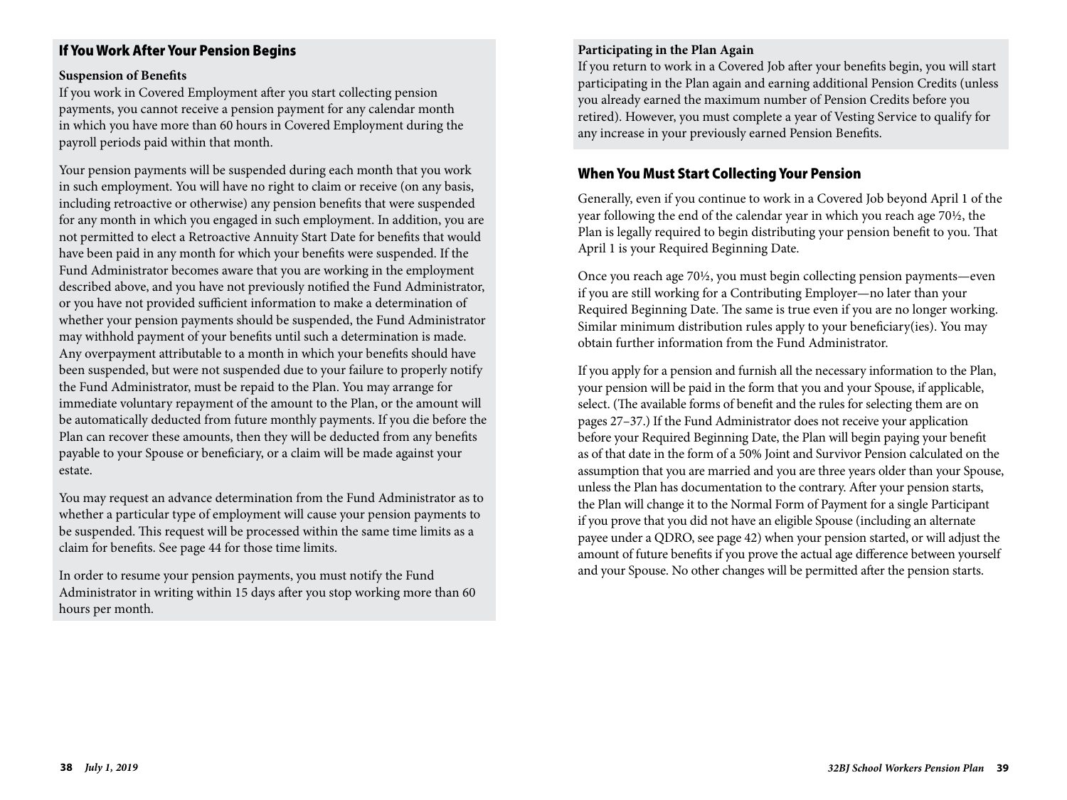## If You Work After Your Pension Begins

**Suspension of Benefits**

If you work in Covered Employment after you start collecting pension payments, you cannot receive a pension payment for any calendar month in which you have more than 60 hours in Covered Employment during the payroll periods paid within that month.

Your pension payments will be suspended during each month that you work in such employment. You will have no right to claim or receive (on any basis, including retroactive or otherwise) any pension benefits that were suspended for any month in which you engaged in such employment. In addition, you are not permitted to elect a Retroactive Annuity Start Date for benefits that would have been paid in any month for which your benefits were suspended. If the Fund Administrator becomes aware that you are working in the employment described above, and you have not previously notified the Fund Administrator, or you have not provided sufficient information to make a determination of whether your pension payments should be suspended, the Fund Administrator may withhold payment of your benefits until such a determination is made. Any overpayment attributable to a month in which your benefits should have been suspended, but were not suspended due to your failure to properly notify the Fund Administrator, must be repaid to the Plan. You may arrange for immediate voluntary repayment of the amount to the Plan, or the amount will be automatically deducted from future monthly payments. If you die before the Plan can recover these amounts, then they will be deducted from any benefits payable to your Spouse or beneficiary, or a claim will be made against your estate.

You may request an advance determination from the Fund Administrator as to whether a particular type of employment will cause your pension payments to be suspended. This request will be processed within the same time limits as a claim for benefits. See page 44 for those time limits.

In order to resume your pension payments, you must notify the Fund Administrator in writing within 15 days after you stop working more than 60 hours per month.

**Participating in the Plan Again**

If you return to work in a Covered Job after your benefits begin, you will start participating in the Plan again and earning additional Pension Credits (unless you already earned the maximum number of Pension Credits before you retired). However, you must complete a year of Vesting Service to qualify for any increase in your previously earned Pension Benefits.

## When You Must Start Collecting Your Pension

Generally, even if you continue to work in a Covered Job beyond April 1 of the year following the end of the calendar year in which you reach age 70½, the Plan is legally required to begin distributing your pension benefit to you. That April 1 is your Required Beginning Date.

Once you reach age 70½, you must begin collecting pension payments—even if you are still working for a Contributing Employer—no later than your Required Beginning Date. The same is true even if you are no longer working. Similar minimum distribution rules apply to your beneficiary(ies). You may obtain further information from the Fund Administrator.

If you apply for a pension and furnish all the necessary information to the Plan, your pension will be paid in the form that you and your Spouse, if applicable, select. (The available forms of benefit and the rules for selecting them are on pages 27–37.) If the Fund Administrator does not receive your application before your Required Beginning Date, the Plan will begin paying your benefit as of that date in the form of a 50% Joint and Survivor Pension calculated on the assumption that you are married and you are three years older than your Spouse, unless the Plan has documentation to the contrary. After your pension starts, the Plan will change it to the Normal Form of Payment for a single Participant if you prove that you did not have an eligible Spouse (including an alternate payee under a QDRO, see page 42) when your pension started, or will adjust the amount of future benefits if you prove the actual age difference between yourself and your Spouse. No other changes will be permitted after the pension starts.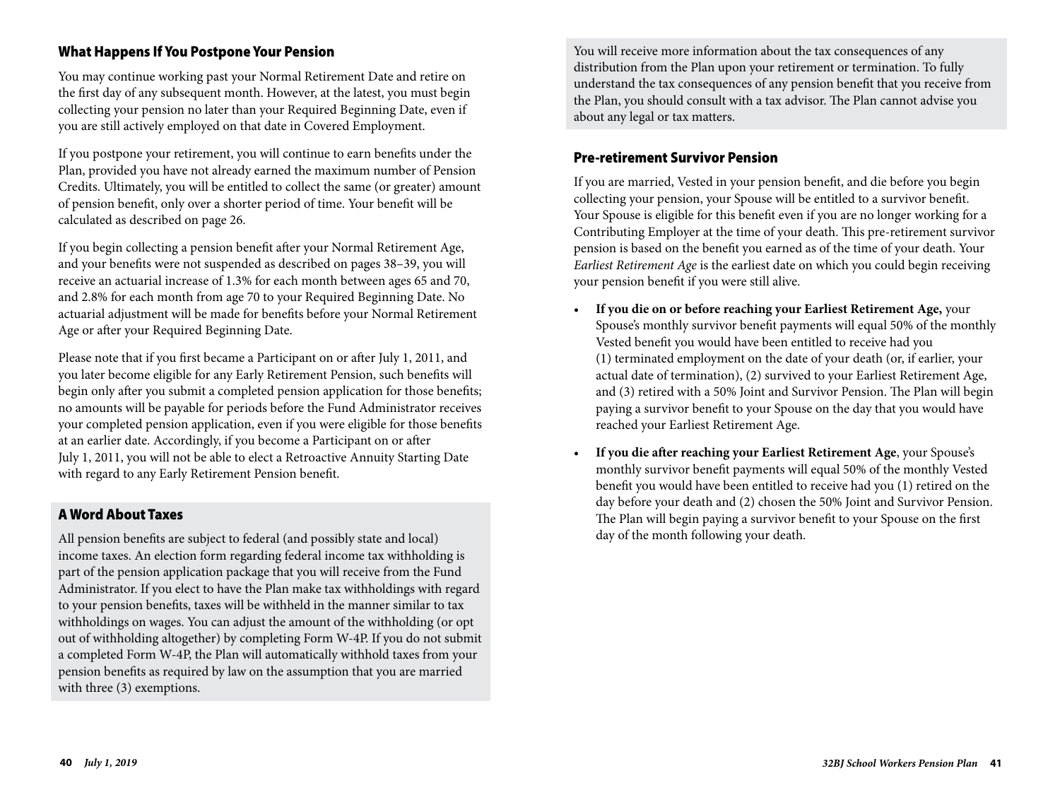## What Happens If You Postpone Your Pension

You may continue working past your Normal Retirement Date and retire on the first day of any subsequent month. However, at the latest, you must begin collecting your pension no later than your Required Beginning Date, even if you are still actively employed on that date in Covered Employment.

If you postpone your retirement, you will continue to earn benefits under the Plan, provided you have not already earned the maximum number of Pension Credits. Ultimately, you will be entitled to collect the same (or greater) amount of pension benefit, only over a shorter period of time. Your benefit will be calculated as described on page 26.

If you begin collecting a pension benefit after your Normal Retirement Age, and your benefits were not suspended as described on pages 38–39, you will receive an actuarial increase of 1.3% for each month between ages 65 and 70, and 2.8% for each month from age 70 to your Required Beginning Date. No actuarial adjustment will be made for benefits before your Normal Retirement Age or after your Required Beginning Date.

Please note that if you first became a Participant on or after July 1, 2011, and you later become eligible for any Early Retirement Pension, such benefits will begin only after you submit a completed pension application for those benefits; no amounts will be payable for periods before the Fund Administrator receives your completed pension application, even if you were eligible for those benefits at an earlier date. Accordingly, if you become a Participant on or after July 1, 2011, you will not be able to elect a Retroactive Annuity Starting Date with regard to any Early Retirement Pension benefit.

## A Word About Taxes

All pension benefits are subject to federal (and possibly state and local) income taxes. An election form regarding federal income tax withholding is part of the pension application package that you will receive from the Fund Administrator. If you elect to have the Plan make tax withholdings with regard to your pension benefits, taxes will be withheld in the manner similar to tax withholdings on wages. You can adjust the amount of the withholding (or opt out of withholding altogether) by completing Form W-4P. If you do not submit a completed Form W-4P, the Plan will automatically withhold taxes from your pension benefits as required by law on the assumption that you are married with three (3) exemptions.

You will receive more information about the tax consequences of any distribution from the Plan upon your retirement or termination. To fully understand the tax consequences of any pension benefit that you receive from the Plan, you should consult with a tax advisor. The Plan cannot advise you about any legal or tax matters.

## Pre-retirement Survivor Pension

If you are married, Vested in your pension benefit, and die before you begin collecting your pension, your Spouse will be entitled to a survivor benefit. Your Spouse is eligible for this benefit even if you are no longer working for a Contributing Employer at the time of your death. This pre-retirement survivor pension is based on the benefit you earned as of the time of your death. Your *Earliest Retirement Age* is the earliest date on which you could begin receiving your pension benefit if you were still alive.

- **If you die on or before reaching your Earliest Retirement Age,** your Spouse's monthly survivor benefit payments will equal 50% of the monthly Vested benefit you would have been entitled to receive had you (1) terminated employment on the date of your death (or, if earlier, your actual date of termination), (2) survived to your Earliest Retirement Age, and (3) retired with a 50% Joint and Survivor Pension. The Plan will begin paying a survivor benefit to your Spouse on the day that you would have reached your Earliest Retirement Age.
- **If you die after reaching your Earliest Retirement Age**, your Spouse's monthly survivor benefit payments will equal 50% of the monthly Vested benefit you would have been entitled to receive had you (1) retired on the day before your death and (2) chosen the 50% Joint and Survivor Pension. The Plan will begin paying a survivor benefit to your Spouse on the first day of the month following your death.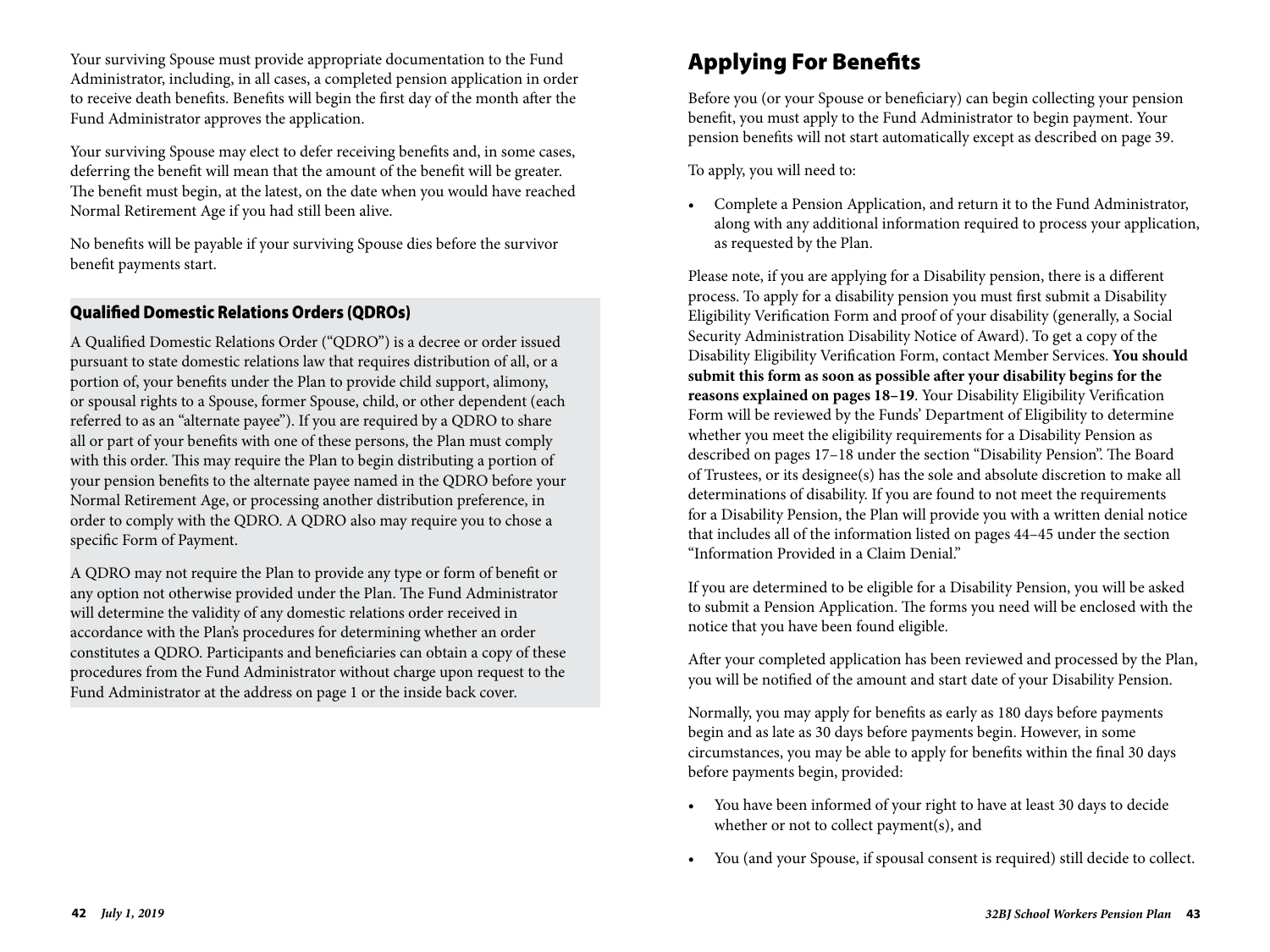Your surviving Spouse must provide appropriate documentation to the Fund Administrator, including, in all cases, a completed pension application in order to receive death benefits. Benefits will begin the first day of the month after the Fund Administrator approves the application.

Your surviving Spouse may elect to defer receiving benefits and, in some cases, deferring the benefit will mean that the amount of the benefit will be greater. The benefit must begin, at the latest, on the date when you would have reached Normal Retirement Age if you had still been alive.

No benefits will be payable if your surviving Spouse dies before the survivor benefit payments start.

### Qualified Domestic Relations Orders (QDROs)

A Qualified Domestic Relations Order ("QDRO") is a decree or order issued pursuant to state domestic relations law that requires distribution of all, or a portion of, your benefits under the Plan to provide child support, alimony, or spousal rights to a Spouse, former Spouse, child, or other dependent (each referred to as an "alternate payee"). If you are required by a QDRO to share all or part of your benefits with one of these persons, the Plan must comply with this order. This may require the Plan to begin distributing a portion of your pension benefits to the alternate payee named in the QDRO before your Normal Retirement Age, or processing another distribution preference, in order to comply with the QDRO. A QDRO also may require you to chose a specific Form of Payment.

A QDRO may not require the Plan to provide any type or form of benefit or any option not otherwise provided under the Plan. The Fund Administrator will determine the validity of any domestic relations order received in accordance with the Plan's procedures for determining whether an order constitutes a QDRO. Participants and beneficiaries can obtain a copy of these procedures from the Fund Administrator without charge upon request to the Fund Administrator at the address on page 1 or the inside back cover.

## Applying For Benefits

Before you (or your Spouse or beneficiary) can begin collecting your pension benefit, you must apply to the Fund Administrator to begin payment. Your pension benefits will not start automatically except as described on page 39.

To apply, you will need to:

- Complete a Pension Application, and return it to the Fund Administrator, along with any additional information required to process your application, as requested by the Plan.

Please note, if you are applying for a Disability pension, there is a different process. To apply for a disability pension you must first submit a Disability Eligibility Verification Form and proof of your disability (generally, a Social Security Administration Disability Notice of Award). To get a copy of the Disability Eligibility Verification Form, contact Member Services. **You should submit this form as soon as possible after your disability begins for the reasons explained on pages 18–19**. Your Disability Eligibility Verification Form will be reviewed by the Funds' Department of Eligibility to determine whether you meet the eligibility requirements for a Disability Pension as described on pages 17–18 under the section "Disability Pension". The Board of Trustees, or its designee(s) has the sole and absolute discretion to make all determinations of disability. If you are found to not meet the requirements for a Disability Pension, the Plan will provide you with a written denial notice that includes all of the information listed on pages 44–45 under the section "Information Provided in a Claim Denial."

If you are determined to be eligible for a Disability Pension, you will be asked to submit a Pension Application. The forms you need will be enclosed with the notice that you have been found eligible.

After your completed application has been reviewed and processed by the Plan, you will be notified of the amount and start date of your Disability Pension.

Normally, you may apply for benefits as early as 180 days before payments begin and as late as 30 days before payments begin. However, in some circumstances, you may be able to apply for benefits within the final 30 days before payments begin, provided:

- You have been informed of your right to have at least 30 days to decide whether or not to collect payment(s), and
- You (and your Spouse, if spousal consent is required) still decide to collect.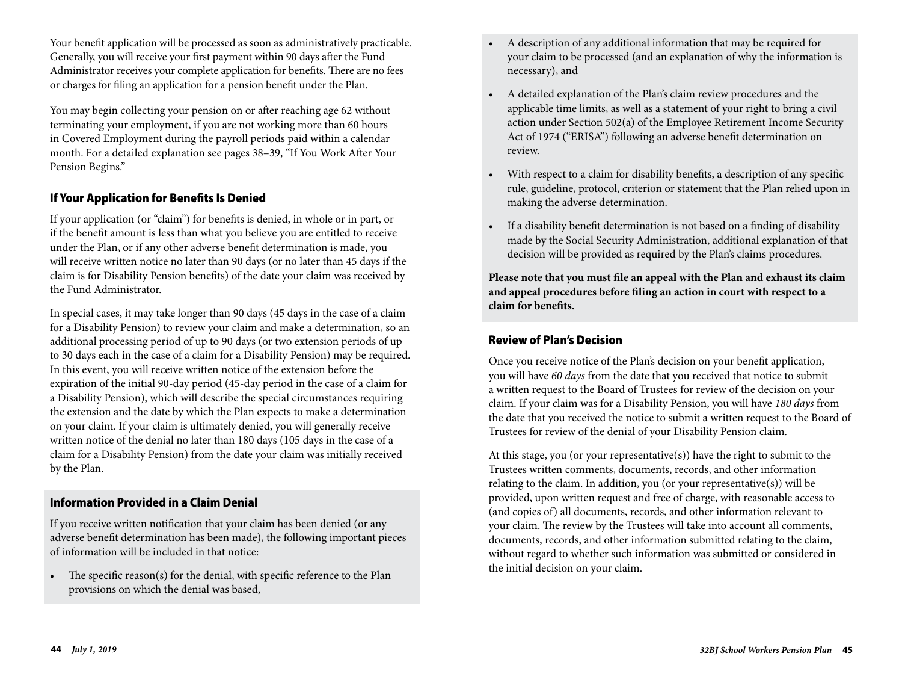Your benefit application will be processed as soon as administratively practicable. Generally, you will receive your first payment within 90 days after the Fund Administrator receives your complete application for benefits. There are no fees or charges for filing an application for a pension benefit under the Plan.

You may begin collecting your pension on or after reaching age 62 without terminating your employment, if you are not working more than 60 hours in Covered Employment during the payroll periods paid within a calendar month. For a detailed explanation see pages 38–39, "If You Work After Your Pension Begins."

## If Your Application for Benefits Is Denied

If your application (or "claim") for benefits is denied, in whole or in part, or if the benefit amount is less than what you believe you are entitled to receive under the Plan, or if any other adverse benefit determination is made, you will receive written notice no later than 90 days (or no later than 45 days if the claim is for Disability Pension benefits) of the date your claim was received by the Fund Administrator.

In special cases, it may take longer than 90 days (45 days in the case of a claim for a Disability Pension) to review your claim and make a determination, so an additional processing period of up to 90 days (or two extension periods of up to 30 days each in the case of a claim for a Disability Pension) may be required. In this event, you will receive written notice of the extension before the expiration of the initial 90-day period (45-day period in the case of a claim for a Disability Pension), which will describe the special circumstances requiring the extension and the date by which the Plan expects to make a determination on your claim. If your claim is ultimately denied, you will generally receive written notice of the denial no later than 180 days (105 days in the case of a claim for a Disability Pension) from the date your claim was initially received by the Plan.

## Information Provided in a Claim Denial

If you receive written notification that your claim has been denied (or any adverse benefit determination has been made), the following important pieces of information will be included in that notice:

- The specific reason(s) for the denial, with specific reference to the Plan provisions on which the denial was based,
- A description of any additional information that may be required for your claim to be processed (and an explanation of why the information is necessary), and
- A detailed explanation of the Plan's claim review procedures and the applicable time limits, as well as a statement of your right to bring a civil action under Section 502(a) of the Employee Retirement Income Security Act of 1974 ("ERISA") following an adverse benefit determination on review.
- With respect to a claim for disability benefits, a description of any specific rule, guideline, protocol, criterion or statement that the Plan relied upon in making the adverse determination.
- If a disability benefit determination is not based on a finding of disability made by the Social Security Administration, additional explanation of that decision will be provided as required by the Plan's claims procedures.

**Please note that you must file an appeal with the Plan and exhaust its claim and appeal procedures before filing an action in court with respect to a claim for benefits.**

## Review of Plan's Decision

Once you receive notice of the Plan's decision on your benefit application, you will have *60 days* from the date that you received that notice to submit a written request to the Board of Trustees for review of the decision on your claim. If your claim was for a Disability Pension, you will have *180 days* from the date that you received the notice to submit a written request to the Board of Trustees for review of the denial of your Disability Pension claim.

At this stage, you (or your representative(s)) have the right to submit to the Trustees written comments, documents, records, and other information relating to the claim. In addition, you (or your representative(s)) will be provided, upon written request and free of charge, with reasonable access to (and copies of) all documents, records, and other information relevant to your claim. The review by the Trustees will take into account all comments, documents, records, and other information submitted relating to the claim, without regard to whether such information was submitted or considered in the initial decision on your claim.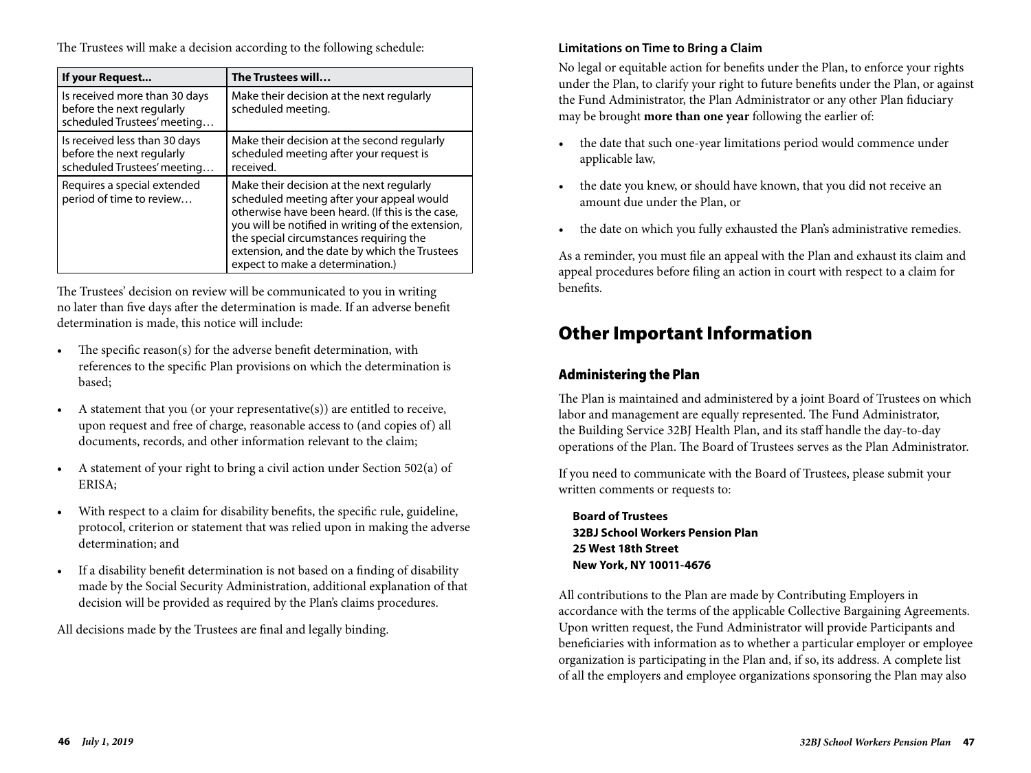The Trustees will make a decision according to the following schedule:

| If your Request... | The Trustees will… |
|---|---|
| Is received more than 30 days before the next regularly scheduled Trustees' meeting… | Make their decision at the next regularly scheduled meeting. |
| Is received less than 30 days before the next regularly scheduled Trustees' meeting… | Make their decision at the second regularly scheduled meeting after your request is received. |
| Requires a special extended period of time to review… | Make their decision at the next regularly scheduled meeting after your appeal would otherwise have been heard. (If this is the case, you will be notified in writing of the extension, the special circumstances requiring the extension, and the date by which the Trustees expect to make a determination.) |

The Trustees' decision on review will be communicated to you in writing no later than five days after the determination is made. If an adverse benefit determination is made, this notice will include:

- The specific reason(s) for the adverse benefit determination, with references to the specific Plan provisions on which the determination is based;
- A statement that you (or your representative(s)) are entitled to receive, upon request and free of charge, reasonable access to (and copies of) all documents, records, and other information relevant to the claim;
- A statement of your right to bring a civil action under Section 502(a) of ERISA;
- With respect to a claim for disability benefits, the specific rule, guideline, protocol, criterion or statement that was relied upon in making the adverse determination; and
- If a disability benefit determination is not based on a finding of disability made by the Social Security Administration, additional explanation of that decision will be provided as required by the Plan's claims procedures.

All decisions made by the Trustees are final and legally binding.

**Limitations on Time to Bring a Claim**

No legal or equitable action for benefits under the Plan, to enforce your rights under the Plan, to clarify your right to future benefits under the Plan, or against the Fund Administrator, the Plan Administrator or any other Plan fiduciary may be brought **more than one year** following the earlier of:

- the date that such one-year limitations period would commence under applicable law,
- the date you knew, or should have known, that you did not receive an amount due under the Plan, or
- the date on which you fully exhausted the Plan's administrative remedies.

As a reminder, you must file an appeal with the Plan and exhaust its claim and appeal procedures before filing an action in court with respect to a claim for benefits.

# Other Important Information

## Administering the Plan

The Plan is maintained and administered by a joint Board of Trustees on which labor and management are equally represented. The Fund Administrator, the Building Service 32BJ Health Plan, and its staff handle the day-to-day operations of the Plan. The Board of Trustees serves as the Plan Administrator.

If you need to communicate with the Board of Trustees, please submit your written comments or requests to:

**Board of Trustees**
**32BJ School Workers Pension Plan**
**25 West 18th Street**
**New York, NY 10011-4676**

All contributions to the Plan are made by Contributing Employers in accordance with the terms of the applicable Collective Bargaining Agreements. Upon written request, the Fund Administrator will provide Participants and beneficiaries with information as to whether a particular employer or employee organization is participating in the Plan and, if so, its address. A complete list of all the employers and employee organizations sponsoring the Plan may also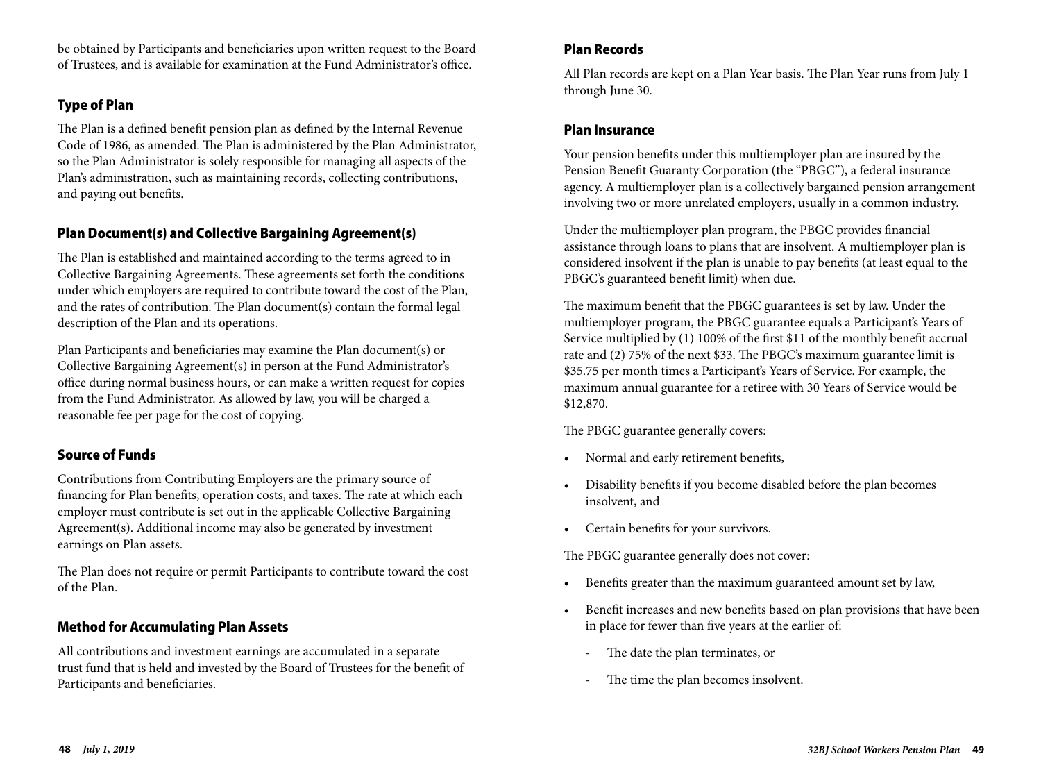be obtained by Participants and beneficiaries upon written request to the Board of Trustees, and is available for examination at the Fund Administrator's office.

## Type of Plan

The Plan is a defined benefit pension plan as defined by the Internal Revenue Code of 1986, as amended. The Plan is administered by the Plan Administrator, so the Plan Administrator is solely responsible for managing all aspects of the Plan's administration, such as maintaining records, collecting contributions, and paying out benefits.

## Plan Document(s) and Collective Bargaining Agreement(s)

The Plan is established and maintained according to the terms agreed to in Collective Bargaining Agreements. These agreements set forth the conditions under which employers are required to contribute toward the cost of the Plan, and the rates of contribution. The Plan document(s) contain the formal legal description of the Plan and its operations.

Plan Participants and beneficiaries may examine the Plan document(s) or Collective Bargaining Agreement(s) in person at the Fund Administrator's office during normal business hours, or can make a written request for copies from the Fund Administrator. As allowed by law, you will be charged a reasonable fee per page for the cost of copying.

## Source of Funds

Contributions from Contributing Employers are the primary source of financing for Plan benefits, operation costs, and taxes. The rate at which each employer must contribute is set out in the applicable Collective Bargaining Agreement(s). Additional income may also be generated by investment earnings on Plan assets.

The Plan does not require or permit Participants to contribute toward the cost of the Plan.

## Method for Accumulating Plan Assets

All contributions and investment earnings are accumulated in a separate trust fund that is held and invested by the Board of Trustees for the benefit of Participants and beneficiaries.

## Plan Records

All Plan records are kept on a Plan Year basis. The Plan Year runs from July 1 through June 30.

## Plan Insurance

Your pension benefits under this multiemployer plan are insured by the Pension Benefit Guaranty Corporation (the "PBGC"), a federal insurance agency. A multiemployer plan is a collectively bargained pension arrangement involving two or more unrelated employers, usually in a common industry.

Under the multiemployer plan program, the PBGC provides financial assistance through loans to plans that are insolvent. A multiemployer plan is considered insolvent if the plan is unable to pay benefits (at least equal to the PBGC's guaranteed benefit limit) when due.

The maximum benefit that the PBGC guarantees is set by law. Under the multiemployer program, the PBGC guarantee equals a Participant's Years of Service multiplied by (1) 100% of the first $11 of the monthly benefit accrual rate and (2) 75% of the next $33. The PBGC's maximum guarantee limit is $35.75 per month times a Participant's Years of Service. For example, the maximum annual guarantee for a retiree with 30 Years of Service would be $12,870.

The PBGC guarantee generally covers:

- Normal and early retirement benefits,
- Disability benefits if you become disabled before the plan becomes insolvent, and
- Certain benefits for your survivors.

The PBGC guarantee generally does not cover:

- Benefits greater than the maximum guaranteed amount set by law,
- Benefit increases and new benefits based on plan provisions that have been in place for fewer than five years at the earlier of:
  - The date the plan terminates, or
  - The time the plan becomes insolvent.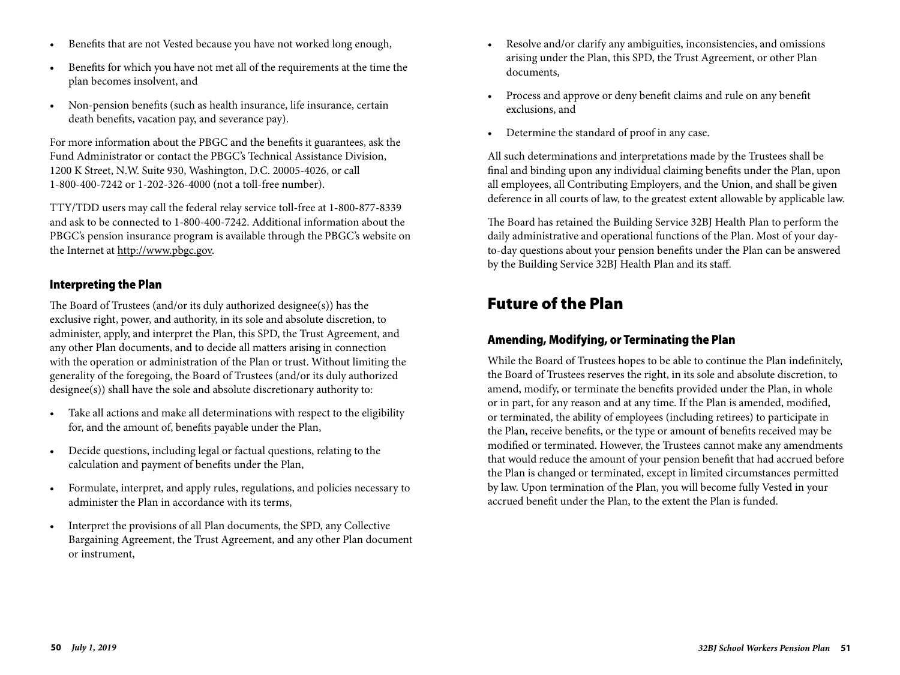- Benefits that are not Vested because you have not worked long enough,
- Benefits for which you have not met all of the requirements at the time the plan becomes insolvent, and
- Non-pension benefits (such as health insurance, life insurance, certain death benefits, vacation pay, and severance pay).

For more information about the PBGC and the benefits it guarantees, ask the Fund Administrator or contact the PBGC's Technical Assistance Division, 1200 K Street, N.W. Suite 930, Washington, D.C. 20005-4026, or call 1-800-400-7242 or 1-202-326-4000 (not a toll-free number).

TTY/TDD users may call the federal relay service toll-free at 1-800-877-8339 and ask to be connected to 1-800-400-7242. Additional information about the PBGC's pension insurance program is available through the PBGC's website on the Internet at http://www.pbgc.gov.

### Interpreting the Plan

The Board of Trustees (and/or its duly authorized designee(s)) has the exclusive right, power, and authority, in its sole and absolute discretion, to administer, apply, and interpret the Plan, this SPD, the Trust Agreement, and any other Plan documents, and to decide all matters arising in connection with the operation or administration of the Plan or trust. Without limiting the generality of the foregoing, the Board of Trustees (and/or its duly authorized designee(s)) shall have the sole and absolute discretionary authority to:

- Take all actions and make all determinations with respect to the eligibility for, and the amount of, benefits payable under the Plan,
- Decide questions, including legal or factual questions, relating to the calculation and payment of benefits under the Plan,
- Formulate, interpret, and apply rules, regulations, and policies necessary to administer the Plan in accordance with its terms,
- Interpret the provisions of all Plan documents, the SPD, any Collective Bargaining Agreement, the Trust Agreement, and any other Plan document or instrument,
- Resolve and/or clarify any ambiguities, inconsistencies, and omissions arising under the Plan, this SPD, the Trust Agreement, or other Plan documents,
- Process and approve or deny benefit claims and rule on any benefit exclusions, and
- Determine the standard of proof in any case.

All such determinations and interpretations made by the Trustees shall be final and binding upon any individual claiming benefits under the Plan, upon all employees, all Contributing Employers, and the Union, and shall be given deference in all courts of law, to the greatest extent allowable by applicable law.

The Board has retained the Building Service 32BJ Health Plan to perform the daily administrative and operational functions of the Plan. Most of your day-to-day questions about your pension benefits under the Plan can be answered by the Building Service 32BJ Health Plan and its staff.

## Future of the Plan

### Amending, Modifying, or Terminating the Plan

While the Board of Trustees hopes to be able to continue the Plan indefinitely, the Board of Trustees reserves the right, in its sole and absolute discretion, to amend, modify, or terminate the benefits provided under the Plan, in whole or in part, for any reason and at any time. If the Plan is amended, modified, or terminated, the ability of employees (including retirees) to participate in the Plan, receive benefits, or the type or amount of benefits received may be modified or terminated. However, the Trustees cannot make any amendments that would reduce the amount of your pension benefit that had accrued before the Plan is changed or terminated, except in limited circumstances permitted by law. Upon termination of the Plan, you will become fully Vested in your accrued benefit under the Plan, to the extent the Plan is funded.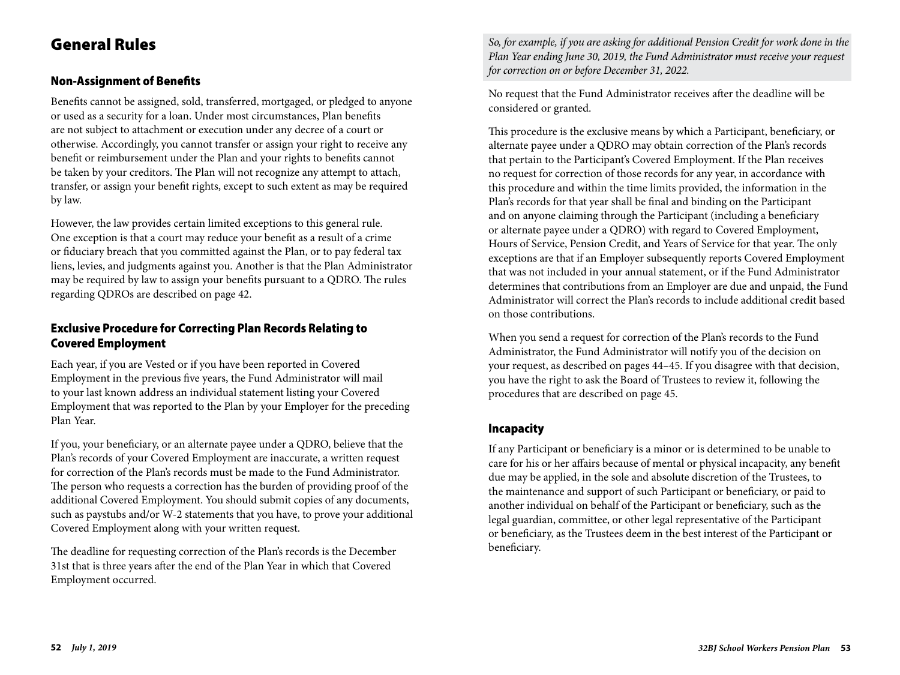# General Rules

## Non-Assignment of Benefits

Benefits cannot be assigned, sold, transferred, mortgaged, or pledged to anyone or used as a security for a loan. Under most circumstances, Plan benefits are not subject to attachment or execution under any decree of a court or otherwise. Accordingly, you cannot transfer or assign your right to receive any benefit or reimbursement under the Plan and your rights to benefits cannot be taken by your creditors. The Plan will not recognize any attempt to attach, transfer, or assign your benefit rights, except to such extent as may be required by law.

However, the law provides certain limited exceptions to this general rule. One exception is that a court may reduce your benefit as a result of a crime or fiduciary breach that you committed against the Plan, or to pay federal tax liens, levies, and judgments against you. Another is that the Plan Administrator may be required by law to assign your benefits pursuant to a QDRO. The rules regarding QDROs are described on page 42.

## Exclusive Procedure for Correcting Plan Records Relating to Covered Employment

Each year, if you are Vested or if you have been reported in Covered Employment in the previous five years, the Fund Administrator will mail to your last known address an individual statement listing your Covered Employment that was reported to the Plan by your Employer for the preceding Plan Year.

If you, your beneficiary, or an alternate payee under a QDRO, believe that the Plan's records of your Covered Employment are inaccurate, a written request for correction of the Plan's records must be made to the Fund Administrator. The person who requests a correction has the burden of providing proof of the additional Covered Employment. You should submit copies of any documents, such as paystubs and/or W-2 statements that you have, to prove your additional Covered Employment along with your written request.

The deadline for requesting correction of the Plan's records is the December 31st that is three years after the end of the Plan Year in which that Covered Employment occurred.

*So, for example, if you are asking for additional Pension Credit for work done in the Plan Year ending June 30, 2019, the Fund Administrator must receive your request for correction on or before December 31, 2022.*

No request that the Fund Administrator receives after the deadline will be considered or granted.

This procedure is the exclusive means by which a Participant, beneficiary, or alternate payee under a QDRO may obtain correction of the Plan's records that pertain to the Participant's Covered Employment. If the Plan receives no request for correction of those records for any year, in accordance with this procedure and within the time limits provided, the information in the Plan's records for that year shall be final and binding on the Participant and on anyone claiming through the Participant (including a beneficiary or alternate payee under a QDRO) with regard to Covered Employment, Hours of Service, Pension Credit, and Years of Service for that year. The only exceptions are that if an Employer subsequently reports Covered Employment that was not included in your annual statement, or if the Fund Administrator determines that contributions from an Employer are due and unpaid, the Fund Administrator will correct the Plan's records to include additional credit based on those contributions.

When you send a request for correction of the Plan's records to the Fund Administrator, the Fund Administrator will notify you of the decision on your request, as described on pages 44–45. If you disagree with that decision, you have the right to ask the Board of Trustees to review it, following the procedures that are described on page 45.

## Incapacity

If any Participant or beneficiary is a minor or is determined to be unable to care for his or her affairs because of mental or physical incapacity, any benefit due may be applied, in the sole and absolute discretion of the Trustees, to the maintenance and support of such Participant or beneficiary, or paid to another individual on behalf of the Participant or beneficiary, such as the legal guardian, committee, or other legal representative of the Participant or beneficiary, as the Trustees deem in the best interest of the Participant or beneficiary.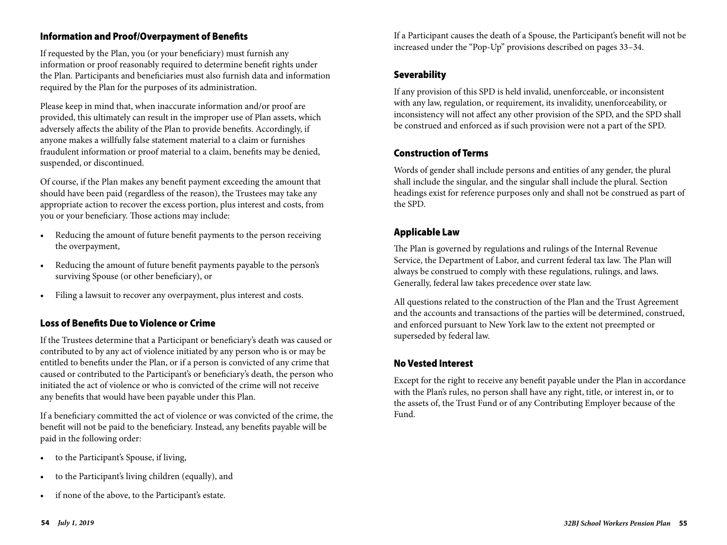## Information and Proof/Overpayment of Benefits

If requested by the Plan, you (or your beneficiary) must furnish any information or proof reasonably required to determine benefit rights under the Plan. Participants and beneficiaries must also furnish data and information required by the Plan for the purposes of its administration.

Please keep in mind that, when inaccurate information and/or proof are provided, this ultimately can result in the improper use of Plan assets, which adversely affects the ability of the Plan to provide benefits. Accordingly, if anyone makes a willfully false statement material to a claim or furnishes fraudulent information or proof material to a claim, benefits may be denied, suspended, or discontinued.

Of course, if the Plan makes any benefit payment exceeding the amount that should have been paid (regardless of the reason), the Trustees may take any appropriate action to recover the excess portion, plus interest and costs, from you or your beneficiary. Those actions may include:

- Reducing the amount of future benefit payments to the person receiving the overpayment,
- Reducing the amount of future benefit payments payable to the person's surviving Spouse (or other beneficiary), or
- Filing a lawsuit to recover any overpayment, plus interest and costs.

## Loss of Benefits Due to Violence or Crime

If the Trustees determine that a Participant or beneficiary's death was caused or contributed to by any act of violence initiated by any person who is or may be entitled to benefits under the Plan, or if a person is convicted of any crime that caused or contributed to the Participant's or beneficiary's death, the person who initiated the act of violence or who is convicted of the crime will not receive any benefits that would have been payable under this Plan.

If a beneficiary committed the act of violence or was convicted of the crime, the benefit will not be paid to the beneficiary. Instead, any benefits payable will be paid in the following order:

- to the Participant's Spouse, if living,
- to the Participant's living children (equally), and
- if none of the above, to the Participant's estate.

If a Participant causes the death of a Spouse, the Participant's benefit will not be increased under the "Pop-Up" provisions described on pages 33–34.

## Severability

If any provision of this SPD is held invalid, unenforceable, or inconsistent with any law, regulation, or requirement, its invalidity, unenforceability, or inconsistency will not affect any other provision of the SPD, and the SPD shall be construed and enforced as if such provision were not a part of the SPD.

## Construction of Terms

Words of gender shall include persons and entities of any gender, the plural shall include the singular, and the singular shall include the plural. Section headings exist for reference purposes only and shall not be construed as part of the SPD.

## Applicable Law

The Plan is governed by regulations and rulings of the Internal Revenue Service, the Department of Labor, and current federal tax law. The Plan will always be construed to comply with these regulations, rulings, and laws. Generally, federal law takes precedence over state law.

All questions related to the construction of the Plan and the Trust Agreement and the accounts and transactions of the parties will be determined, construed, and enforced pursuant to New York law to the extent not preempted or superseded by federal law.

## No Vested Interest

Except for the right to receive any benefit payable under the Plan in accordance with the Plan's rules, no person shall have any right, title, or interest in, or to the assets of, the Trust Fund or of any Contributing Employer because of the Fund.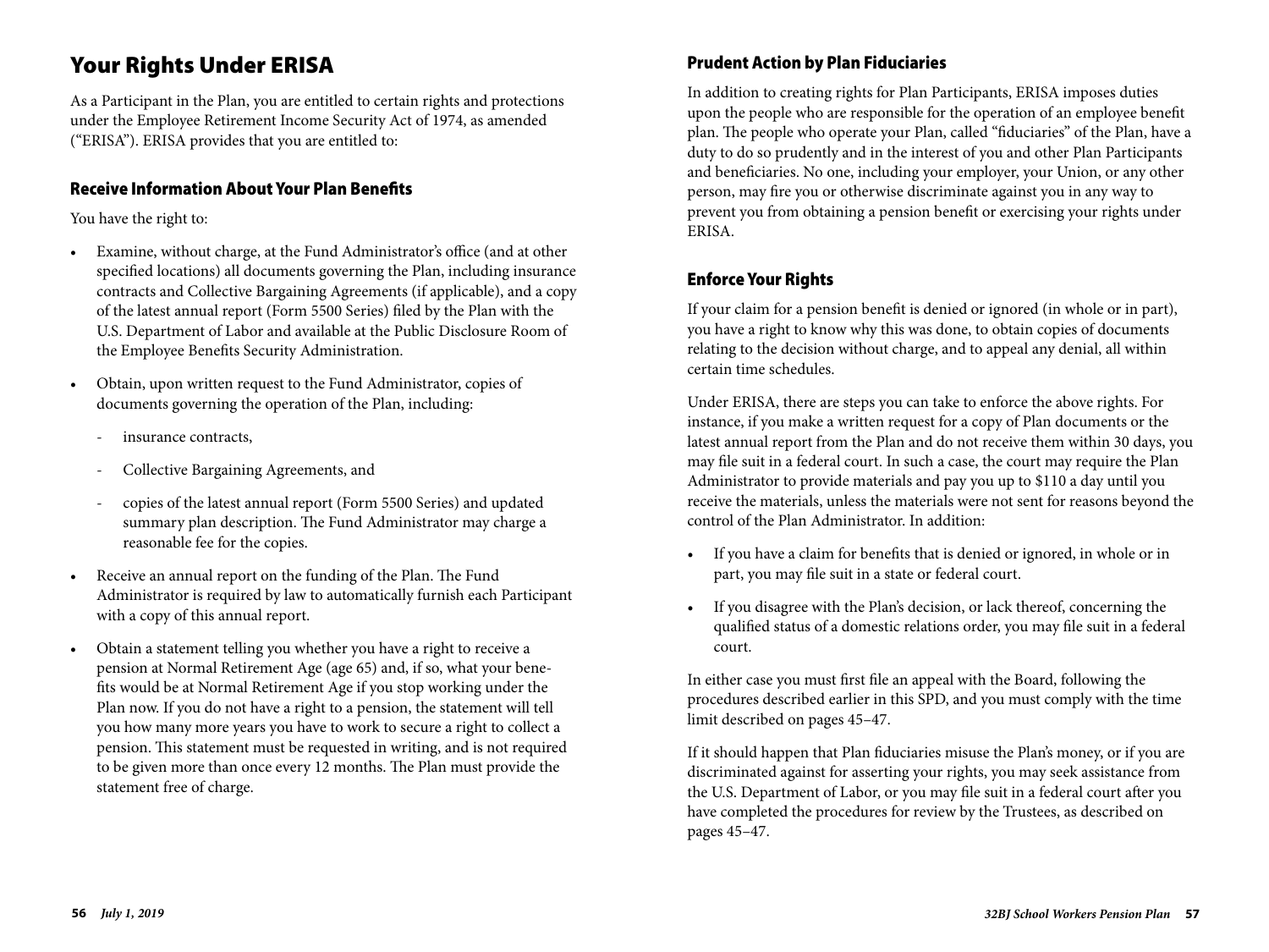# Your Rights Under ERISA

As a Participant in the Plan, you are entitled to certain rights and protections under the Employee Retirement Income Security Act of 1974, as amended ("ERISA"). ERISA provides that you are entitled to:

## Receive Information About Your Plan Benefits

You have the right to:

- Examine, without charge, at the Fund Administrator's office (and at other specified locations) all documents governing the Plan, including insurance contracts and Collective Bargaining Agreements (if applicable), and a copy of the latest annual report (Form 5500 Series) filed by the Plan with the U.S. Department of Labor and available at the Public Disclosure Room of the Employee Benefits Security Administration.
- Obtain, upon written request to the Fund Administrator, copies of documents governing the operation of the Plan, including:
  - insurance contracts,
  - Collective Bargaining Agreements, and
  - copies of the latest annual report (Form 5500 Series) and updated summary plan description. The Fund Administrator may charge a reasonable fee for the copies.
- Receive an annual report on the funding of the Plan. The Fund Administrator is required by law to automatically furnish each Participant with a copy of this annual report.
- Obtain a statement telling you whether you have a right to receive a pension at Normal Retirement Age (age 65) and, if so, what your benefits would be at Normal Retirement Age if you stop working under the Plan now. If you do not have a right to a pension, the statement will tell you how many more years you have to work to secure a right to collect a pension. This statement must be requested in writing, and is not required to be given more than once every 12 months. The Plan must provide the statement free of charge.

## Prudent Action by Plan Fiduciaries

In addition to creating rights for Plan Participants, ERISA imposes duties upon the people who are responsible for the operation of an employee benefit plan. The people who operate your Plan, called "fiduciaries" of the Plan, have a duty to do so prudently and in the interest of you and other Plan Participants and beneficiaries. No one, including your employer, your Union, or any other person, may fire you or otherwise discriminate against you in any way to prevent you from obtaining a pension benefit or exercising your rights under ERISA.

## Enforce Your Rights

If your claim for a pension benefit is denied or ignored (in whole or in part), you have a right to know why this was done, to obtain copies of documents relating to the decision without charge, and to appeal any denial, all within certain time schedules.

Under ERISA, there are steps you can take to enforce the above rights. For instance, if you make a written request for a copy of Plan documents or the latest annual report from the Plan and do not receive them within 30 days, you may file suit in a federal court. In such a case, the court may require the Plan Administrator to provide materials and pay you up to $110 a day until you receive the materials, unless the materials were not sent for reasons beyond the control of the Plan Administrator. In addition:

- If you have a claim for benefits that is denied or ignored, in whole or in part, you may file suit in a state or federal court.
- If you disagree with the Plan's decision, or lack thereof, concerning the qualified status of a domestic relations order, you may file suit in a federal court.

In either case you must first file an appeal with the Board, following the procedures described earlier in this SPD, and you must comply with the time limit described on pages 45–47.

If it should happen that Plan fiduciaries misuse the Plan's money, or if you are discriminated against for asserting your rights, you may seek assistance from the U.S. Department of Labor, or you may file suit in a federal court after you have completed the procedures for review by the Trustees, as described on pages 45–47.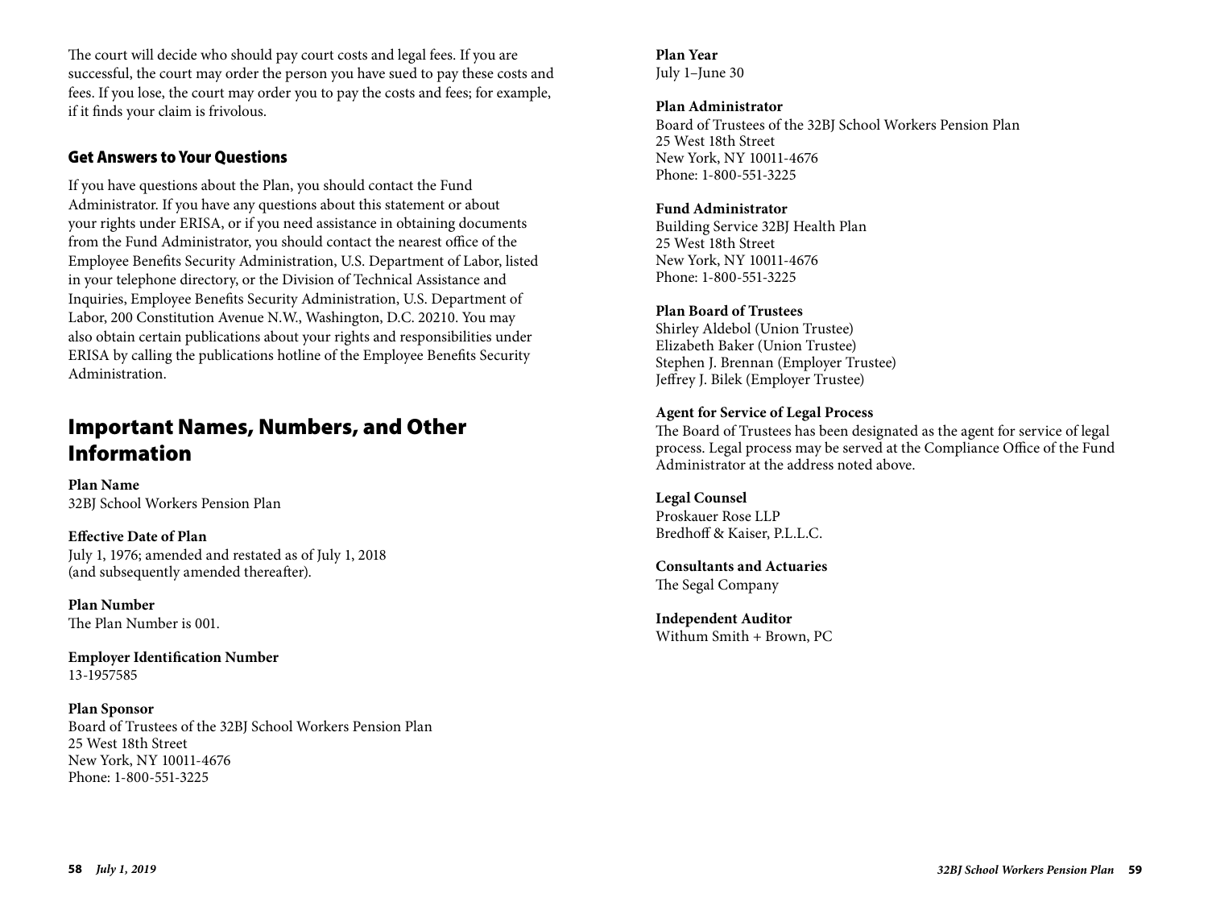The court will decide who should pay court costs and legal fees. If you are successful, the court may order the person you have sued to pay these costs and fees. If you lose, the court may order you to pay the costs and fees; for example, if it finds your claim is frivolous.

### Get Answers to Your Questions

If you have questions about the Plan, you should contact the Fund Administrator. If you have any questions about this statement or about your rights under ERISA, or if you need assistance in obtaining documents from the Fund Administrator, you should contact the nearest office of the Employee Benefits Security Administration, U.S. Department of Labor, listed in your telephone directory, or the Division of Technical Assistance and Inquiries, Employee Benefits Security Administration, U.S. Department of Labor, 200 Constitution Avenue N.W., Washington, D.C. 20210. You may also obtain certain publications about your rights and responsibilities under ERISA by calling the publications hotline of the Employee Benefits Security Administration.

## Important Names, Numbers, and Other Information

**Plan Name**
32BJ School Workers Pension Plan

**Effective Date of Plan**
July 1, 1976; amended and restated as of July 1, 2018
(and subsequently amended thereafter).

**Plan Number**
The Plan Number is 001.

**Employer Identification Number**
13-1957585

**Plan Sponsor**
Board of Trustees of the 32BJ School Workers Pension Plan
25 West 18th Street
New York, NY 10011-4676
Phone: 1-800-551-3225

**Plan Year**
July 1–June 30

**Plan Administrator**
Board of Trustees of the 32BJ School Workers Pension Plan
25 West 18th Street
New York, NY 10011-4676
Phone: 1-800-551-3225

**Fund Administrator**
Building Service 32BJ Health Plan
25 West 18th Street
New York, NY 10011-4676
Phone: 1-800-551-3225

**Plan Board of Trustees**
Shirley Aldebol (Union Trustee)
Elizabeth Baker (Union Trustee)
Stephen J. Brennan (Employer Trustee)
Jeffrey J. Bilek (Employer Trustee)

**Agent for Service of Legal Process**
The Board of Trustees has been designated as the agent for service of legal process. Legal process may be served at the Compliance Office of the Fund Administrator at the address noted above.

**Legal Counsel**
Proskauer Rose LLP
Bredhoff & Kaiser, P.L.L.C.

**Consultants and Actuaries**
The Segal Company

**Independent Auditor**
Withum Smith + Brown, PC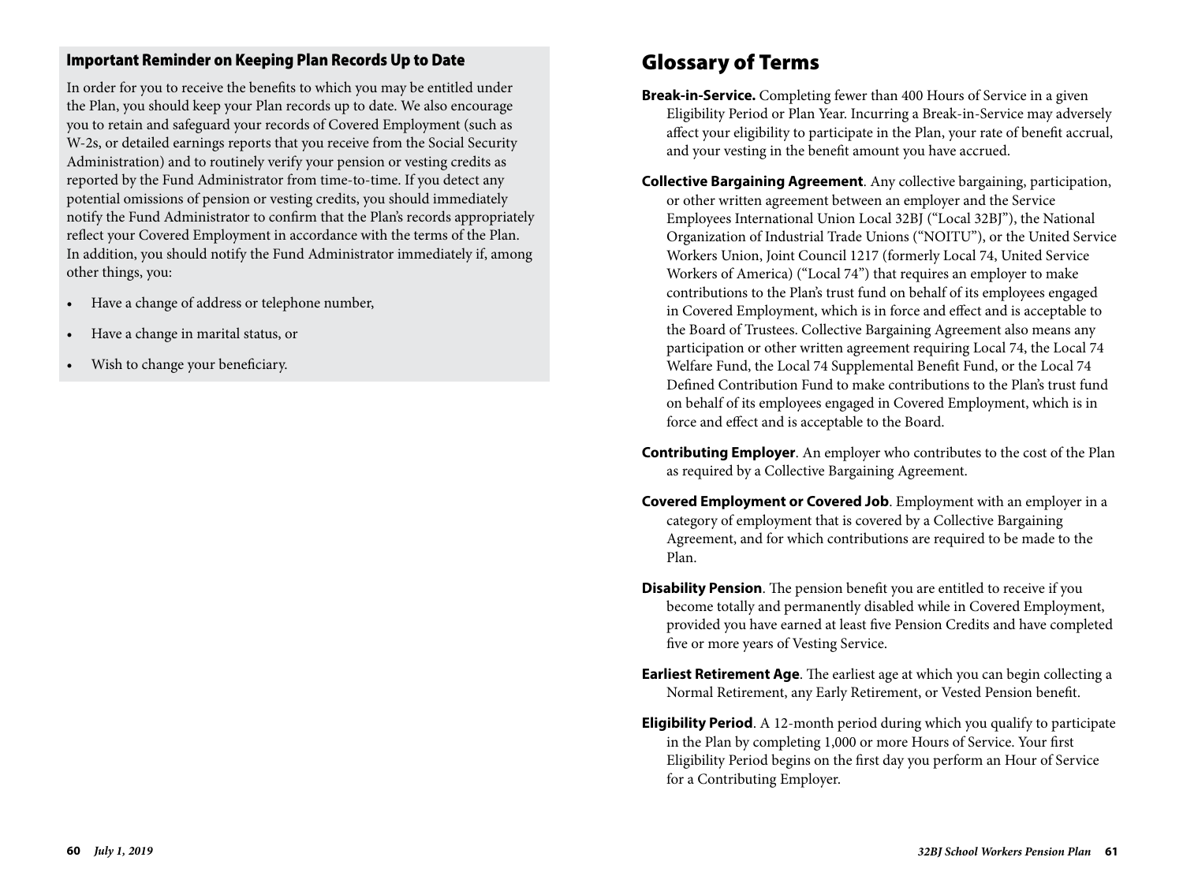### Important Reminder on Keeping Plan Records Up to Date

In order for you to receive the benefits to which you may be entitled under the Plan, you should keep your Plan records up to date. We also encourage you to retain and safeguard your records of Covered Employment (such as W-2s, or detailed earnings reports that you receive from the Social Security Administration) and to routinely verify your pension or vesting credits as reported by the Fund Administrator from time-to-time. If you detect any potential omissions of pension or vesting credits, you should immediately notify the Fund Administrator to confirm that the Plan's records appropriately reflect your Covered Employment in accordance with the terms of the Plan. In addition, you should notify the Fund Administrator immediately if, among other things, you:

- Have a change of address or telephone number,
- Have a change in marital status, or
- Wish to change your beneficiary.

# Glossary of Terms

**Break-in-Service.** Completing fewer than 400 Hours of Service in a given Eligibility Period or Plan Year. Incurring a Break-in-Service may adversely affect your eligibility to participate in the Plan, your rate of benefit accrual, and your vesting in the benefit amount you have accrued.

**Collective Bargaining Agreement**. Any collective bargaining, participation, or other written agreement between an employer and the Service Employees International Union Local 32BJ ("Local 32BJ"), the National Organization of Industrial Trade Unions ("NOITU"), or the United Service Workers Union, Joint Council 1217 (formerly Local 74, United Service Workers of America) ("Local 74") that requires an employer to make contributions to the Plan's trust fund on behalf of its employees engaged in Covered Employment, which is in force and effect and is acceptable to the Board of Trustees. Collective Bargaining Agreement also means any participation or other written agreement requiring Local 74, the Local 74 Welfare Fund, the Local 74 Supplemental Benefit Fund, or the Local 74 Defined Contribution Fund to make contributions to the Plan's trust fund on behalf of its employees engaged in Covered Employment, which is in force and effect and is acceptable to the Board.

**Contributing Employer**. An employer who contributes to the cost of the Plan as required by a Collective Bargaining Agreement.

**Covered Employment or Covered Job**. Employment with an employer in a category of employment that is covered by a Collective Bargaining Agreement, and for which contributions are required to be made to the Plan.

**Disability Pension**. The pension benefit you are entitled to receive if you become totally and permanently disabled while in Covered Employment, provided you have earned at least five Pension Credits and have completed five or more years of Vesting Service.

**Earliest Retirement Age**. The earliest age at which you can begin collecting a Normal Retirement, any Early Retirement, or Vested Pension benefit.

**Eligibility Period**. A 12-month period during which you qualify to participate in the Plan by completing 1,000 or more Hours of Service. Your first Eligibility Period begins on the first day you perform an Hour of Service for a Contributing Employer.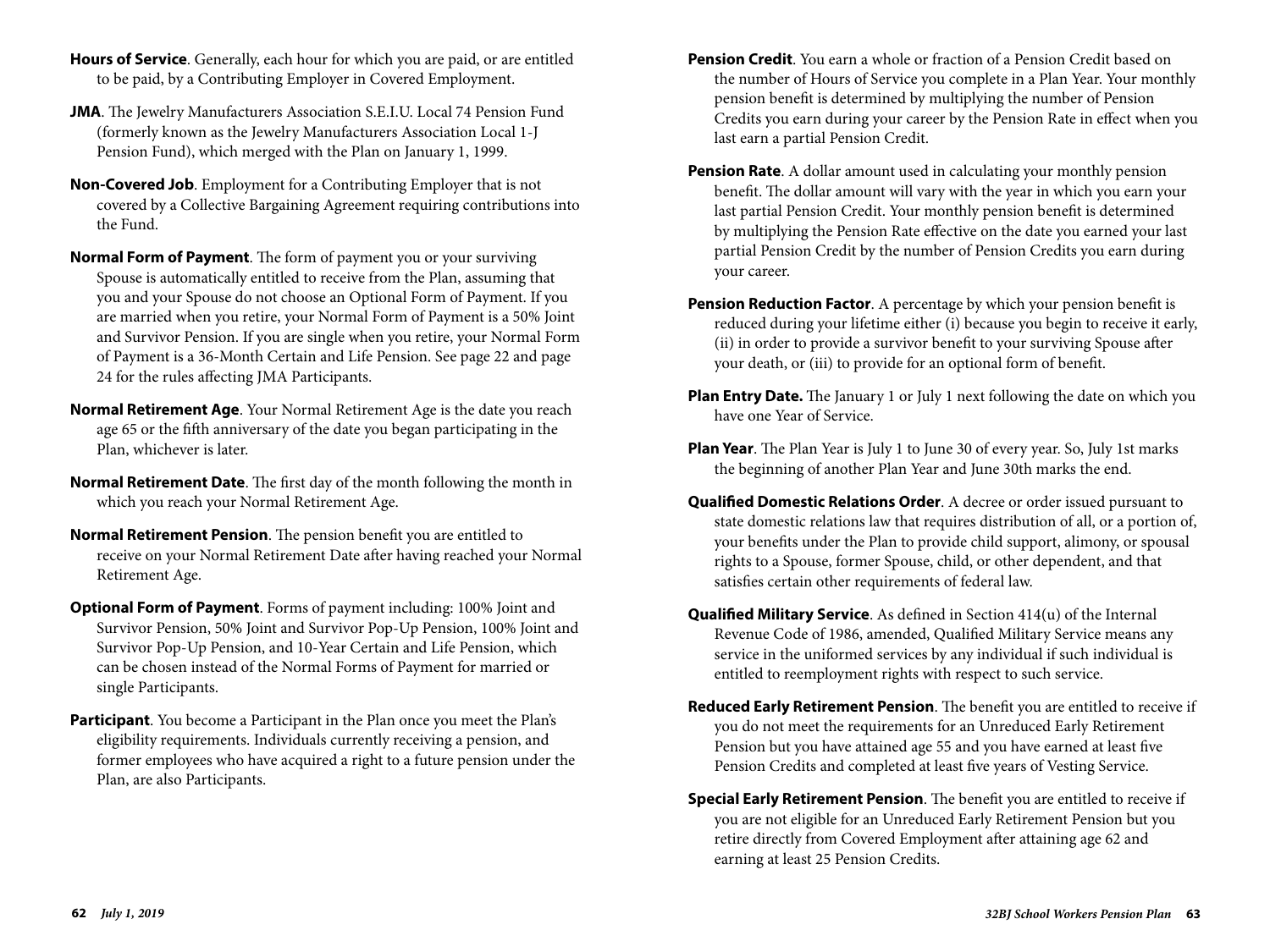**Hours of Service**. Generally, each hour for which you are paid, or are entitled to be paid, by a Contributing Employer in Covered Employment.

**JMA**. The Jewelry Manufacturers Association S.E.I.U. Local 74 Pension Fund (formerly known as the Jewelry Manufacturers Association Local 1-J Pension Fund), which merged with the Plan on January 1, 1999.

**Non-Covered Job**. Employment for a Contributing Employer that is not covered by a Collective Bargaining Agreement requiring contributions into the Fund.

**Normal Form of Payment**. The form of payment you or your surviving Spouse is automatically entitled to receive from the Plan, assuming that you and your Spouse do not choose an Optional Form of Payment. If you are married when you retire, your Normal Form of Payment is a 50% Joint and Survivor Pension. If you are single when you retire, your Normal Form of Payment is a 36-Month Certain and Life Pension. See page 22 and page 24 for the rules affecting JMA Participants.

**Normal Retirement Age**. Your Normal Retirement Age is the date you reach age 65 or the fifth anniversary of the date you began participating in the Plan, whichever is later.

**Normal Retirement Date**. The first day of the month following the month in which you reach your Normal Retirement Age.

**Normal Retirement Pension**. The pension benefit you are entitled to receive on your Normal Retirement Date after having reached your Normal Retirement Age.

**Optional Form of Payment**. Forms of payment including: 100% Joint and Survivor Pension, 50% Joint and Survivor Pop-Up Pension, 100% Joint and Survivor Pop-Up Pension, and 10-Year Certain and Life Pension, which can be chosen instead of the Normal Forms of Payment for married or single Participants.

**Participant**. You become a Participant in the Plan once you meet the Plan's eligibility requirements. Individuals currently receiving a pension, and former employees who have acquired a right to a future pension under the Plan, are also Participants.

**Pension Credit**. You earn a whole or fraction of a Pension Credit based on the number of Hours of Service you complete in a Plan Year. Your monthly pension benefit is determined by multiplying the number of Pension Credits you earn during your career by the Pension Rate in effect when you last earn a partial Pension Credit.

**Pension Rate**. A dollar amount used in calculating your monthly pension benefit. The dollar amount will vary with the year in which you earn your last partial Pension Credit. Your monthly pension benefit is determined by multiplying the Pension Rate effective on the date you earned your last partial Pension Credit by the number of Pension Credits you earn during your career.

**Pension Reduction Factor**. A percentage by which your pension benefit is reduced during your lifetime either (i) because you begin to receive it early, (ii) in order to provide a survivor benefit to your surviving Spouse after your death, or (iii) to provide for an optional form of benefit.

**Plan Entry Date.** The January 1 or July 1 next following the date on which you have one Year of Service.

**Plan Year**. The Plan Year is July 1 to June 30 of every year. So, July 1st marks the beginning of another Plan Year and June 30th marks the end.

**Qualified Domestic Relations Order**. A decree or order issued pursuant to state domestic relations law that requires distribution of all, or a portion of, your benefits under the Plan to provide child support, alimony, or spousal rights to a Spouse, former Spouse, child, or other dependent, and that satisfies certain other requirements of federal law.

**Qualified Military Service**. As defined in Section 414(u) of the Internal Revenue Code of 1986, amended, Qualified Military Service means any service in the uniformed services by any individual if such individual is entitled to reemployment rights with respect to such service.

**Reduced Early Retirement Pension**. The benefit you are entitled to receive if you do not meet the requirements for an Unreduced Early Retirement Pension but you have attained age 55 and you have earned at least five Pension Credits and completed at least five years of Vesting Service.

**Special Early Retirement Pension**. The benefit you are entitled to receive if you are not eligible for an Unreduced Early Retirement Pension but you retire directly from Covered Employment after attaining age 62 and earning at least 25 Pension Credits.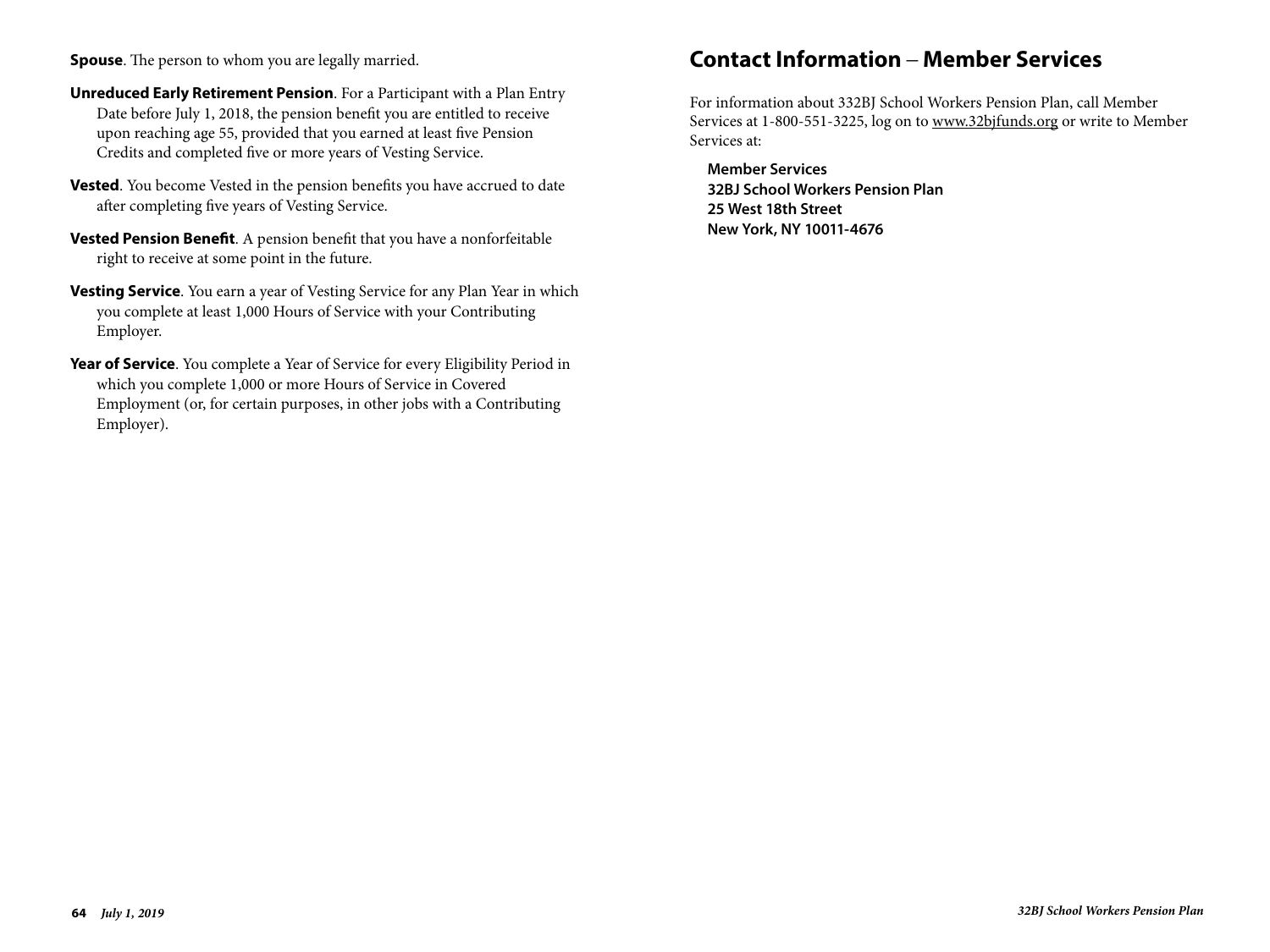**Spouse**. The person to whom you are legally married.

**Unreduced Early Retirement Pension**. For a Participant with a Plan Entry Date before July 1, 2018, the pension benefit you are entitled to receive upon reaching age 55, provided that you earned at least five Pension Credits and completed five or more years of Vesting Service.

**Vested**. You become Vested in the pension benefits you have accrued to date after completing five years of Vesting Service.

**Vested Pension Benefit**. A pension benefit that you have a nonforfeitable right to receive at some point in the future.

**Vesting Service**. You earn a year of Vesting Service for any Plan Year in which you complete at least 1,000 Hours of Service with your Contributing Employer.

**Year of Service**. You complete a Year of Service for every Eligibility Period in which you complete 1,000 or more Hours of Service in Covered Employment (or, for certain purposes, in other jobs with a Contributing Employer).

## Contact Information – Member Services

For information about 332BJ School Workers Pension Plan, call Member Services at 1-800-551-3225, log on to www.32bjfunds.org or write to Member Services at:

**Member Services**
**32BJ School Workers Pension Plan**
**25 West 18th Street**
**New York, NY 10011-4676**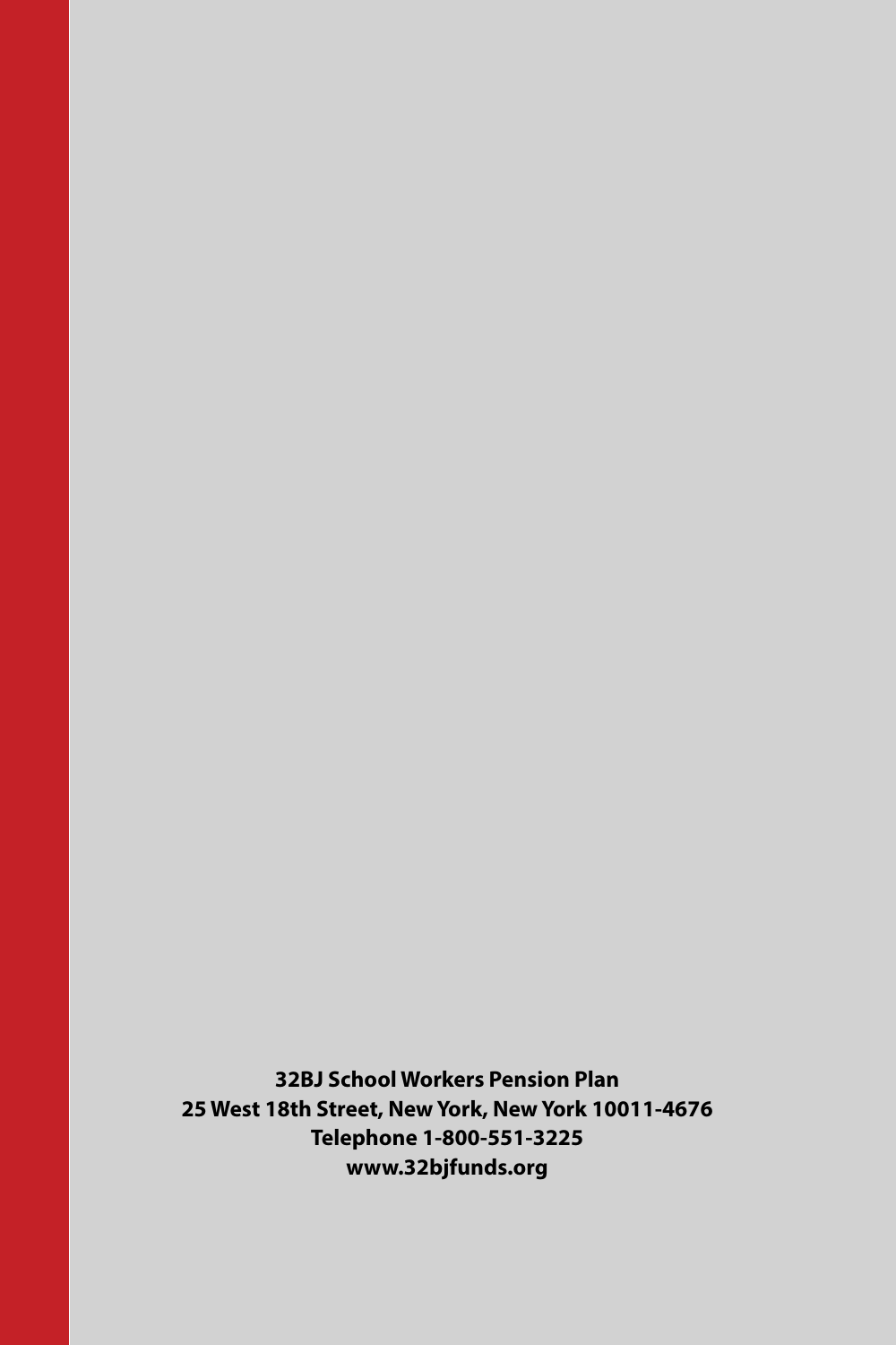**32BJ School Workers Pension Plan**
**25 West 18th Street, New York, New York 10011-4676**
**Telephone 1-800-551-3225**
**www.32bjfunds.org**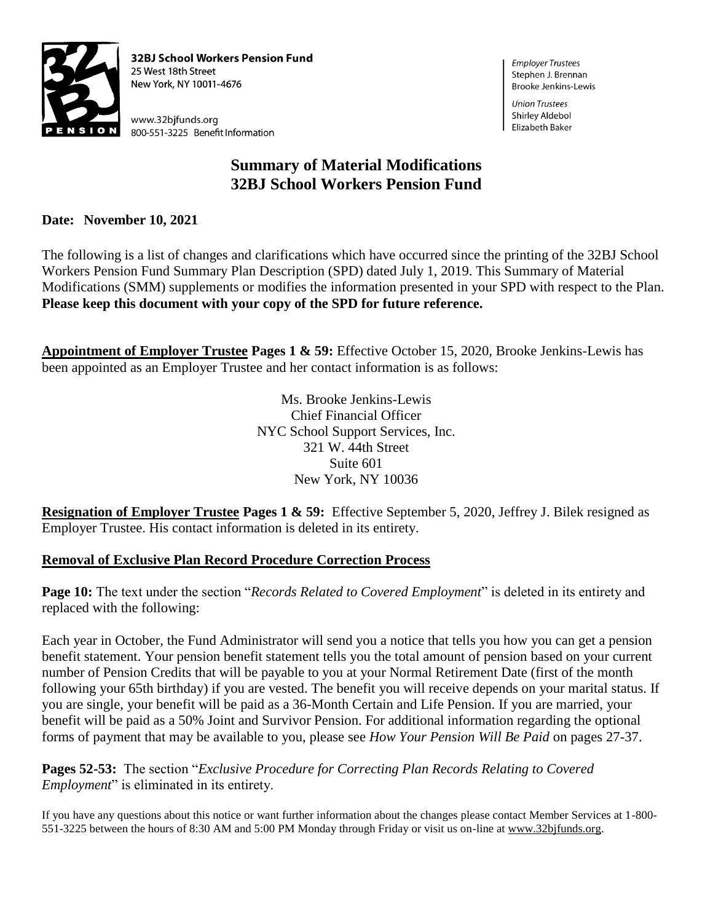**32BJ School Workers Pension Fund**
25 West 18th Street
New York, NY 10011-4676

www.32bjfunds.org
800-551-3225 Benefit Information

*Employer Trustees*
Stephen J. Brennan
Brooke Jenkins-Lewis

*Union Trustees*
Shirley Aldebol
Elizabeth Baker

# Summary of Material Modifications 32BJ School Workers Pension Fund

**Date: November 10, 2021**

The following is a list of changes and clarifications which have occurred since the printing of the 32BJ School Workers Pension Fund Summary Plan Description (SPD) dated July 1, 2019. This Summary of Material Modifications (SMM) supplements or modifies the information presented in your SPD with respect to the Plan. **Please keep this document with your copy of the SPD for future reference.**

**Appointment of Employer Trustee Pages 1 & 59:** Effective October 15, 2020, Brooke Jenkins-Lewis has been appointed as an Employer Trustee and her contact information is as follows:

Ms. Brooke Jenkins-Lewis
Chief Financial Officer
NYC School Support Services, Inc.
321 W. 44th Street
Suite 601
New York, NY 10036

**Resignation of Employer Trustee Pages 1 & 59:** Effective September 5, 2020, Jeffrey J. Bilek resigned as Employer Trustee. His contact information is deleted in its entirety.

## Removal of Exclusive Plan Record Procedure Correction Process

**Page 10:** The text under the section "*Records Related to Covered Employment*" is deleted in its entirety and replaced with the following:

Each year in October, the Fund Administrator will send you a notice that tells you how you can get a pension benefit statement. Your pension benefit statement tells you the total amount of pension based on your current number of Pension Credits that will be payable to you at your Normal Retirement Date (first of the month following your 65th birthday) if you are vested. The benefit you will receive depends on your marital status. If you are single, your benefit will be paid as a 36-Month Certain and Life Pension. If you are married, your benefit will be paid as a 50% Joint and Survivor Pension. For additional information regarding the optional forms of payment that may be available to you, please see *How Your Pension Will Be Paid* on pages 27-37.

**Pages 52-53:** The section "*Exclusive Procedure for Correcting Plan Records Relating to Covered Employment*" is eliminated in its entirety.

If you have any questions about this notice or want further information about the changes please contact Member Services at 1-800-551-3225 between the hours of 8:30 AM and 5:00 PM Monday through Friday or visit us on-line at www.32bjfunds.org.